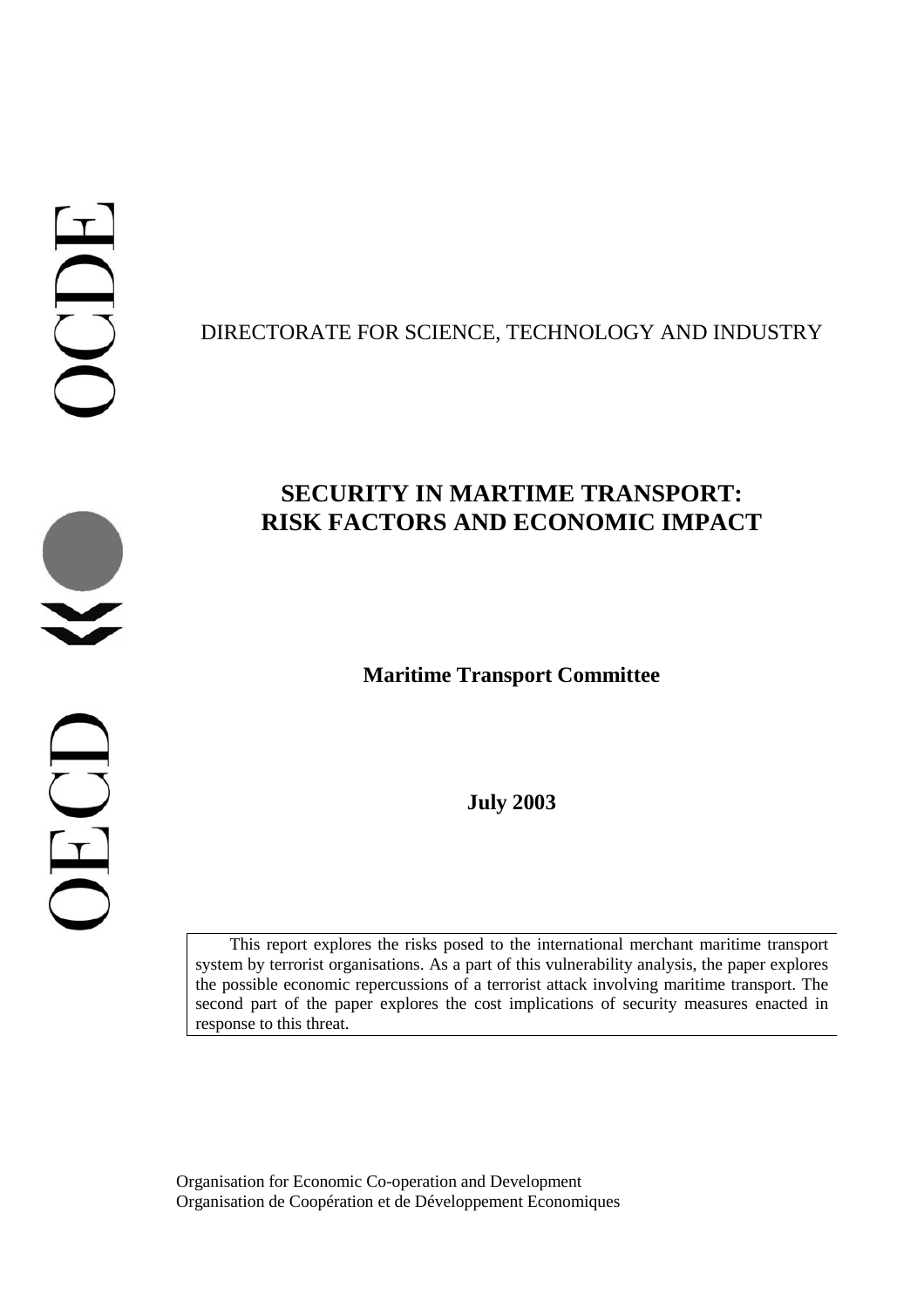DIRECTORATE FOR SCIENCE, TECHNOLOGY AND INDUSTRY

# SECURITY IN MARTIME TRANSPORT: RISK FACTORS AND ECONOMIC IMPACT

**Maritime Transport Committee**

**July 2003**

This report explores the risks posed to the international merchant maritime transport system by terrorist organisations. As a part of this vulnerability analysis, the paper explores the possible economic repercussions of a terrorist attack involving maritime transport. The second part of the paper explores the cost implications of security measures enacted in response to this threat.

Organisation for Economic Co-operation and Development
Organisation de Coopération et de Développement Economiques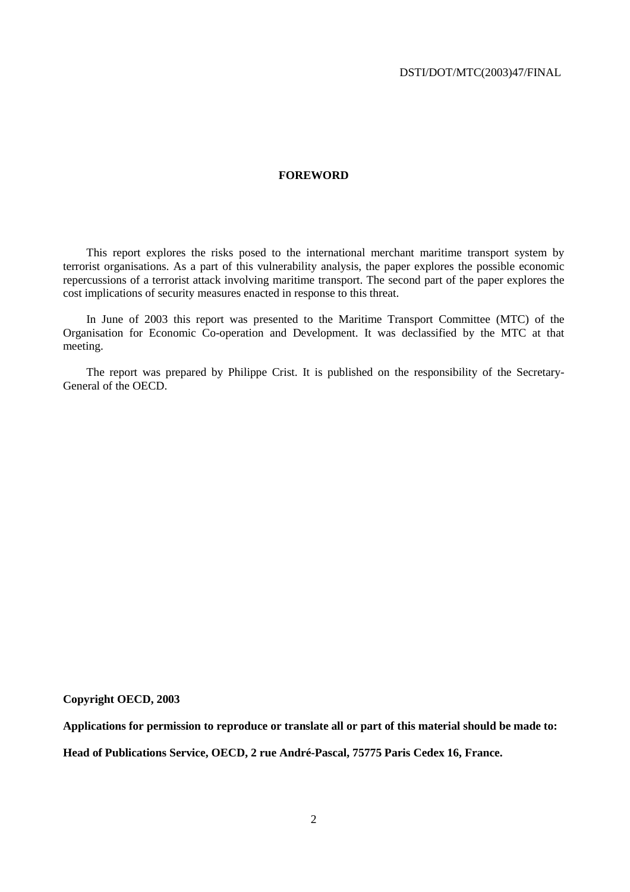# FOREWORD

This report explores the risks posed to the international merchant maritime transport system by terrorist organisations. As a part of this vulnerability analysis, the paper explores the possible economic repercussions of a terrorist attack involving maritime transport. The second part of the paper explores the cost implications of security measures enacted in response to this threat.

In June of 2003 this report was presented to the Maritime Transport Committee (MTC) of the Organisation for Economic Co-operation and Development. It was declassified by the MTC at that meeting.

The report was prepared by Philippe Crist. It is published on the responsibility of the Secretary-General of the OECD.

**Copyright OECD, 2003**

**Applications for permission to reproduce or translate all or part of this material should be made to:**

**Head of Publications Service, OECD, 2 rue André-Pascal, 75775 Paris Cedex 16, France.**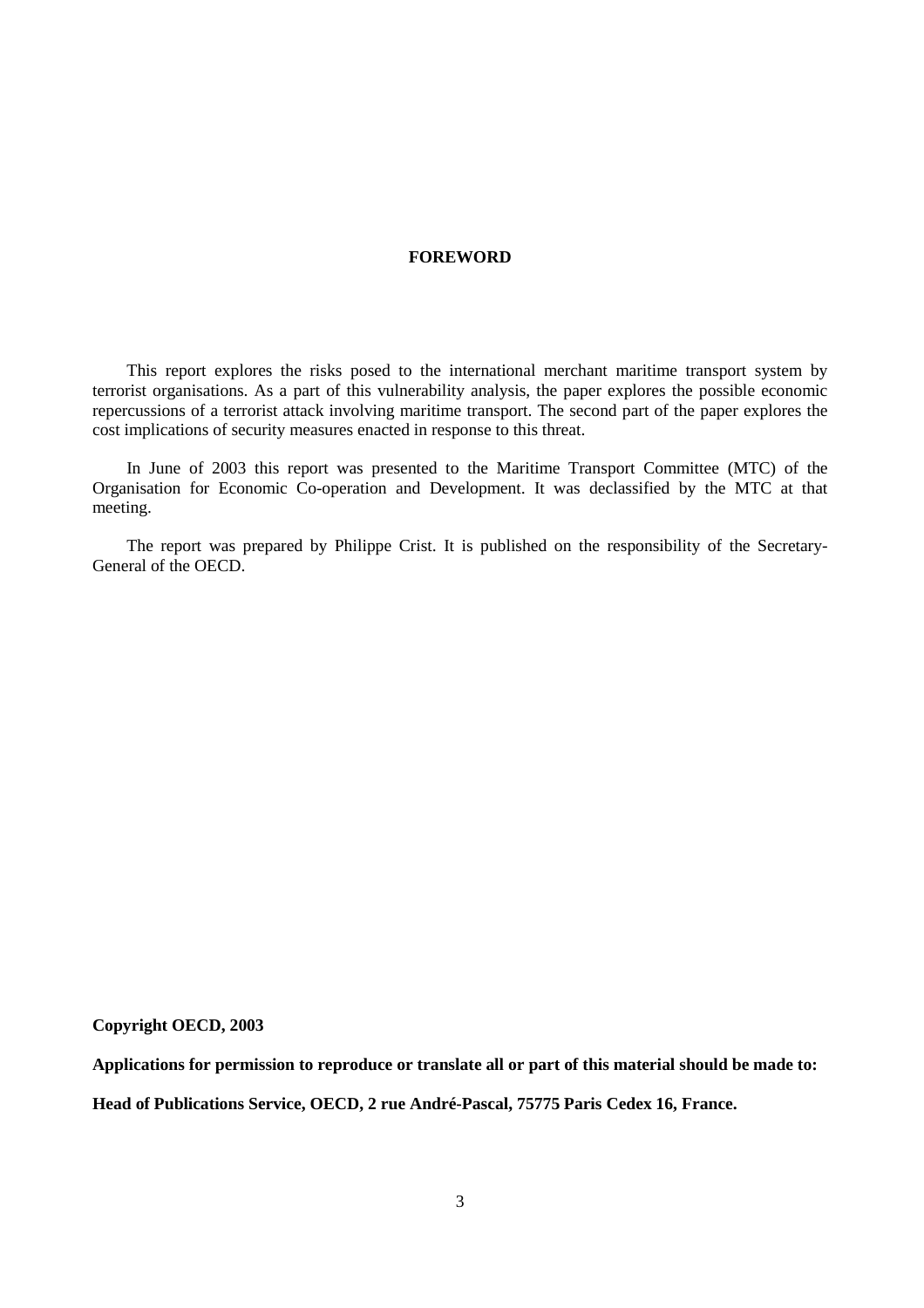# FOREWORD

This report explores the risks posed to the international merchant maritime transport system by terrorist organisations. As a part of this vulnerability analysis, the paper explores the possible economic repercussions of a terrorist attack involving maritime transport. The second part of the paper explores the cost implications of security measures enacted in response to this threat.

In June of 2003 this report was presented to the Maritime Transport Committee (MTC) of the Organisation for Economic Co-operation and Development. It was declassified by the MTC at that meeting.

The report was prepared by Philippe Crist. It is published on the responsibility of the Secretary-General of the OECD.

**Copyright OECD, 2003**

**Applications for permission to reproduce or translate all or part of this material should be made to:**

**Head of Publications Service, OECD, 2 rue André-Pascal, 75775 Paris Cedex 16, France.**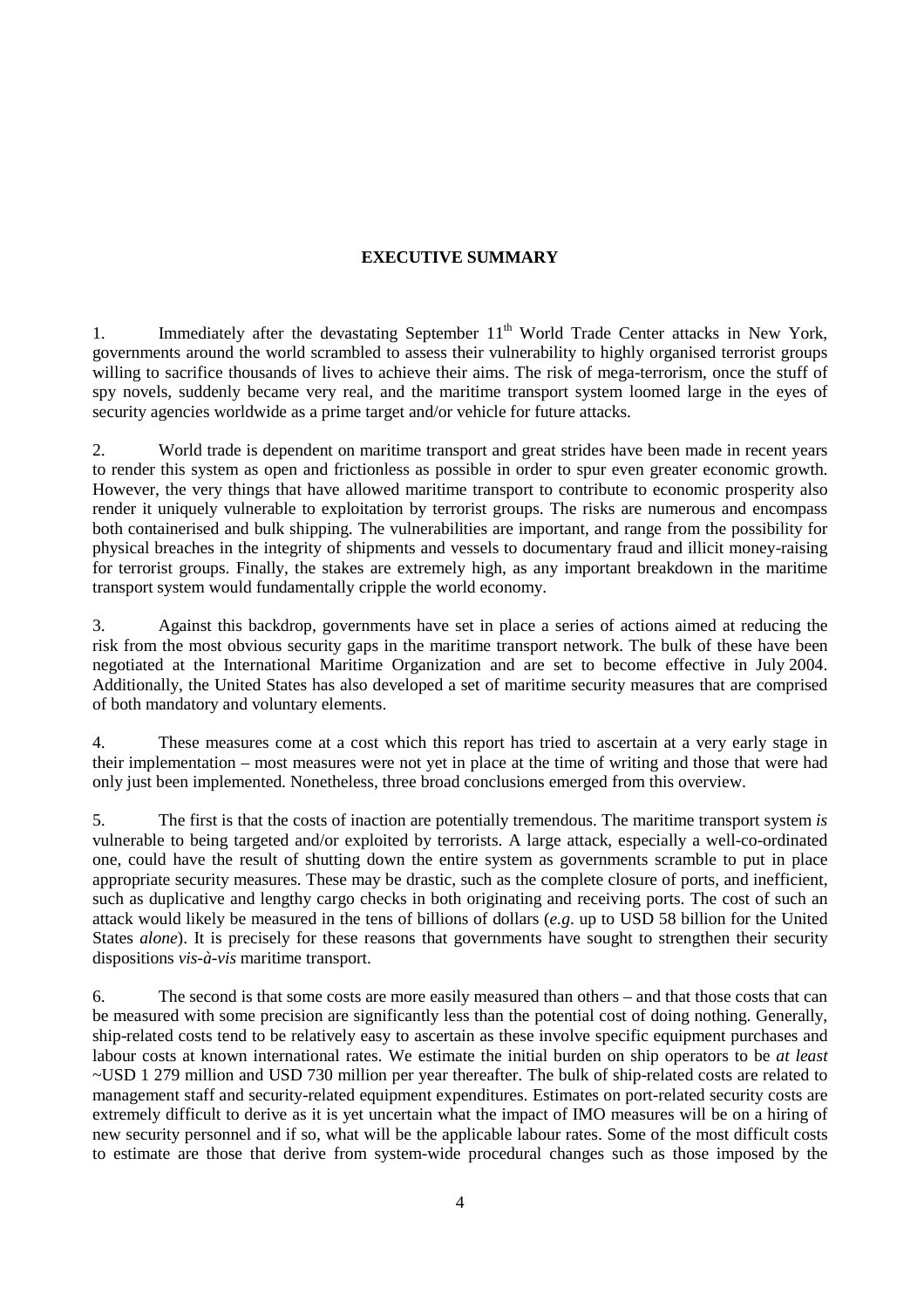**EXECUTIVE SUMMARY**

1. Immediately after the devastating September 11th World Trade Center attacks in New York, governments around the world scrambled to assess their vulnerability to highly organised terrorist groups willing to sacrifice thousands of lives to achieve their aims. The risk of mega-terrorism, once the stuff of spy novels, suddenly became very real, and the maritime transport system loomed large in the eyes of security agencies worldwide as a prime target and/or vehicle for future attacks.

2. World trade is dependent on maritime transport and great strides have been made in recent years to render this system as open and frictionless as possible in order to spur even greater economic growth. However, the very things that have allowed maritime transport to contribute to economic prosperity also render it uniquely vulnerable to exploitation by terrorist groups. The risks are numerous and encompass both containerised and bulk shipping. The vulnerabilities are important, and range from the possibility for physical breaches in the integrity of shipments and vessels to documentary fraud and illicit money-raising for terrorist groups. Finally, the stakes are extremely high, as any important breakdown in the maritime transport system would fundamentally cripple the world economy.

3. Against this backdrop, governments have set in place a series of actions aimed at reducing the risk from the most obvious security gaps in the maritime transport network. The bulk of these have been negotiated at the International Maritime Organization and are set to become effective in July 2004. Additionally, the United States has also developed a set of maritime security measures that are comprised of both mandatory and voluntary elements.

4. These measures come at a cost which this report has tried to ascertain at a very early stage in their implementation – most measures were not yet in place at the time of writing and those that were had only just been implemented. Nonetheless, three broad conclusions emerged from this overview.

5. The first is that the costs of inaction are potentially tremendous. The maritime transport system *is* vulnerable to being targeted and/or exploited by terrorists. A large attack, especially a well-co-ordinated one, could have the result of shutting down the entire system as governments scramble to put in place appropriate security measures. These may be drastic, such as the complete closure of ports, and inefficient, such as duplicative and lengthy cargo checks in both originating and receiving ports. The cost of such an attack would likely be measured in the tens of billions of dollars (*e.g*. up to USD 58 billion for the United States *alone*). It is precisely for these reasons that governments have sought to strengthen their security dispositions *vis-à-vis* maritime transport.

6. The second is that some costs are more easily measured than others – and that those costs that can be measured with some precision are significantly less than the potential cost of doing nothing. Generally, ship-related costs tend to be relatively easy to ascertain as these involve specific equipment purchases and labour costs at known international rates. We estimate the initial burden on ship operators to be *at least* ~USD 1 279 million and USD 730 million per year thereafter. The bulk of ship-related costs are related to management staff and security-related equipment expenditures. Estimates on port-related security costs are extremely difficult to derive as it is yet uncertain what the impact of IMO measures will be on a hiring of new security personnel and if so, what will be the applicable labour rates. Some of the most difficult costs to estimate are those that derive from system-wide procedural changes such as those imposed by the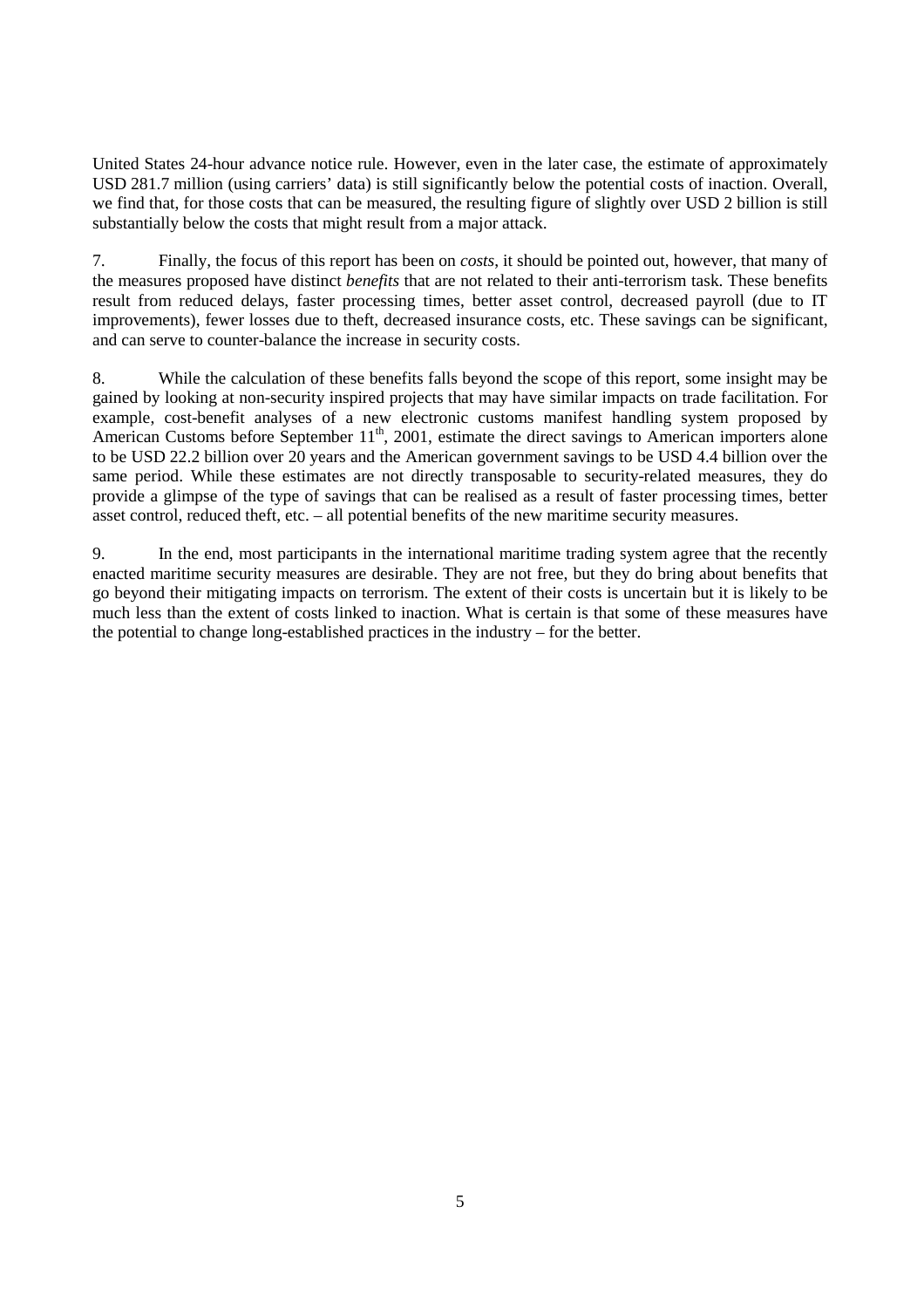United States 24-hour advance notice rule. However, even in the later case, the estimate of approximately USD 281.7 million (using carriers' data) is still significantly below the potential costs of inaction. Overall, we find that, for those costs that can be measured, the resulting figure of slightly over USD 2 billion is still substantially below the costs that might result from a major attack.

7. Finally, the focus of this report has been on *costs*, it should be pointed out, however, that many of the measures proposed have distinct *benefits* that are not related to their anti-terrorism task. These benefits result from reduced delays, faster processing times, better asset control, decreased payroll (due to IT improvements), fewer losses due to theft, decreased insurance costs, etc. These savings can be significant, and can serve to counter-balance the increase in security costs.

8. While the calculation of these benefits falls beyond the scope of this report, some insight may be gained by looking at non-security inspired projects that may have similar impacts on trade facilitation. For example, cost-benefit analyses of a new electronic customs manifest handling system proposed by American Customs before September 11th, 2001, estimate the direct savings to American importers alone to be USD 22.2 billion over 20 years and the American government savings to be USD 4.4 billion over the same period. While these estimates are not directly transposable to security-related measures, they do provide a glimpse of the type of savings that can be realised as a result of faster processing times, better asset control, reduced theft, etc. – all potential benefits of the new maritime security measures.

9. In the end, most participants in the international maritime trading system agree that the recently enacted maritime security measures are desirable. They are not free, but they do bring about benefits that go beyond their mitigating impacts on terrorism. The extent of their costs is uncertain but it is likely to be much less than the extent of costs linked to inaction. What is certain is that some of these measures have the potential to change long-established practices in the industry – for the better.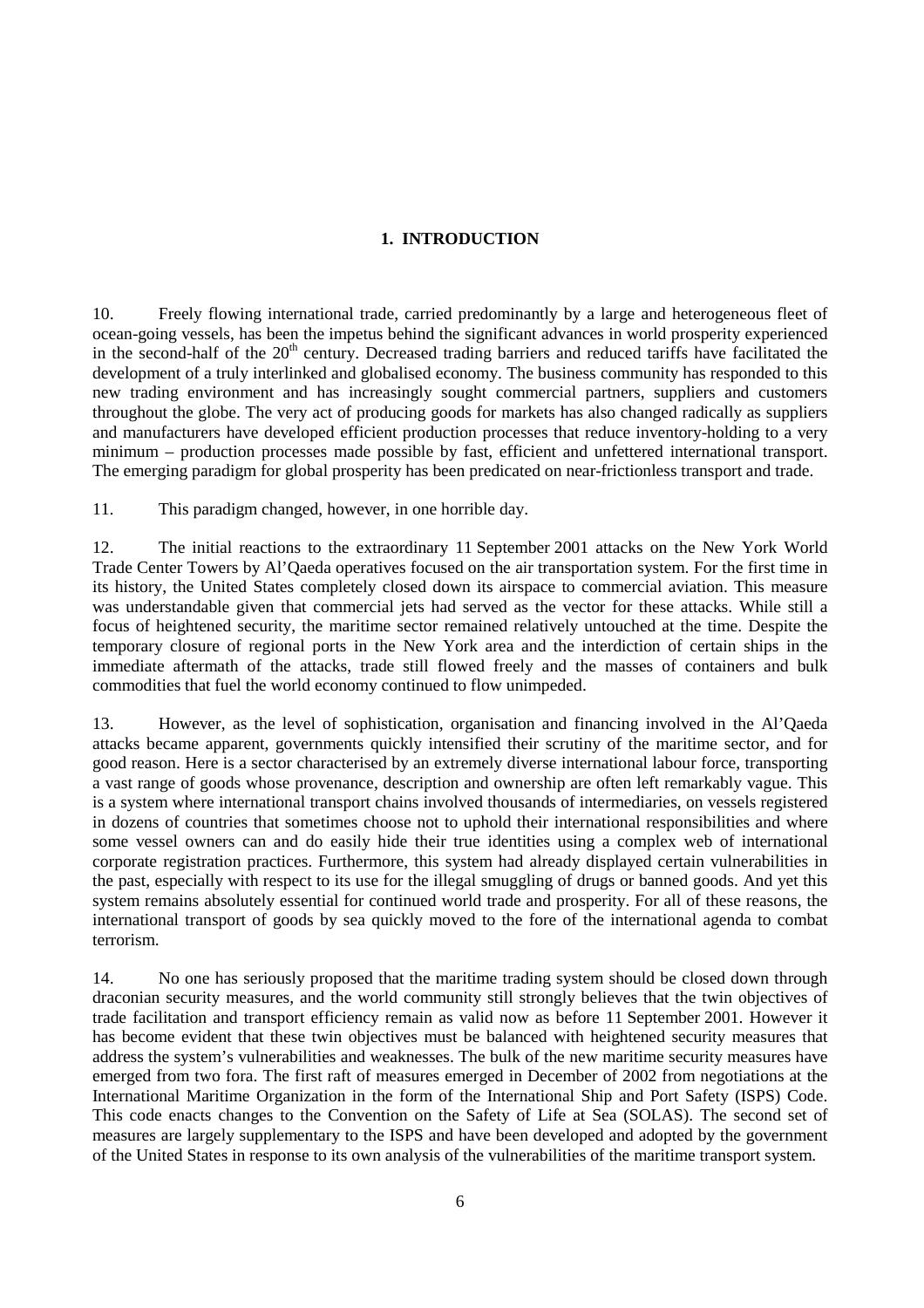# 1. INTRODUCTION

10. Freely flowing international trade, carried predominantly by a large and heterogeneous fleet of ocean-going vessels, has been the impetus behind the significant advances in world prosperity experienced in the second-half of the $20^{th}$ century. Decreased trading barriers and reduced tariffs have facilitated the development of a truly interlinked and globalised economy. The business community has responded to this new trading environment and has increasingly sought commercial partners, suppliers and customers throughout the globe. The very act of producing goods for markets has also changed radically as suppliers and manufacturers have developed efficient production processes that reduce inventory-holding to a very minimum – production processes made possible by fast, efficient and unfettered international transport. The emerging paradigm for global prosperity has been predicated on near-frictionless transport and trade.

11. This paradigm changed, however, in one horrible day.

12. The initial reactions to the extraordinary 11 September 2001 attacks on the New York World Trade Center Towers by Al'Qaeda operatives focused on the air transportation system. For the first time in its history, the United States completely closed down its airspace to commercial aviation. This measure was understandable given that commercial jets had served as the vector for these attacks. While still a focus of heightened security, the maritime sector remained relatively untouched at the time. Despite the temporary closure of regional ports in the New York area and the interdiction of certain ships in the immediate aftermath of the attacks, trade still flowed freely and the masses of containers and bulk commodities that fuel the world economy continued to flow unimpeded.

13. However, as the level of sophistication, organisation and financing involved in the Al'Qaeda attacks became apparent, governments quickly intensified their scrutiny of the maritime sector, and for good reason. Here is a sector characterised by an extremely diverse international labour force, transporting a vast range of goods whose provenance, description and ownership are often left remarkably vague. This is a system where international transport chains involved thousands of intermediaries, on vessels registered in dozens of countries that sometimes choose not to uphold their international responsibilities and where some vessel owners can and do easily hide their true identities using a complex web of international corporate registration practices. Furthermore, this system had already displayed certain vulnerabilities in the past, especially with respect to its use for the illegal smuggling of drugs or banned goods. And yet this system remains absolutely essential for continued world trade and prosperity. For all of these reasons, the international transport of goods by sea quickly moved to the fore of the international agenda to combat terrorism.

14. No one has seriously proposed that the maritime trading system should be closed down through draconian security measures, and the world community still strongly believes that the twin objectives of trade facilitation and transport efficiency remain as valid now as before 11 September 2001. However it has become evident that these twin objectives must be balanced with heightened security measures that address the system's vulnerabilities and weaknesses. The bulk of the new maritime security measures have emerged from two fora. The first raft of measures emerged in December of 2002 from negotiations at the International Maritime Organization in the form of the International Ship and Port Safety (ISPS) Code. This code enacts changes to the Convention on the Safety of Life at Sea (SOLAS). The second set of measures are largely supplementary to the ISPS and have been developed and adopted by the government of the United States in response to its own analysis of the vulnerabilities of the maritime transport system.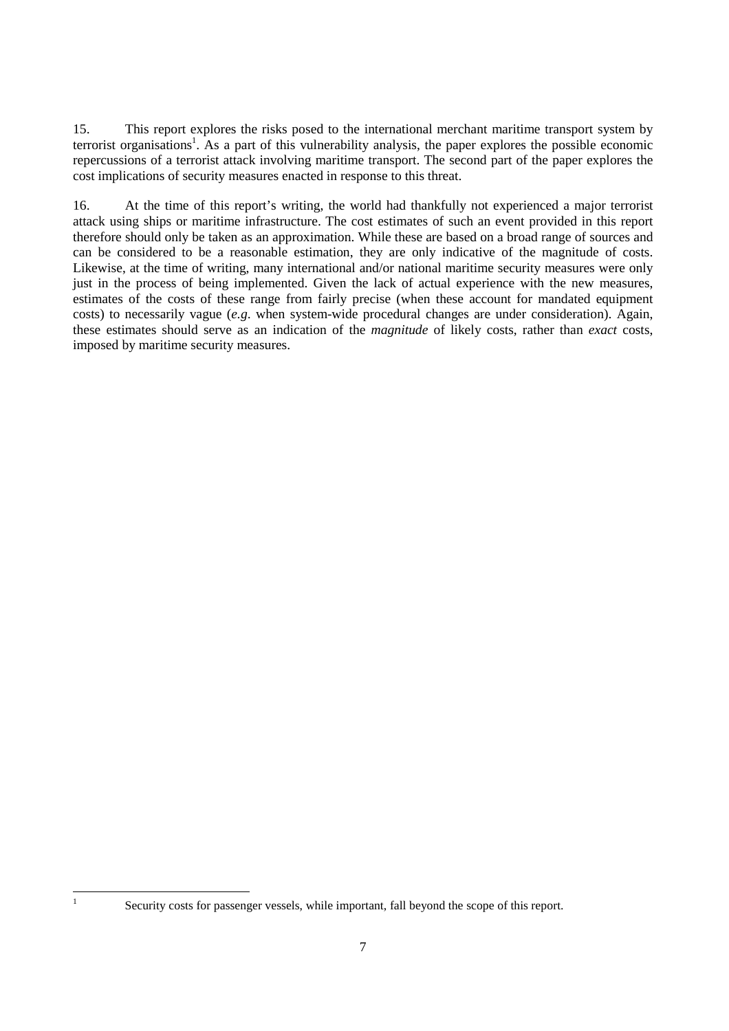15. This report explores the risks posed to the international merchant maritime transport system by terrorist organisations[1]. As a part of this vulnerability analysis, the paper explores the possible economic repercussions of a terrorist attack involving maritime transport. The second part of the paper explores the cost implications of security measures enacted in response to this threat.

16. At the time of this report's writing, the world had thankfully not experienced a major terrorist attack using ships or maritime infrastructure. The cost estimates of such an event provided in this report therefore should only be taken as an approximation. While these are based on a broad range of sources and can be considered to be a reasonable estimation, they are only indicative of the magnitude of costs. Likewise, at the time of writing, many international and/or national maritime security measures were only just in the process of being implemented. Given the lack of actual experience with the new measures, estimates of the costs of these range from fairly precise (when these account for mandated equipment costs) to necessarily vague (*e.g*. when system-wide procedural changes are under consideration). Again, these estimates should serve as an indication of the *magnitude* of likely costs, rather than *exact* costs, imposed by maritime security measures.

[1] Security costs for passenger vessels, while important, fall beyond the scope of this report.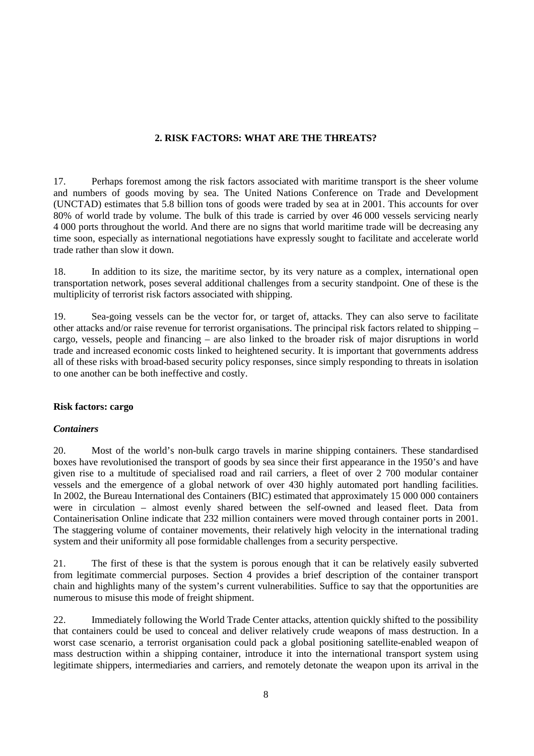## 2. RISK FACTORS: WHAT ARE THE THREATS?

17. Perhaps foremost among the risk factors associated with maritime transport is the sheer volume and numbers of goods moving by sea. The United Nations Conference on Trade and Development (UNCTAD) estimates that 5.8 billion tons of goods were traded by sea at in 2001. This accounts for over 80% of world trade by volume. The bulk of this trade is carried by over 46 000 vessels servicing nearly 4 000 ports throughout the world. And there are no signs that world maritime trade will be decreasing any time soon, especially as international negotiations have expressly sought to facilitate and accelerate world trade rather than slow it down.

18. In addition to its size, the maritime sector, by its very nature as a complex, international open transportation network, poses several additional challenges from a security standpoint. One of these is the multiplicity of terrorist risk factors associated with shipping.

19. Sea-going vessels can be the vector for, or target of, attacks. They can also serve to facilitate other attacks and/or raise revenue for terrorist organisations. The principal risk factors related to shipping – cargo, vessels, people and financing – are also linked to the broader risk of major disruptions in world trade and increased economic costs linked to heightened security. It is important that governments address all of these risks with broad-based security policy responses, since simply responding to threats in isolation to one another can be both ineffective and costly.

### Risk factors: cargo

#### *Containers*

20. Most of the world's non-bulk cargo travels in marine shipping containers. These standardised boxes have revolutionised the transport of goods by sea since their first appearance in the 1950's and have given rise to a multitude of specialised road and rail carriers, a fleet of over 2 700 modular container vessels and the emergence of a global network of over 430 highly automated port handling facilities. In 2002, the Bureau International des Containers (BIC) estimated that approximately 15 000 000 containers were in circulation – almost evenly shared between the self-owned and leased fleet. Data from Containerisation Online indicate that 232 million containers were moved through container ports in 2001. The staggering volume of container movements, their relatively high velocity in the international trading system and their uniformity all pose formidable challenges from a security perspective.

21. The first of these is that the system is porous enough that it can be relatively easily subverted from legitimate commercial purposes. Section 4 provides a brief description of the container transport chain and highlights many of the system's current vulnerabilities. Suffice to say that the opportunities are numerous to misuse this mode of freight shipment.

22. Immediately following the World Trade Center attacks, attention quickly shifted to the possibility that containers could be used to conceal and deliver relatively crude weapons of mass destruction. In a worst case scenario, a terrorist organisation could pack a global positioning satellite-enabled weapon of mass destruction within a shipping container, introduce it into the international transport system using legitimate shippers, intermediaries and carriers, and remotely detonate the weapon upon its arrival in the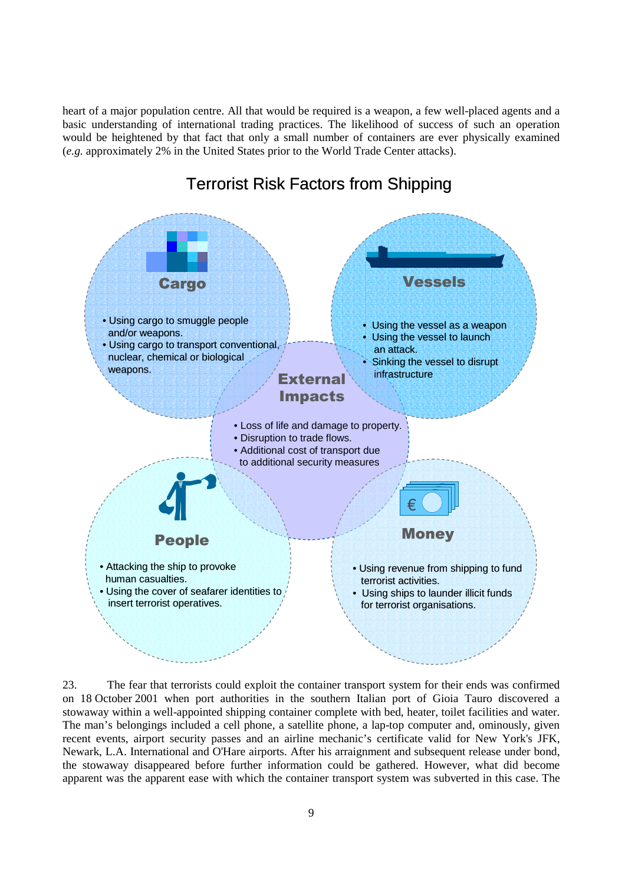heart of a major population centre. All that would be required is a weapon, a few well-placed agents and a basic understanding of international trading practices. The likelihood of success of such an operation would be heightened by that fact that only a small number of containers are ever physically examined (*e.g.* approximately 2% in the United States prior to the World Trade Center attacks).

## Terrorist Risk Factors from Shipping

**Cargo**

- Using cargo to smuggle people and/or weapons.
- Using cargo to transport conventional, nuclear, chemical or biological weapons.

**Vessels**

- Using the vessel as a weapon
- Using the vessel to launch an attack.
- Sinking the vessel to disrupt infrastructure

**External Impacts**

- Loss of life and damage to property.
- Disruption to trade flows.
- Additional cost of transport due to additional security measures

**People**

- Attacking the ship to provoke human casualties.
- Using the cover of seafarer identities to insert terrorist operatives.

**Money**

- Using revenue from shipping to fund terrorist activities.
- Using ships to launder illicit funds for terrorist organisations.

23. The fear that terrorists could exploit the container transport system for their ends was confirmed on 18 October 2001 when port authorities in the southern Italian port of Gioia Tauro discovered a stowaway within a well-appointed shipping container complete with bed, heater, toilet facilities and water. The man's belongings included a cell phone, a satellite phone, a lap-top computer and, ominously, given recent events, airport security passes and an airline mechanic's certificate valid for New York's JFK, Newark, L.A. International and O'Hare airports. After his arraignment and subsequent release under bond, the stowaway disappeared before further information could be gathered. However, what did become apparent was the apparent ease with which the container transport system was subverted in this case. The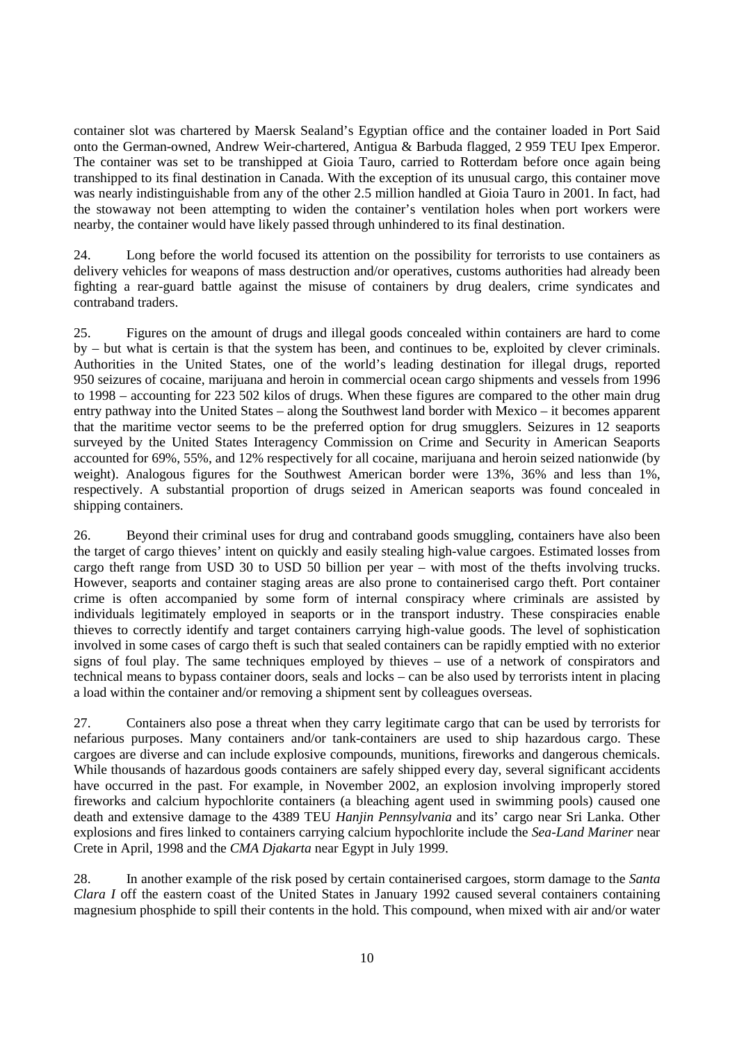container slot was chartered by Maersk Sealand's Egyptian office and the container loaded in Port Said onto the German-owned, Andrew Weir-chartered, Antigua & Barbuda flagged, 2 959 TEU Ipex Emperor. The container was set to be transhipped at Gioia Tauro, carried to Rotterdam before once again being transhipped to its final destination in Canada. With the exception of its unusual cargo, this container move was nearly indistinguishable from any of the other 2.5 million handled at Gioia Tauro in 2001. In fact, had the stowaway not been attempting to widen the container's ventilation holes when port workers were nearby, the container would have likely passed through unhindered to its final destination.

24. Long before the world focused its attention on the possibility for terrorists to use containers as delivery vehicles for weapons of mass destruction and/or operatives, customs authorities had already been fighting a rear-guard battle against the misuse of containers by drug dealers, crime syndicates and contraband traders.

25. Figures on the amount of drugs and illegal goods concealed within containers are hard to come by – but what is certain is that the system has been, and continues to be, exploited by clever criminals. Authorities in the United States, one of the world's leading destination for illegal drugs, reported 950 seizures of cocaine, marijuana and heroin in commercial ocean cargo shipments and vessels from 1996 to 1998 – accounting for 223 502 kilos of drugs. When these figures are compared to the other main drug entry pathway into the United States – along the Southwest land border with Mexico – it becomes apparent that the maritime vector seems to be the preferred option for drug smugglers. Seizures in 12 seaports surveyed by the United States Interagency Commission on Crime and Security in American Seaports accounted for 69%, 55%, and 12% respectively for all cocaine, marijuana and heroin seized nationwide (by weight). Analogous figures for the Southwest American border were 13%, 36% and less than 1%, respectively. A substantial proportion of drugs seized in American seaports was found concealed in shipping containers.

26. Beyond their criminal uses for drug and contraband goods smuggling, containers have also been the target of cargo thieves' intent on quickly and easily stealing high-value cargoes. Estimated losses from cargo theft range from USD 30 to USD 50 billion per year – with most of the thefts involving trucks. However, seaports and container staging areas are also prone to containerised cargo theft. Port container crime is often accompanied by some form of internal conspiracy where criminals are assisted by individuals legitimately employed in seaports or in the transport industry. These conspiracies enable thieves to correctly identify and target containers carrying high-value goods. The level of sophistication involved in some cases of cargo theft is such that sealed containers can be rapidly emptied with no exterior signs of foul play. The same techniques employed by thieves – use of a network of conspirators and technical means to bypass container doors, seals and locks – can be also used by terrorists intent in placing a load within the container and/or removing a shipment sent by colleagues overseas.

27. Containers also pose a threat when they carry legitimate cargo that can be used by terrorists for nefarious purposes. Many containers and/or tank-containers are used to ship hazardous cargo. These cargoes are diverse and can include explosive compounds, munitions, fireworks and dangerous chemicals. While thousands of hazardous goods containers are safely shipped every day, several significant accidents have occurred in the past. For example, in November 2002, an explosion involving improperly stored fireworks and calcium hypochlorite containers (a bleaching agent used in swimming pools) caused one death and extensive damage to the 4389 TEU *Hanjin Pennsylvania* and its' cargo near Sri Lanka. Other explosions and fires linked to containers carrying calcium hypochlorite include the *Sea-Land Mariner* near Crete in April, 1998 and the *CMA Djakarta* near Egypt in July 1999.

28. In another example of the risk posed by certain containerised cargoes, storm damage to the *Santa Clara I* off the eastern coast of the United States in January 1992 caused several containers containing magnesium phosphide to spill their contents in the hold. This compound, when mixed with air and/or water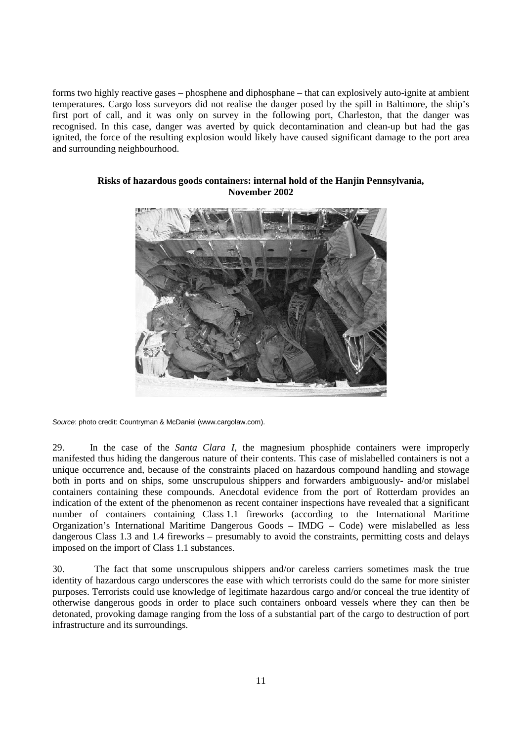forms two highly reactive gases – phosphene and diphosphane – that can explosively auto-ignite at ambient temperatures. Cargo loss surveyors did not realise the danger posed by the spill in Baltimore, the ship's first port of call, and it was only on survey in the following port, Charleston, that the danger was recognised. In this case, danger was averted by quick decontamination and clean-up but had the gas ignited, the force of the resulting explosion would likely have caused significant damage to the port area and surrounding neighbourhood.

**Risks of hazardous goods containers: internal hold of the Hanjin Pennsylvania, November 2002**

*Source*: photo credit: Countryman & McDaniel (www.cargolaw.com).

29. In the case of the *Santa Clara I*, the magnesium phosphide containers were improperly manifested thus hiding the dangerous nature of their contents. This case of mislabelled containers is not a unique occurrence and, because of the constraints placed on hazardous compound handling and stowage both in ports and on ships, some unscrupulous shippers and forwarders ambiguously- and/or mislabel containers containing these compounds. Anecdotal evidence from the port of Rotterdam provides an indication of the extent of the phenomenon as recent container inspections have revealed that a significant number of containers containing Class 1.1 fireworks (according to the International Maritime Organization's International Maritime Dangerous Goods – IMDG – Code) were mislabelled as less dangerous Class 1.3 and 1.4 fireworks – presumably to avoid the constraints, permitting costs and delays imposed on the import of Class 1.1 substances.

30. The fact that some unscrupulous shippers and/or careless carriers sometimes mask the true identity of hazardous cargo underscores the ease with which terrorists could do the same for more sinister purposes. Terrorists could use knowledge of legitimate hazardous cargo and/or conceal the true identity of otherwise dangerous goods in order to place such containers onboard vessels where they can then be detonated, provoking damage ranging from the loss of a substantial part of the cargo to destruction of port infrastructure and its surroundings.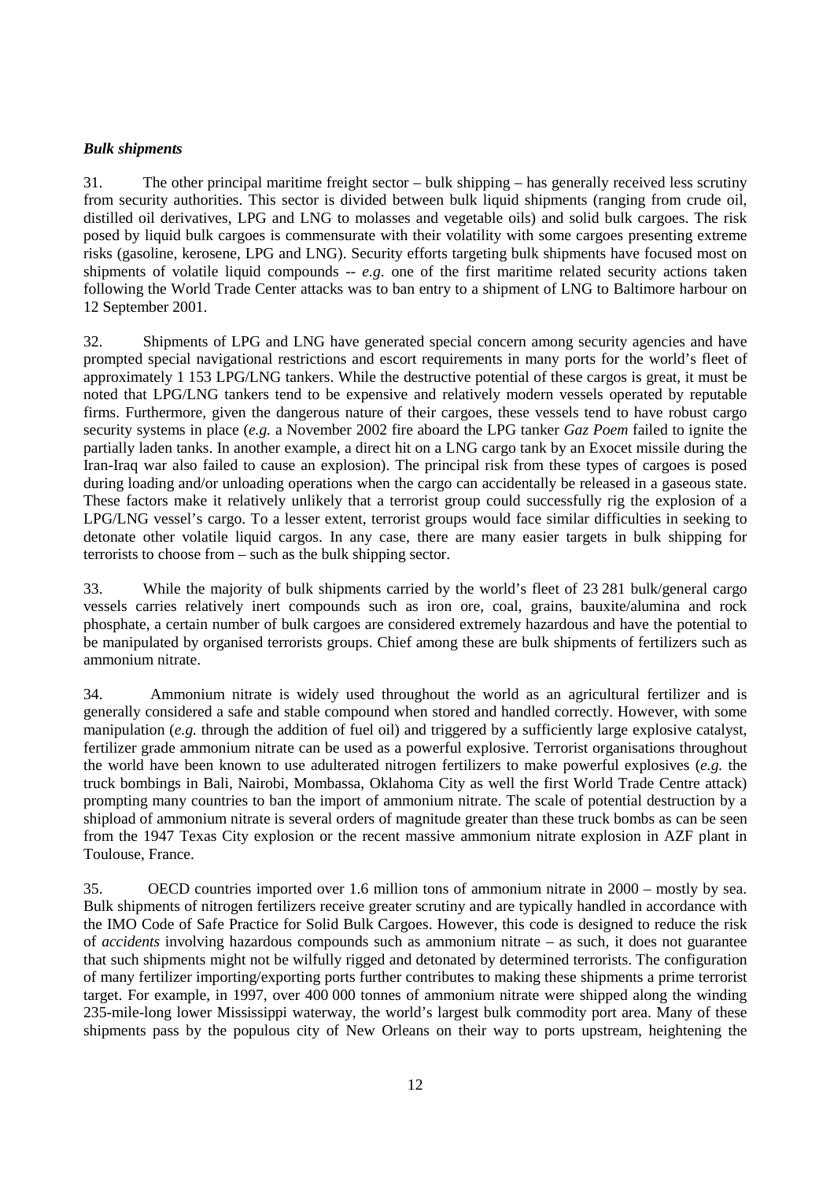### *Bulk shipments*

31. The other principal maritime freight sector – bulk shipping – has generally received less scrutiny from security authorities. This sector is divided between bulk liquid shipments (ranging from crude oil, distilled oil derivatives, LPG and LNG to molasses and vegetable oils) and solid bulk cargoes. The risk posed by liquid bulk cargoes is commensurate with their volatility with some cargoes presenting extreme risks (gasoline, kerosene, LPG and LNG). Security efforts targeting bulk shipments have focused most on shipments of volatile liquid compounds -- *e.g.* one of the first maritime related security actions taken following the World Trade Center attacks was to ban entry to a shipment of LNG to Baltimore harbour on 12 September 2001.

32. Shipments of LPG and LNG have generated special concern among security agencies and have prompted special navigational restrictions and escort requirements in many ports for the world's fleet of approximately 1 153 LPG/LNG tankers. While the destructive potential of these cargos is great, it must be noted that LPG/LNG tankers tend to be expensive and relatively modern vessels operated by reputable firms. Furthermore, given the dangerous nature of their cargoes, these vessels tend to have robust cargo security systems in place (*e.g.* a November 2002 fire aboard the LPG tanker *Gaz Poem* failed to ignite the partially laden tanks. In another example, a direct hit on a LNG cargo tank by an Exocet missile during the Iran-Iraq war also failed to cause an explosion). The principal risk from these types of cargoes is posed during loading and/or unloading operations when the cargo can accidentally be released in a gaseous state. These factors make it relatively unlikely that a terrorist group could successfully rig the explosion of a LPG/LNG vessel's cargo. To a lesser extent, terrorist groups would face similar difficulties in seeking to detonate other volatile liquid cargos. In any case, there are many easier targets in bulk shipping for terrorists to choose from – such as the bulk shipping sector.

33. While the majority of bulk shipments carried by the world's fleet of 23 281 bulk/general cargo vessels carries relatively inert compounds such as iron ore, coal, grains, bauxite/alumina and rock phosphate, a certain number of bulk cargoes are considered extremely hazardous and have the potential to be manipulated by organised terrorists groups. Chief among these are bulk shipments of fertilizers such as ammonium nitrate.

34. Ammonium nitrate is widely used throughout the world as an agricultural fertilizer and is generally considered a safe and stable compound when stored and handled correctly. However, with some manipulation (*e.g.* through the addition of fuel oil) and triggered by a sufficiently large explosive catalyst, fertilizer grade ammonium nitrate can be used as a powerful explosive. Terrorist organisations throughout the world have been known to use adulterated nitrogen fertilizers to make powerful explosives (*e.g.* the truck bombings in Bali, Nairobi, Mombassa, Oklahoma City as well the first World Trade Centre attack) prompting many countries to ban the import of ammonium nitrate. The scale of potential destruction by a shipload of ammonium nitrate is several orders of magnitude greater than these truck bombs as can be seen from the 1947 Texas City explosion or the recent massive ammonium nitrate explosion in AZF plant in Toulouse, France.

35. OECD countries imported over 1.6 million tons of ammonium nitrate in 2000 – mostly by sea. Bulk shipments of nitrogen fertilizers receive greater scrutiny and are typically handled in accordance with the IMO Code of Safe Practice for Solid Bulk Cargoes. However, this code is designed to reduce the risk of *accidents* involving hazardous compounds such as ammonium nitrate – as such, it does not guarantee that such shipments might not be wilfully rigged and detonated by determined terrorists. The configuration of many fertilizer importing/exporting ports further contributes to making these shipments a prime terrorist target. For example, in 1997, over 400 000 tonnes of ammonium nitrate were shipped along the winding 235-mile-long lower Mississippi waterway, the world's largest bulk commodity port area. Many of these shipments pass by the populous city of New Orleans on their way to ports upstream, heightening the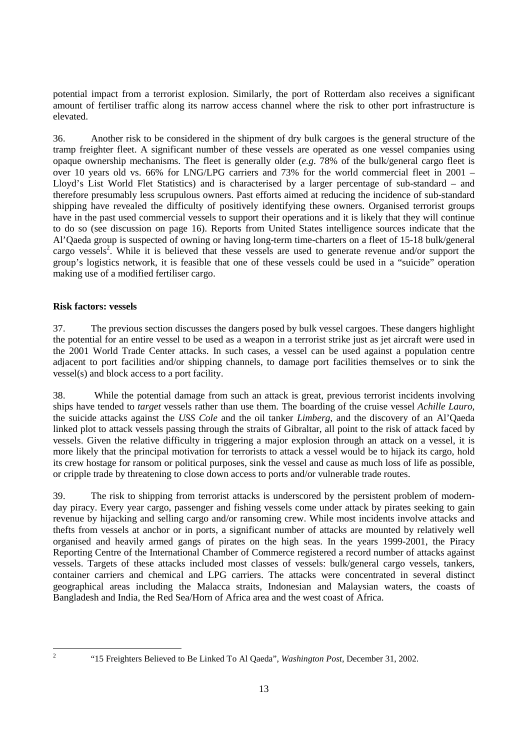potential impact from a terrorist explosion. Similarly, the port of Rotterdam also receives a significant amount of fertiliser traffic along its narrow access channel where the risk to other port infrastructure is elevated.

36. Another risk to be considered in the shipment of dry bulk cargoes is the general structure of the tramp freighter fleet. A significant number of these vessels are operated as one vessel companies using opaque ownership mechanisms. The fleet is generally older (*e.g*. 78% of the bulk/general cargo fleet is over 10 years old vs. 66% for LNG/LPG carriers and 73% for the world commercial fleet in 2001 – Lloyd's List World Flet Statistics) and is characterised by a larger percentage of sub-standard – and therefore presumably less scrupulous owners. Past efforts aimed at reducing the incidence of sub-standard shipping have revealed the difficulty of positively identifying these owners. Organised terrorist groups have in the past used commercial vessels to support their operations and it is likely that they will continue to do so (see discussion on page 16). Reports from United States intelligence sources indicate that the Al'Qaeda group is suspected of owning or having long-term time-charters on a fleet of 15-18 bulk/general cargo vessels[2]. While it is believed that these vessels are used to generate revenue and/or support the group's logistics network, it is feasible that one of these vessels could be used in a "suicide" operation making use of a modified fertiliser cargo.

**Risk factors: vessels**

37. The previous section discusses the dangers posed by bulk vessel cargoes. These dangers highlight the potential for an entire vessel to be used as a weapon in a terrorist strike just as jet aircraft were used in the 2001 World Trade Center attacks. In such cases, a vessel can be used against a population centre adjacent to port facilities and/or shipping channels, to damage port facilities themselves or to sink the vessel(s) and block access to a port facility.

38. While the potential damage from such an attack is great, previous terrorist incidents involving ships have tended to *target* vessels rather than use them. The boarding of the cruise vessel *Achille Lauro*, the suicide attacks against the *USS Cole* and the oil tanker *Limberg*, and the discovery of an Al'Qaeda linked plot to attack vessels passing through the straits of Gibraltar, all point to the risk of attack faced by vessels. Given the relative difficulty in triggering a major explosion through an attack on a vessel, it is more likely that the principal motivation for terrorists to attack a vessel would be to hijack its cargo, hold its crew hostage for ransom or political purposes, sink the vessel and cause as much loss of life as possible, or cripple trade by threatening to close down access to ports and/or vulnerable trade routes.

39. The risk to shipping from terrorist attacks is underscored by the persistent problem of modern-day piracy. Every year cargo, passenger and fishing vessels come under attack by pirates seeking to gain revenue by hijacking and selling cargo and/or ransoming crew. While most incidents involve attacks and thefts from vessels at anchor or in ports, a significant number of attacks are mounted by relatively well organised and heavily armed gangs of pirates on the high seas. In the years 1999-2001, the Piracy Reporting Centre of the International Chamber of Commerce registered a record number of attacks against vessels. Targets of these attacks included most classes of vessels: bulk/general cargo vessels, tankers, container carriers and chemical and LPG carriers. The attacks were concentrated in several distinct geographical areas including the Malacca straits, Indonesian and Malaysian waters, the coasts of Bangladesh and India, the Red Sea/Horn of Africa area and the west coast of Africa.

---

[2] "15 Freighters Believed to Be Linked To Al Qaeda", *Washington Post*, December 31, 2002.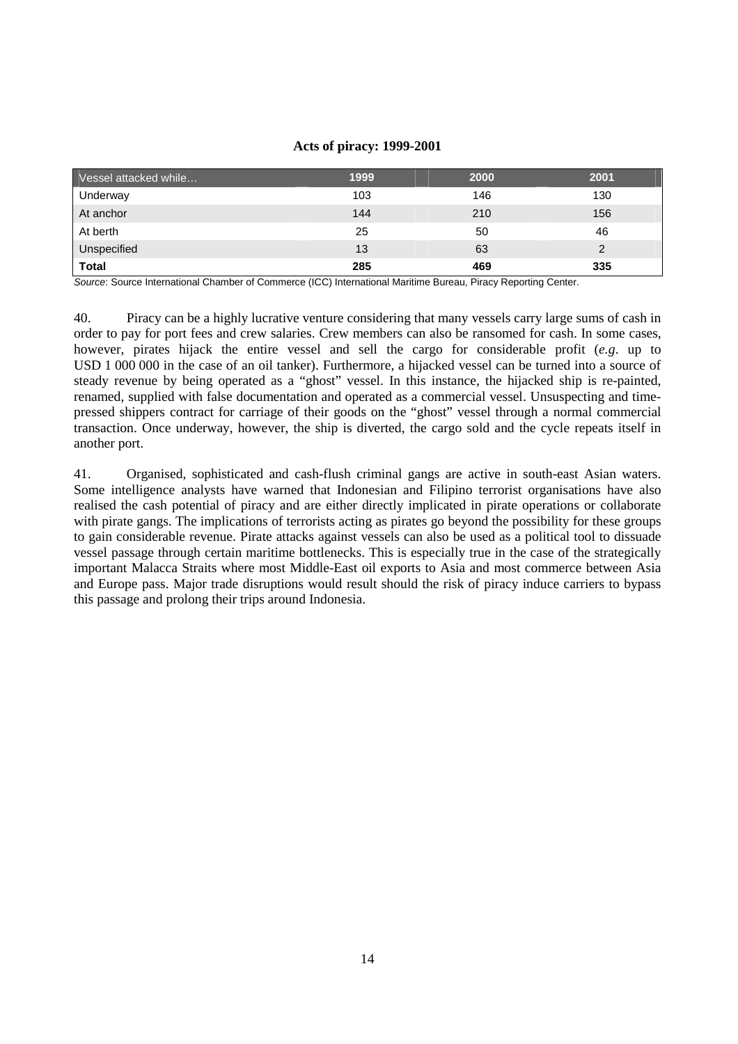**Acts of piracy: 1999-2001**

| Vessel attacked while… | 1999 | 2000 | 2001 |
|---|---|---|---|
| Underway | 103 | 146 | 130 |
| At anchor | 144 | 210 | 156 |
| At berth | 25 | 50 | 46 |
| Unspecified | 13 | 63 | 2 |
| **Total** | **285** | **469** | **335** |

*Source*: Source International Chamber of Commerce (ICC) International Maritime Bureau, Piracy Reporting Center.

40. Piracy can be a highly lucrative venture considering that many vessels carry large sums of cash in order to pay for port fees and crew salaries. Crew members can also be ransomed for cash. In some cases, however, pirates hijack the entire vessel and sell the cargo for considerable profit (*e.g*. up to USD 1 000 000 in the case of an oil tanker). Furthermore, a hijacked vessel can be turned into a source of steady revenue by being operated as a "ghost" vessel. In this instance, the hijacked ship is re-painted, renamed, supplied with false documentation and operated as a commercial vessel. Unsuspecting and time-pressed shippers contract for carriage of their goods on the "ghost" vessel through a normal commercial transaction. Once underway, however, the ship is diverted, the cargo sold and the cycle repeats itself in another port.

41. Organised, sophisticated and cash-flush criminal gangs are active in south-east Asian waters. Some intelligence analysts have warned that Indonesian and Filipino terrorist organisations have also realised the cash potential of piracy and are either directly implicated in pirate operations or collaborate with pirate gangs. The implications of terrorists acting as pirates go beyond the possibility for these groups to gain considerable revenue. Pirate attacks against vessels can also be used as a political tool to dissuade vessel passage through certain maritime bottlenecks. This is especially true in the case of the strategically important Malacca Straits where most Middle-East oil exports to Asia and most commerce between Asia and Europe pass. Major trade disruptions would result should the risk of piracy induce carriers to bypass this passage and prolong their trips around Indonesia.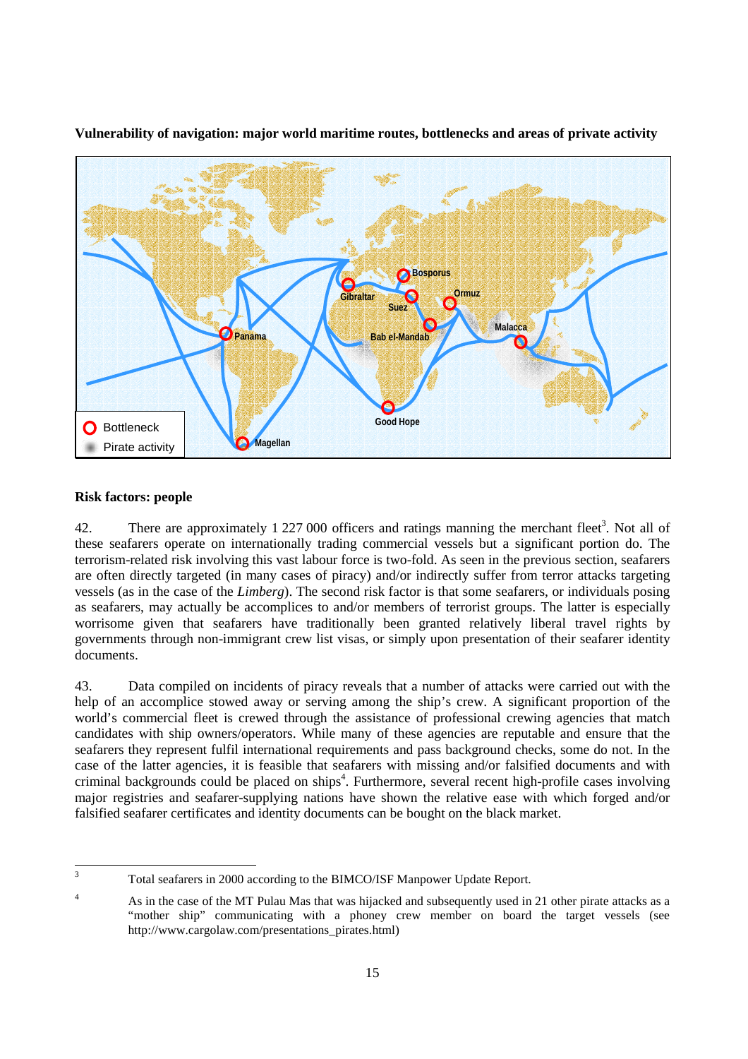**Vulnerability of navigation: major world maritime routes, bottlenecks and areas of private activity**

## Risk factors: people

42. There are approximately 1 227 000 officers and ratings manning the merchant fleet[3]. Not all of these seafarers operate on internationally trading commercial vessels but a significant portion do. The terrorism-related risk involving this vast labour force is two-fold. As seen in the previous section, seafarers are often directly targeted (in many cases of piracy) and/or indirectly suffer from terror attacks targeting vessels (as in the case of the *Limberg*). The second risk factor is that some seafarers, or individuals posing as seafarers, may actually be accomplices to and/or members of terrorist groups. The latter is especially worrisome given that seafarers have traditionally been granted relatively liberal travel rights by governments through non-immigrant crew list visas, or simply upon presentation of their seafarer identity documents.

43. Data compiled on incidents of piracy reveals that a number of attacks were carried out with the help of an accomplice stowed away or serving among the ship's crew. A significant proportion of the world's commercial fleet is crewed through the assistance of professional crewing agencies that match candidates with ship owners/operators. While many of these agencies are reputable and ensure that the seafarers they represent fulfil international requirements and pass background checks, some do not. In the case of the latter agencies, it is feasible that seafarers with missing and/or falsified documents and with criminal backgrounds could be placed on ships[4]. Furthermore, several recent high-profile cases involving major registries and seafarer-supplying nations have shown the relative ease with which forged and/or falsified seafarer certificates and identity documents can be bought on the black market.

---

[3] Total seafarers in 2000 according to the BIMCO/ISF Manpower Update Report.

[4] As in the case of the MT Pulau Mas that was hijacked and subsequently used in 21 other pirate attacks as a "mother ship" communicating with a phoney crew member on board the target vessels (see http://www.cargolaw.com/presentations_pirates.html)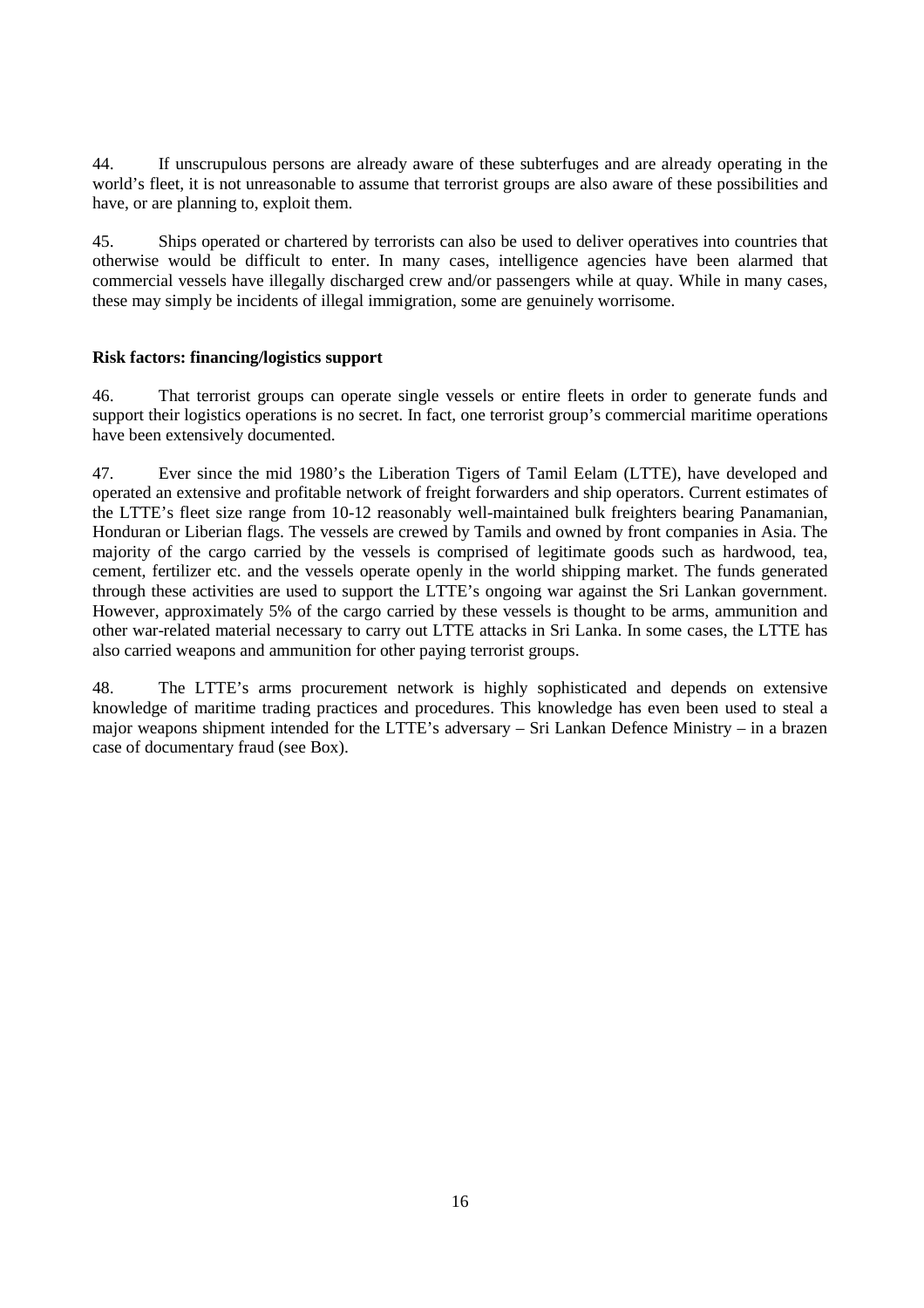44. If unscrupulous persons are already aware of these subterfuges and are already operating in the world's fleet, it is not unreasonable to assume that terrorist groups are also aware of these possibilities and have, or are planning to, exploit them.

45. Ships operated or chartered by terrorists can also be used to deliver operatives into countries that otherwise would be difficult to enter. In many cases, intelligence agencies have been alarmed that commercial vessels have illegally discharged crew and/or passengers while at quay. While in many cases, these may simply be incidents of illegal immigration, some are genuinely worrisome.

**Risk factors: financing/logistics support**

46. That terrorist groups can operate single vessels or entire fleets in order to generate funds and support their logistics operations is no secret. In fact, one terrorist group's commercial maritime operations have been extensively documented.

47. Ever since the mid 1980's the Liberation Tigers of Tamil Eelam (LTTE), have developed and operated an extensive and profitable network of freight forwarders and ship operators. Current estimates of the LTTE's fleet size range from 10-12 reasonably well-maintained bulk freighters bearing Panamanian, Honduran or Liberian flags. The vessels are crewed by Tamils and owned by front companies in Asia. The majority of the cargo carried by the vessels is comprised of legitimate goods such as hardwood, tea, cement, fertilizer etc. and the vessels operate openly in the world shipping market. The funds generated through these activities are used to support the LTTE's ongoing war against the Sri Lankan government. However, approximately 5% of the cargo carried by these vessels is thought to be arms, ammunition and other war-related material necessary to carry out LTTE attacks in Sri Lanka. In some cases, the LTTE has also carried weapons and ammunition for other paying terrorist groups.

48. The LTTE's arms procurement network is highly sophisticated and depends on extensive knowledge of maritime trading practices and procedures. This knowledge has even been used to steal a major weapons shipment intended for the LTTE's adversary – Sri Lankan Defence Ministry – in a brazen case of documentary fraud (see Box).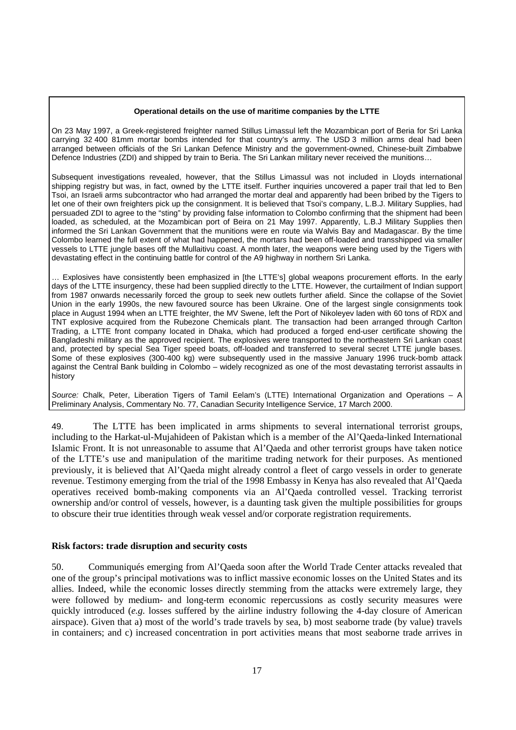**Operational details on the use of maritime companies by the LTTE**

On 23 May 1997, a Greek-registered freighter named Stillus Limassul left the Mozambican port of Beria for Sri Lanka carrying 32 400 81mm mortar bombs intended for that country's army. The USD 3 million arms deal had been arranged between officials of the Sri Lankan Defence Ministry and the government-owned, Chinese-built Zimbabwe Defence Industries (ZDI) and shipped by train to Beria. The Sri Lankan military never received the munitions…

Subsequent investigations revealed, however, that the Stillus Limassul was not included in Lloyds international shipping registry but was, in fact, owned by the LTTE itself. Further inquiries uncovered a paper trail that led to Ben Tsoi, an Israeli arms subcontractor who had arranged the mortar deal and apparently had been bribed by the Tigers to let one of their own freighters pick up the consignment. It is believed that Tsoi's company, L.B.J. Military Supplies, had persuaded ZDI to agree to the "sting" by providing false information to Colombo confirming that the shipment had been loaded, as scheduled, at the Mozambican port of Beira on 21 May 1997. Apparently, L.B.J Military Supplies then informed the Sri Lankan Government that the munitions were en route via Walvis Bay and Madagascar. By the time Colombo learned the full extent of what had happened, the mortars had been off-loaded and transshipped via smaller vessels to LTTE jungle bases off the Mullaitivu coast. A month later, the weapons were being used by the Tigers with devastating effect in the continuing battle for control of the A9 highway in northern Sri Lanka.

… Explosives have consistently been emphasized in [the LTTE's] global weapons procurement efforts. In the early days of the LTTE insurgency, these had been supplied directly to the LTTE. However, the curtailment of Indian support from 1987 onwards necessarily forced the group to seek new outlets further afield. Since the collapse of the Soviet Union in the early 1990s, the new favoured source has been Ukraine. One of the largest single consignments took place in August 1994 when an LTTE freighter, the MV Swene, left the Port of Nikoleyev laden with 60 tons of RDX and TNT explosive acquired from the Rubezone Chemicals plant. The transaction had been arranged through Carlton Trading, a LTTE front company located in Dhaka, which had produced a forged end-user certificate showing the Bangladeshi military as the approved recipient. The explosives were transported to the northeastern Sri Lankan coast and, protected by special Sea Tiger speed boats, off-loaded and transferred to several secret LTTE jungle bases. Some of these explosives (300-400 kg) were subsequently used in the massive January 1996 truck-bomb attack against the Central Bank building in Colombo – widely recognized as one of the most devastating terrorist assaults in history

*Source:* Chalk, Peter, Liberation Tigers of Tamil Eelam's (LTTE) International Organization and Operations – A Preliminary Analysis, Commentary No. 77, Canadian Security Intelligence Service, 17 March 2000.

49. The LTTE has been implicated in arms shipments to several international terrorist groups, including to the Harkat-ul-Mujahideen of Pakistan which is a member of the Al'Qaeda-linked International Islamic Front. It is not unreasonable to assume that Al'Qaeda and other terrorist groups have taken notice of the LTTE's use and manipulation of the maritime trading network for their purposes. As mentioned previously, it is believed that Al'Qaeda might already control a fleet of cargo vessels in order to generate revenue. Testimony emerging from the trial of the 1998 Embassy in Kenya has also revealed that Al'Qaeda operatives received bomb-making components via an Al'Qaeda controlled vessel. Tracking terrorist ownership and/or control of vessels, however, is a daunting task given the multiple possibilities for groups to obscure their true identities through weak vessel and/or corporate registration requirements.

**Risk factors: trade disruption and security costs**

50. Communiqués emerging from Al'Qaeda soon after the World Trade Center attacks revealed that one of the group's principal motivations was to inflict massive economic losses on the United States and its allies. Indeed, while the economic losses directly stemming from the attacks were extremely large, they were followed by medium- and long-term economic repercussions as costly security measures were quickly introduced (*e.g.* losses suffered by the airline industry following the 4-day closure of American airspace). Given that a) most of the world's trade travels by sea, b) most seaborne trade (by value) travels in containers; and c) increased concentration in port activities means that most seaborne trade arrives in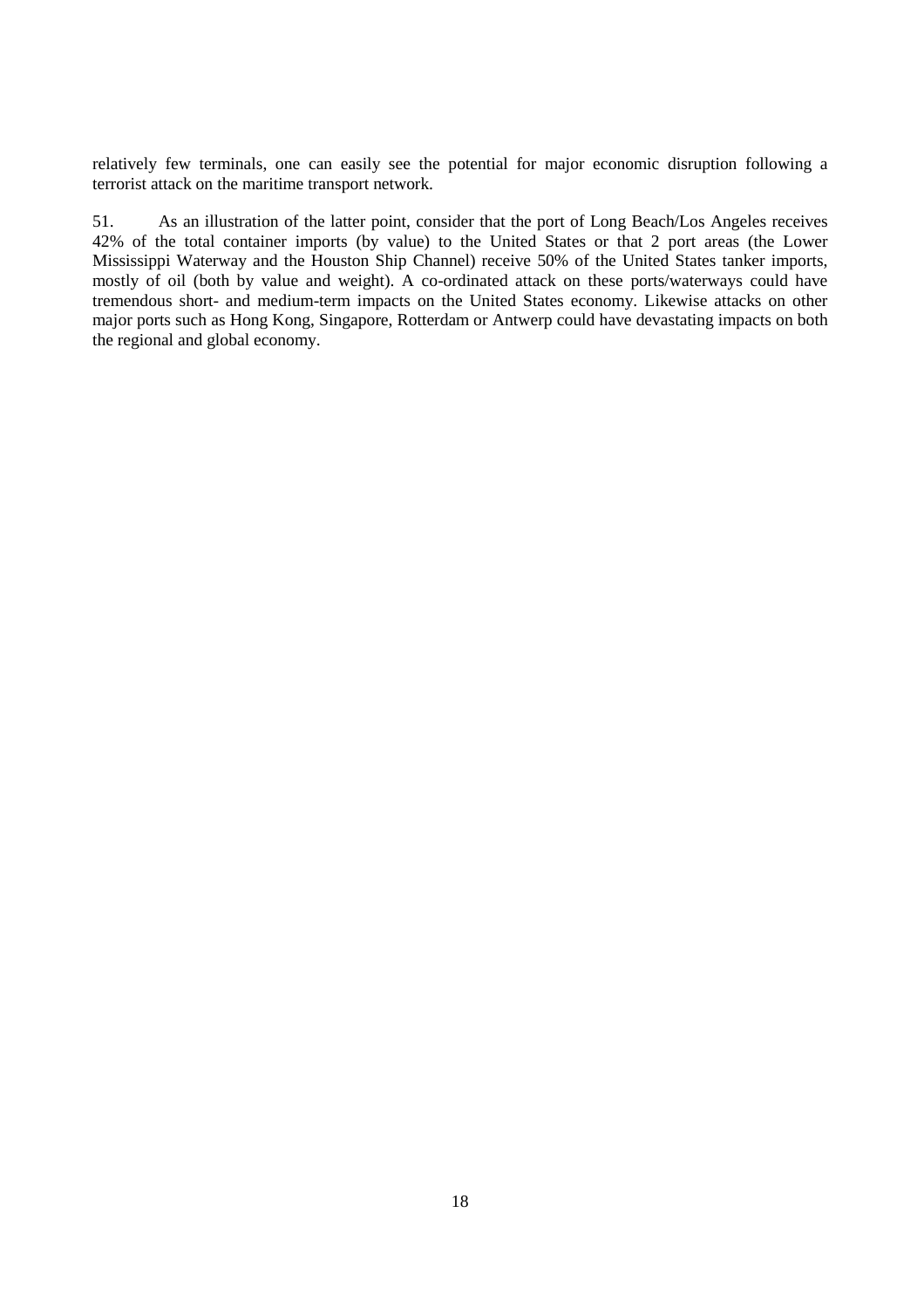relatively few terminals, one can easily see the potential for major economic disruption following a terrorist attack on the maritime transport network.

51. As an illustration of the latter point, consider that the port of Long Beach/Los Angeles receives 42% of the total container imports (by value) to the United States or that 2 port areas (the Lower Mississippi Waterway and the Houston Ship Channel) receive 50% of the United States tanker imports, mostly of oil (both by value and weight). A co-ordinated attack on these ports/waterways could have tremendous short- and medium-term impacts on the United States economy. Likewise attacks on other major ports such as Hong Kong, Singapore, Rotterdam or Antwerp could have devastating impacts on both the regional and global economy.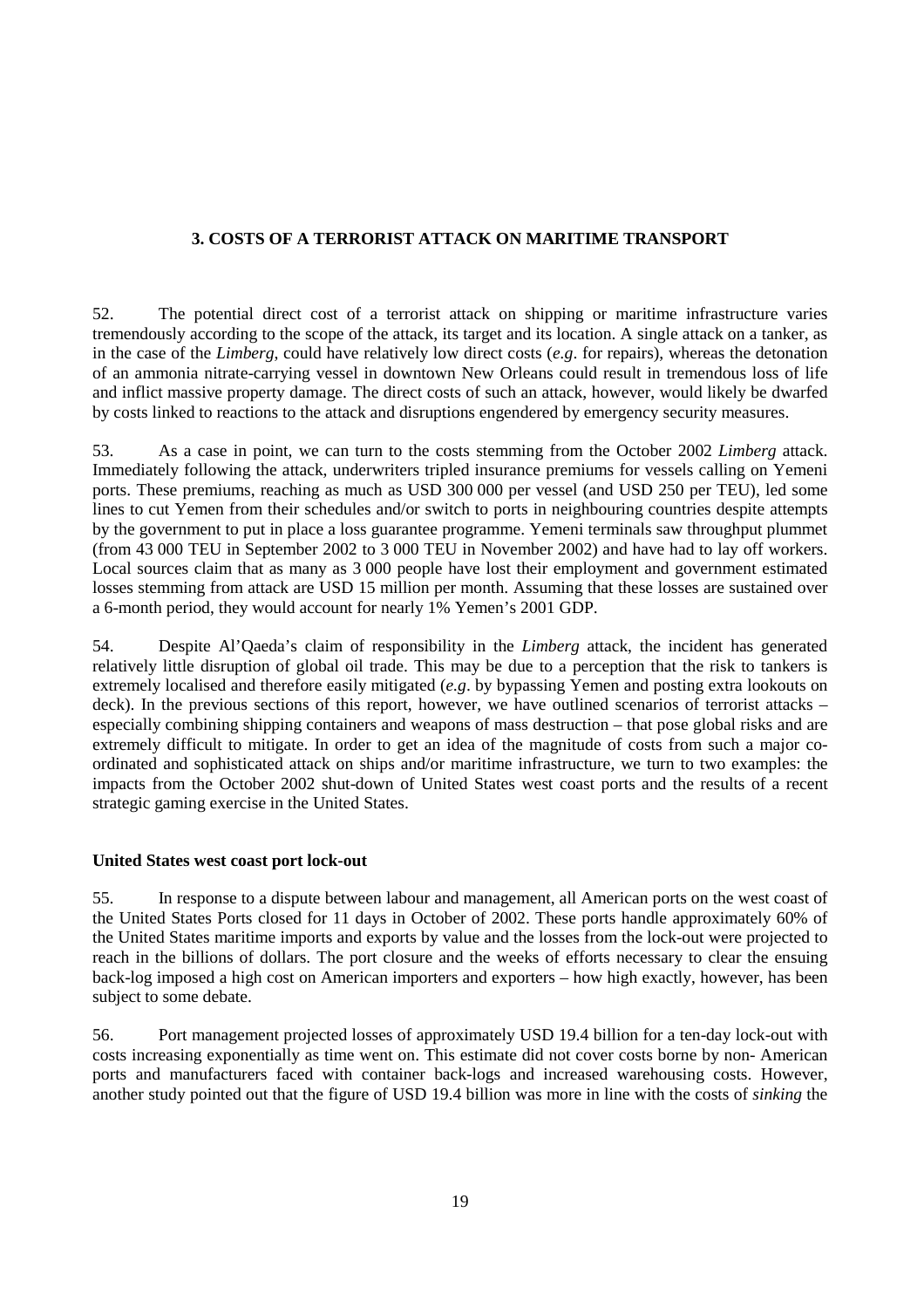## 3. COSTS OF A TERRORIST ATTACK ON MARITIME TRANSPORT

52. The potential direct cost of a terrorist attack on shipping or maritime infrastructure varies tremendously according to the scope of the attack, its target and its location. A single attack on a tanker, as in the case of the *Limberg*, could have relatively low direct costs (*e.g*. for repairs), whereas the detonation of an ammonia nitrate-carrying vessel in downtown New Orleans could result in tremendous loss of life and inflict massive property damage. The direct costs of such an attack, however, would likely be dwarfed by costs linked to reactions to the attack and disruptions engendered by emergency security measures.

53. As a case in point, we can turn to the costs stemming from the October 2002 *Limberg* attack. Immediately following the attack, underwriters tripled insurance premiums for vessels calling on Yemeni ports. These premiums, reaching as much as USD 300 000 per vessel (and USD 250 per TEU), led some lines to cut Yemen from their schedules and/or switch to ports in neighbouring countries despite attempts by the government to put in place a loss guarantee programme. Yemeni terminals saw throughput plummet (from 43 000 TEU in September 2002 to 3 000 TEU in November 2002) and have had to lay off workers. Local sources claim that as many as 3 000 people have lost their employment and government estimated losses stemming from attack are USD 15 million per month. Assuming that these losses are sustained over a 6-month period, they would account for nearly 1% Yemen's 2001 GDP.

54. Despite Al'Qaeda's claim of responsibility in the *Limberg* attack, the incident has generated relatively little disruption of global oil trade. This may be due to a perception that the risk to tankers is extremely localised and therefore easily mitigated (*e.g*. by bypassing Yemen and posting extra lookouts on deck). In the previous sections of this report, however, we have outlined scenarios of terrorist attacks – especially combining shipping containers and weapons of mass destruction – that pose global risks and are extremely difficult to mitigate. In order to get an idea of the magnitude of costs from such a major co-ordinated and sophisticated attack on ships and/or maritime infrastructure, we turn to two examples: the impacts from the October 2002 shut-down of United States west coast ports and the results of a recent strategic gaming exercise in the United States.

### United States west coast port lock-out

55. In response to a dispute between labour and management, all American ports on the west coast of the United States Ports closed for 11 days in October of 2002. These ports handle approximately 60% of the United States maritime imports and exports by value and the losses from the lock-out were projected to reach in the billions of dollars. The port closure and the weeks of efforts necessary to clear the ensuing back-log imposed a high cost on American importers and exporters – how high exactly, however, has been subject to some debate.

56. Port management projected losses of approximately USD 19.4 billion for a ten-day lock-out with costs increasing exponentially as time went on. This estimate did not cover costs borne by non- American ports and manufacturers faced with container back-logs and increased warehousing costs. However, another study pointed out that the figure of USD 19.4 billion was more in line with the costs of *sinking* the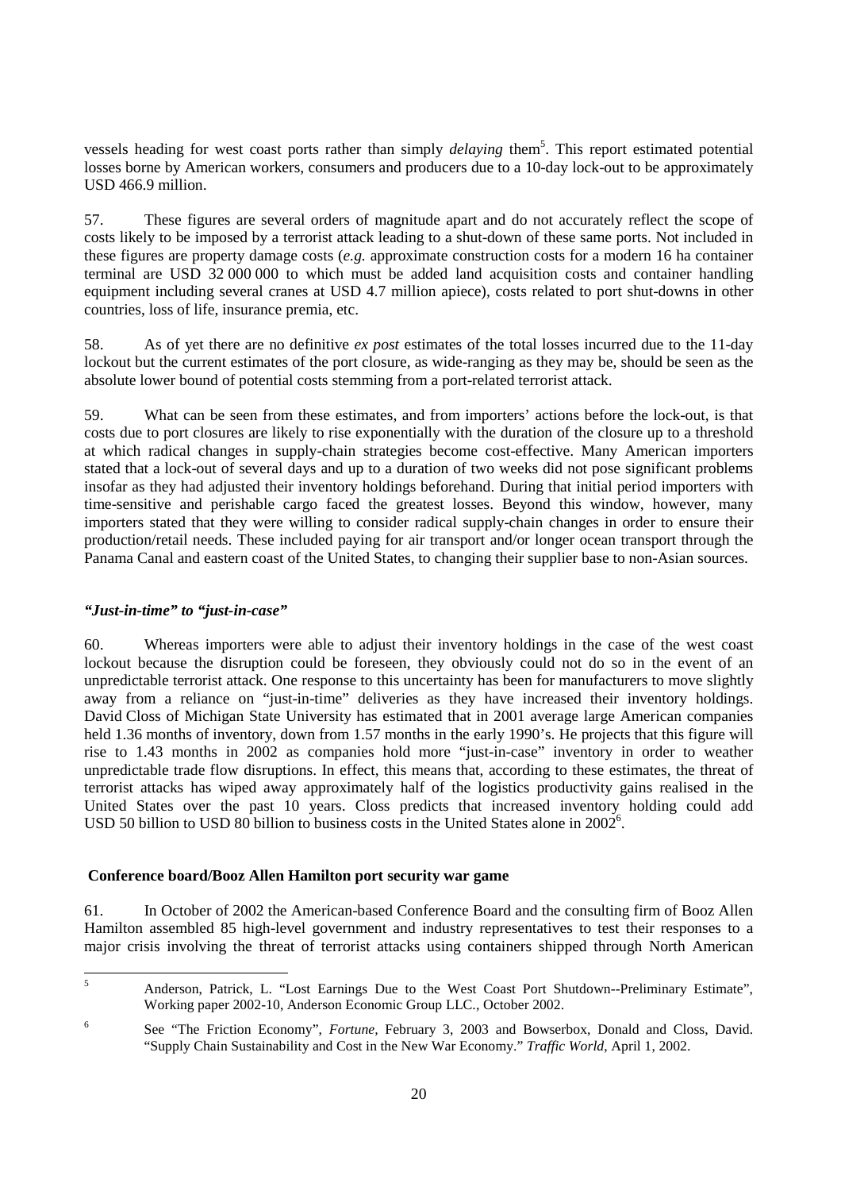vessels heading for west coast ports rather than simply *delaying* them[5]. This report estimated potential losses borne by American workers, consumers and producers due to a 10-day lock-out to be approximately USD 466.9 million.

57. These figures are several orders of magnitude apart and do not accurately reflect the scope of costs likely to be imposed by a terrorist attack leading to a shut-down of these same ports. Not included in these figures are property damage costs (*e.g.* approximate construction costs for a modern 16 ha container terminal are USD 32 000 000 to which must be added land acquisition costs and container handling equipment including several cranes at USD 4.7 million apiece), costs related to port shut-downs in other countries, loss of life, insurance premia, etc.

58. As of yet there are no definitive *ex post* estimates of the total losses incurred due to the 11-day lockout but the current estimates of the port closure, as wide-ranging as they may be, should be seen as the absolute lower bound of potential costs stemming from a port-related terrorist attack.

59. What can be seen from these estimates, and from importers' actions before the lock-out, is that costs due to port closures are likely to rise exponentially with the duration of the closure up to a threshold at which radical changes in supply-chain strategies become cost-effective. Many American importers stated that a lock-out of several days and up to a duration of two weeks did not pose significant problems insofar as they had adjusted their inventory holdings beforehand. During that initial period importers with time-sensitive and perishable cargo faced the greatest losses. Beyond this window, however, many importers stated that they were willing to consider radical supply-chain changes in order to ensure their production/retail needs. These included paying for air transport and/or longer ocean transport through the Panama Canal and eastern coast of the United States, to changing their supplier base to non-Asian sources.

### *"Just-in-time" to "just-in-case"*

60. Whereas importers were able to adjust their inventory holdings in the case of the west coast lockout because the disruption could be foreseen, they obviously could not do so in the event of an unpredictable terrorist attack. One response to this uncertainty has been for manufacturers to move slightly away from a reliance on "just-in-time" deliveries as they have increased their inventory holdings. David Closs of Michigan State University has estimated that in 2001 average large American companies held 1.36 months of inventory, down from 1.57 months in the early 1990's. He projects that this figure will rise to 1.43 months in 2002 as companies hold more "just-in-case" inventory in order to weather unpredictable trade flow disruptions. In effect, this means that, according to these estimates, the threat of terrorist attacks has wiped away approximately half of the logistics productivity gains realised in the United States over the past 10 years. Closs predicts that increased inventory holding could add USD 50 billion to USD 80 billion to business costs in the United States alone in 2002[6].

### **Conference board/Booz Allen Hamilton port security war game**

61. In October of 2002 the American-based Conference Board and the consulting firm of Booz Allen Hamilton assembled 85 high-level government and industry representatives to test their responses to a major crisis involving the threat of terrorist attacks using containers shipped through North American

---

[5] Anderson, Patrick, L. "Lost Earnings Due to the West Coast Port Shutdown--Preliminary Estimate", Working paper 2002-10, Anderson Economic Group LLC., October 2002.

[6] See "The Friction Economy", *Fortune*, February 3, 2003 and Bowserbox, Donald and Closs, David. "Supply Chain Sustainability and Cost in the New War Economy." *Traffic World*, April 1, 2002.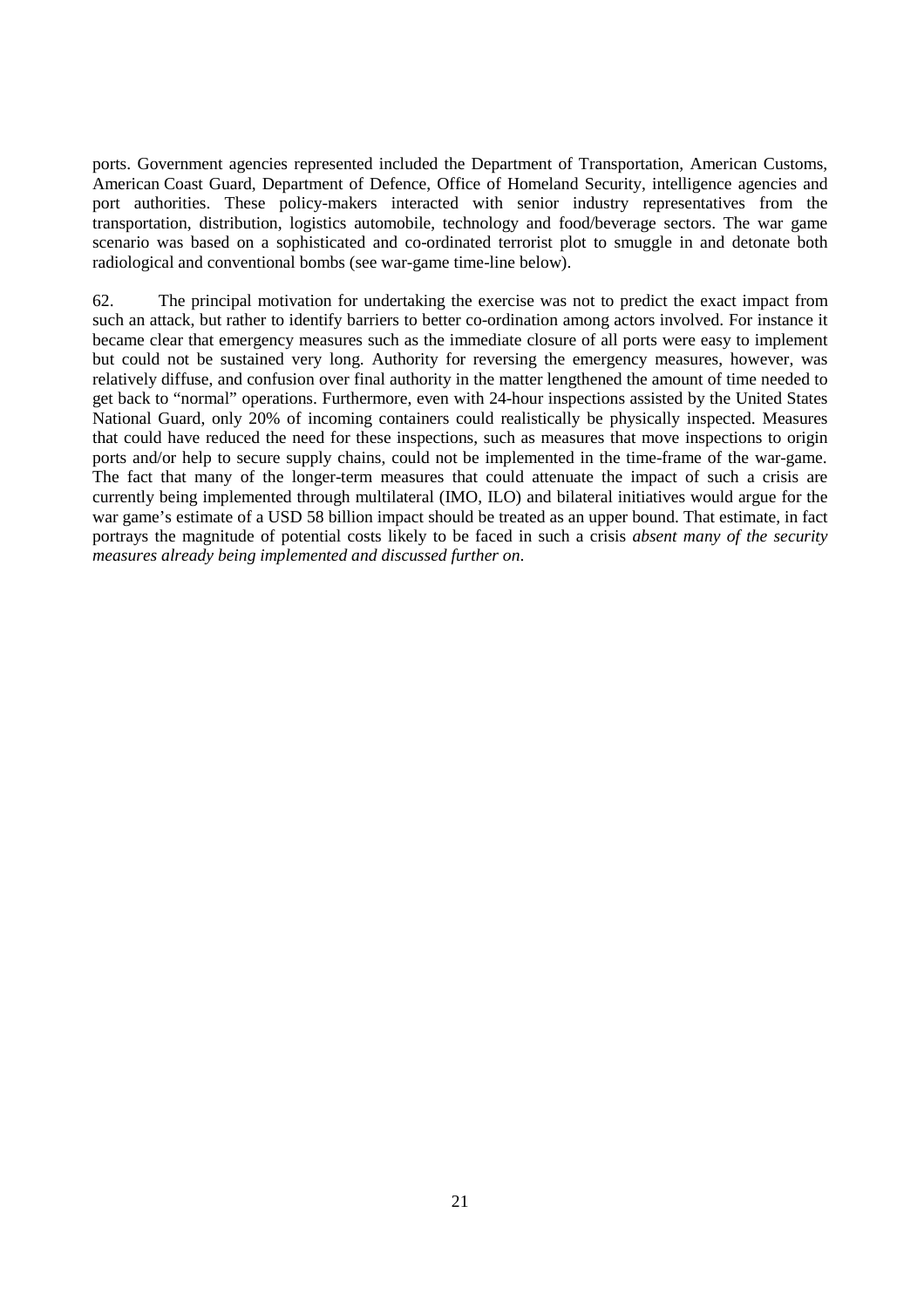ports. Government agencies represented included the Department of Transportation, American Customs, American Coast Guard, Department of Defence, Office of Homeland Security, intelligence agencies and port authorities. These policy-makers interacted with senior industry representatives from the transportation, distribution, logistics automobile, technology and food/beverage sectors. The war game scenario was based on a sophisticated and co-ordinated terrorist plot to smuggle in and detonate both radiological and conventional bombs (see war-game time-line below).

62. The principal motivation for undertaking the exercise was not to predict the exact impact from such an attack, but rather to identify barriers to better co-ordination among actors involved. For instance it became clear that emergency measures such as the immediate closure of all ports were easy to implement but could not be sustained very long. Authority for reversing the emergency measures, however, was relatively diffuse, and confusion over final authority in the matter lengthened the amount of time needed to get back to "normal" operations. Furthermore, even with 24-hour inspections assisted by the United States National Guard, only 20% of incoming containers could realistically be physically inspected. Measures that could have reduced the need for these inspections, such as measures that move inspections to origin ports and/or help to secure supply chains, could not be implemented in the time-frame of the war-game. The fact that many of the longer-term measures that could attenuate the impact of such a crisis are currently being implemented through multilateral (IMO, ILO) and bilateral initiatives would argue for the war game's estimate of a USD 58 billion impact should be treated as an upper bound. That estimate, in fact portrays the magnitude of potential costs likely to be faced in such a crisis *absent many of the security measures already being implemented and discussed further on*.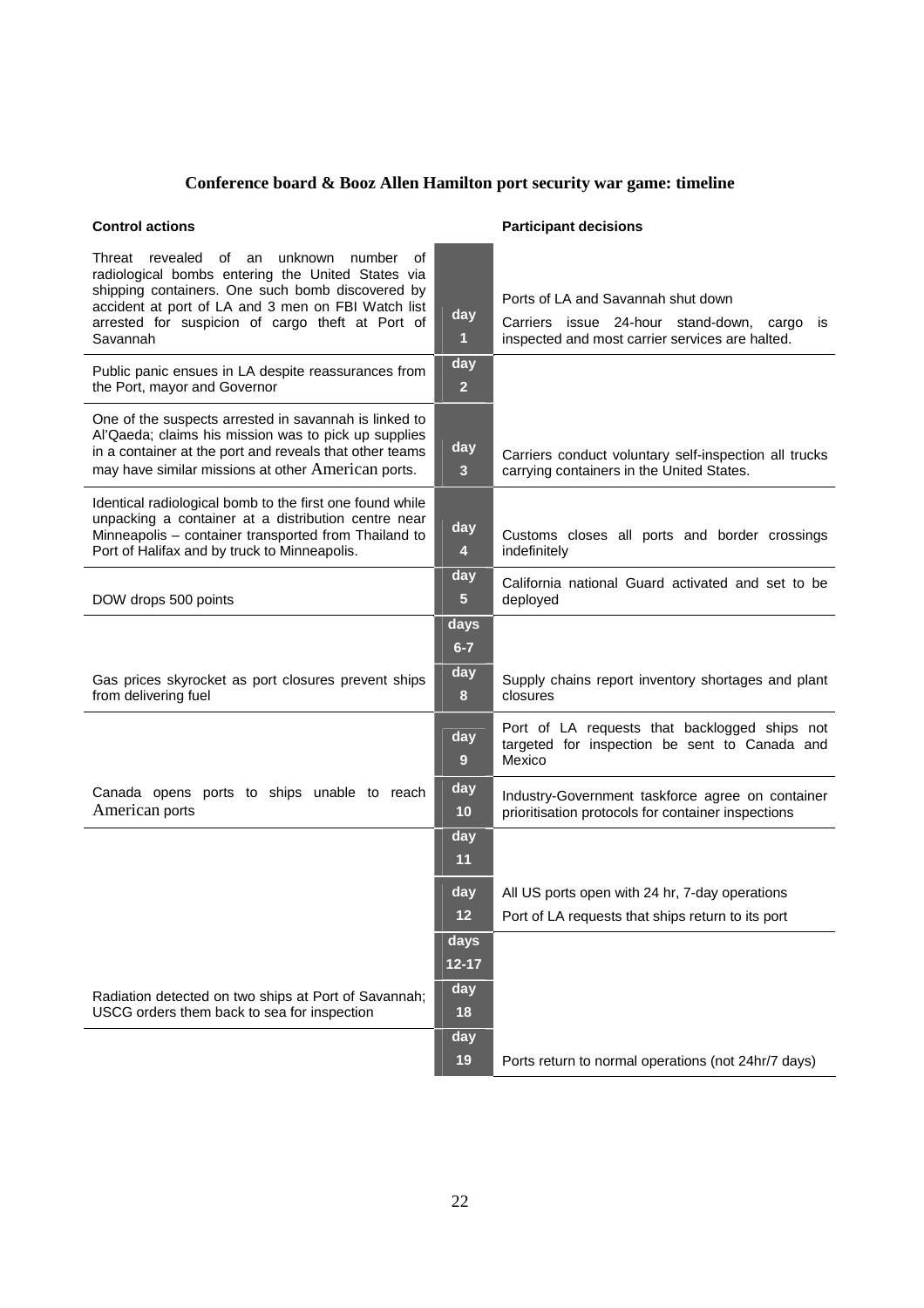**Conference board & Booz Allen Hamilton port security war game: timeline**

| Control actions | Day | Participant decisions |
|---|---|---|
| Threat revealed of an unknown number of radiological bombs entering the United States via shipping containers. One such bomb discovered by accident at port of LA and 3 men on FBI Watch list arrested for suspicion of cargo theft at Port of Savannah | day 1 | Ports of LA and Savannah shut down<br>Carriers issue 24-hour stand-down, cargo is inspected and most carrier services are halted. |
| Public panic ensues in LA despite reassurances from the Port, mayor and Governor | day 2 | |
| One of the suspects arrested in savannah is linked to Al'Qaeda; claims his mission was to pick up supplies in a container at the port and reveals that other teams may have similar missions at other American ports. | day 3 | Carriers conduct voluntary self-inspection all trucks carrying containers in the United States. |
| Identical radiological bomb to the first one found while unpacking a container at a distribution centre near Minneapolis – container transported from Thailand to Port of Halifax and by truck to Minneapolis. | day 4 | Customs closes all ports and border crossings indefinitely |
| DOW drops 500 points | day 5 | California national Guard activated and set to be deployed |
| | days 6-7 | |
| Gas prices skyrocket as port closures prevent ships from delivering fuel | day 8 | Supply chains report inventory shortages and plant closures |
| | day 9 | Port of LA requests that backlogged ships not targeted for inspection be sent to Canada and Mexico |
| Canada opens ports to ships unable to reach American ports | day 10 | Industry-Government taskforce agree on container prioritisation protocols for container inspections |
| | day 11 | |
| | day 12 | All US ports open with 24 hr, 7-day operations<br>Port of LA requests that ships return to its port |
| | days 12-17 | |
| Radiation detected on two ships at Port of Savannah; USCG orders them back to sea for inspection | day 18 | |
| | day 19 | Ports return to normal operations (not 24hr/7 days) |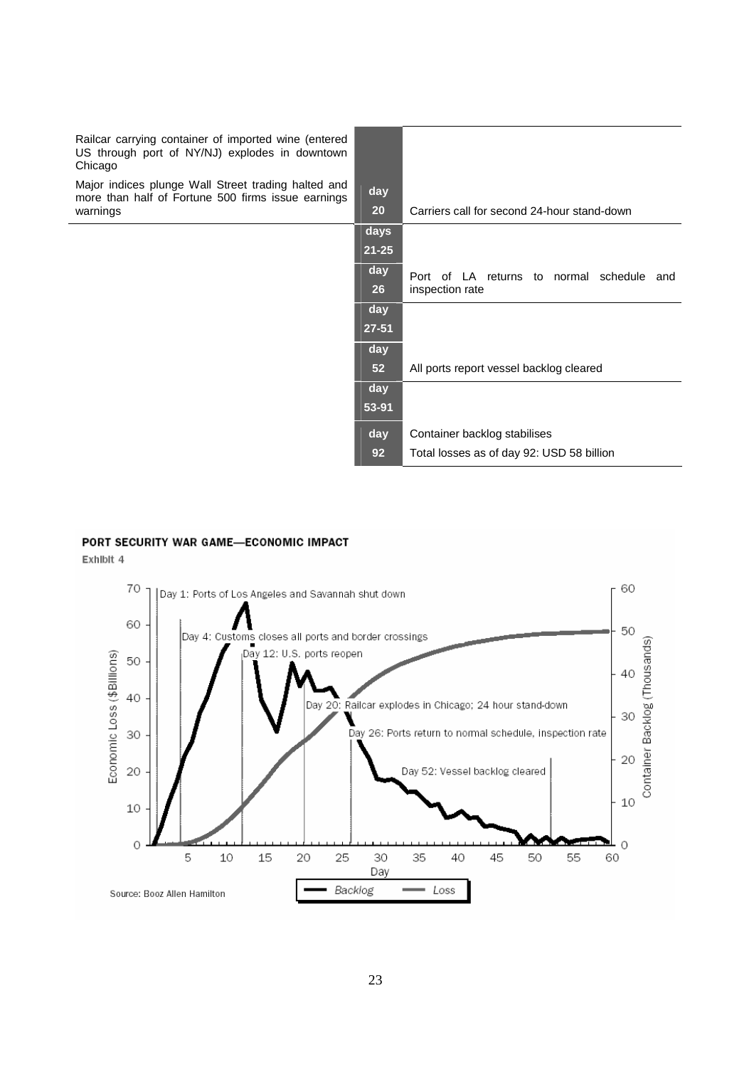| | | |
|---|---|---|
| Railcar carrying container of imported wine (entered US through port of NY/NJ) explodes in downtown Chicago<br>Major indices plunge Wall Street trading halted and more than half of Fortune 500 firms issue earnings warnings | day 20 | Carriers call for second 24-hour stand-down |
| | days 21-25 | |
| | day 26 | Port of LA returns to normal schedule and inspection rate |
| | day 27-51 | |
| | day 52 | All ports report vessel backlog cleared |
| | day 53-91 | |
| | day 92 | Container backlog stabilises<br>Total losses as of day 92: USD 58 billion |

**PORT SECURITY WAR GAME—ECONOMIC IMPACT**

Exhibit 4

Day 1: Ports of Los Angeles and Savannah shut down

Day 4: Customs closes all ports and border crossings

Day 12: U.S. ports reopen

Day 20: Railcar explodes in Chicago; 24 hour stand-down

Day 26: Ports return to normal schedule, inspection rate

Day 52: Vessel backlog cleared

Economic Loss ($Billions) — Container Backlog (Thousands) — Day

Backlog — Loss

Source: Booz Allen Hamilton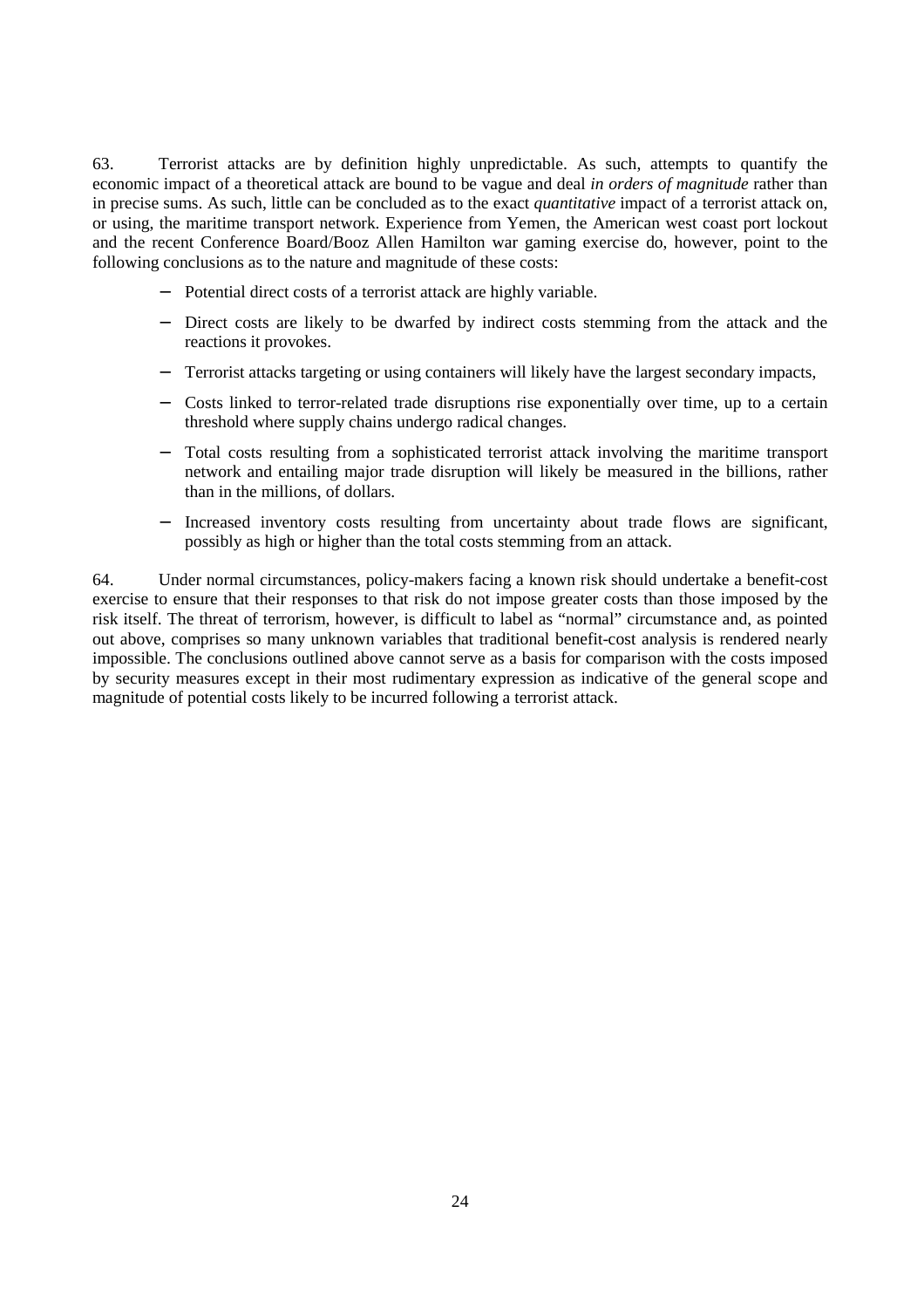63. Terrorist attacks are by definition highly unpredictable. As such, attempts to quantify the economic impact of a theoretical attack are bound to be vague and deal *in orders of magnitude* rather than in precise sums. As such, little can be concluded as to the exact *quantitative* impact of a terrorist attack on, or using, the maritime transport network. Experience from Yemen, the American west coast port lockout and the recent Conference Board/Booz Allen Hamilton war gaming exercise do, however, point to the following conclusions as to the nature and magnitude of these costs:

- Potential direct costs of a terrorist attack are highly variable.
- Direct costs are likely to be dwarfed by indirect costs stemming from the attack and the reactions it provokes.
- Terrorist attacks targeting or using containers will likely have the largest secondary impacts,
- Costs linked to terror-related trade disruptions rise exponentially over time, up to a certain threshold where supply chains undergo radical changes.
- Total costs resulting from a sophisticated terrorist attack involving the maritime transport network and entailing major trade disruption will likely be measured in the billions, rather than in the millions, of dollars.
- Increased inventory costs resulting from uncertainty about trade flows are significant, possibly as high or higher than the total costs stemming from an attack.

64. Under normal circumstances, policy-makers facing a known risk should undertake a benefit-cost exercise to ensure that their responses to that risk do not impose greater costs than those imposed by the risk itself. The threat of terrorism, however, is difficult to label as "normal" circumstance and, as pointed out above, comprises so many unknown variables that traditional benefit-cost analysis is rendered nearly impossible. The conclusions outlined above cannot serve as a basis for comparison with the costs imposed by security measures except in their most rudimentary expression as indicative of the general scope and magnitude of potential costs likely to be incurred following a terrorist attack.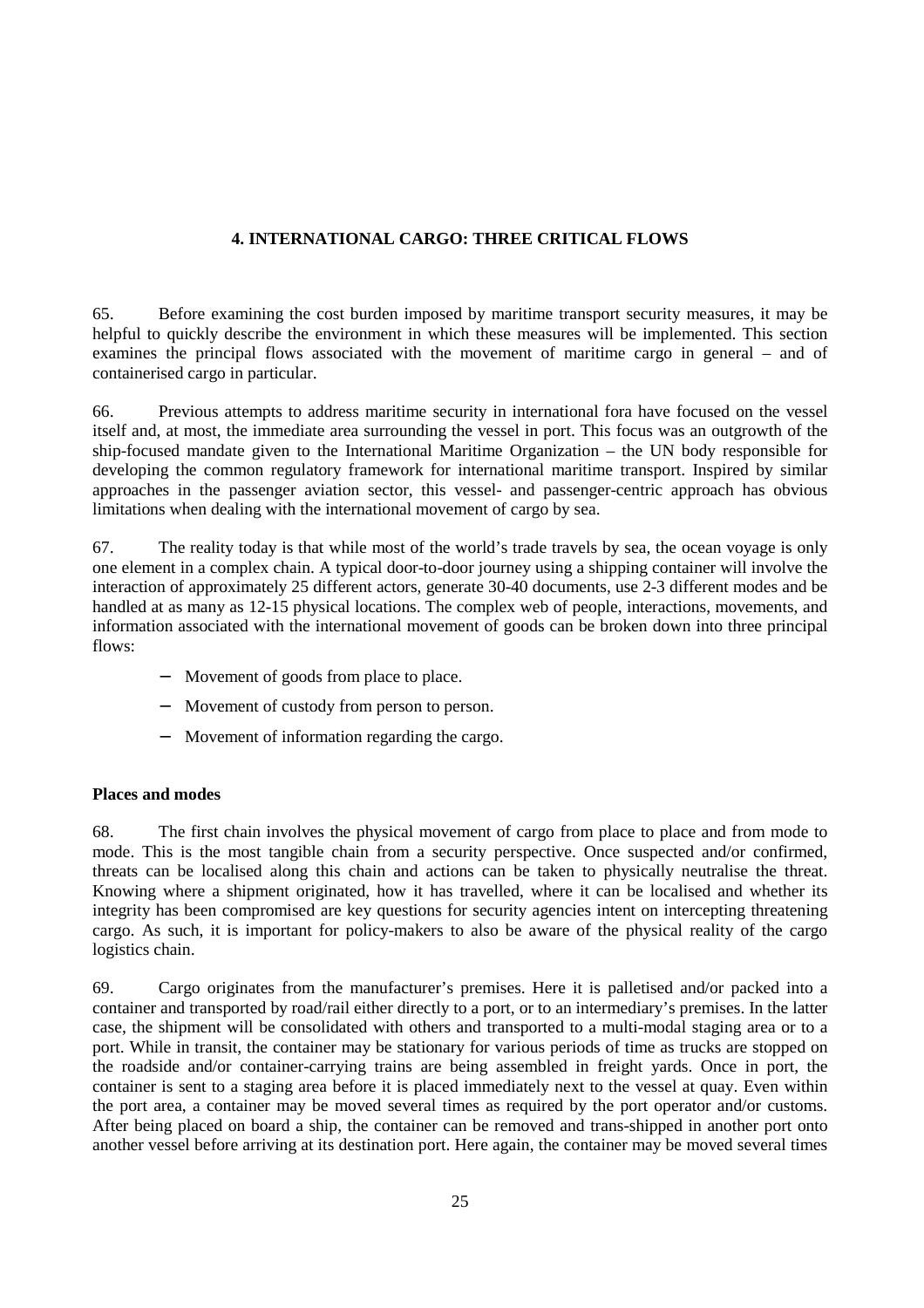## 4. INTERNATIONAL CARGO: THREE CRITICAL FLOWS

65. Before examining the cost burden imposed by maritime transport security measures, it may be helpful to quickly describe the environment in which these measures will be implemented. This section examines the principal flows associated with the movement of maritime cargo in general – and of containerised cargo in particular.

66. Previous attempts to address maritime security in international fora have focused on the vessel itself and, at most, the immediate area surrounding the vessel in port. This focus was an outgrowth of the ship-focused mandate given to the International Maritime Organization – the UN body responsible for developing the common regulatory framework for international maritime transport. Inspired by similar approaches in the passenger aviation sector, this vessel- and passenger-centric approach has obvious limitations when dealing with the international movement of cargo by sea.

67. The reality today is that while most of the world's trade travels by sea, the ocean voyage is only one element in a complex chain. A typical door-to-door journey using a shipping container will involve the interaction of approximately 25 different actors, generate 30-40 documents, use 2-3 different modes and be handled at as many as 12-15 physical locations. The complex web of people, interactions, movements, and information associated with the international movement of goods can be broken down into three principal flows:

- Movement of goods from place to place.
- Movement of custody from person to person.
- Movement of information regarding the cargo.

### Places and modes

68. The first chain involves the physical movement of cargo from place to place and from mode to mode. This is the most tangible chain from a security perspective. Once suspected and/or confirmed, threats can be localised along this chain and actions can be taken to physically neutralise the threat. Knowing where a shipment originated, how it has travelled, where it can be localised and whether its integrity has been compromised are key questions for security agencies intent on intercepting threatening cargo. As such, it is important for policy-makers to also be aware of the physical reality of the cargo logistics chain.

69. Cargo originates from the manufacturer's premises. Here it is palletised and/or packed into a container and transported by road/rail either directly to a port, or to an intermediary's premises. In the latter case, the shipment will be consolidated with others and transported to a multi-modal staging area or to a port. While in transit, the container may be stationary for various periods of time as trucks are stopped on the roadside and/or container-carrying trains are being assembled in freight yards. Once in port, the container is sent to a staging area before it is placed immediately next to the vessel at quay. Even within the port area, a container may be moved several times as required by the port operator and/or customs. After being placed on board a ship, the container can be removed and trans-shipped in another port onto another vessel before arriving at its destination port. Here again, the container may be moved several times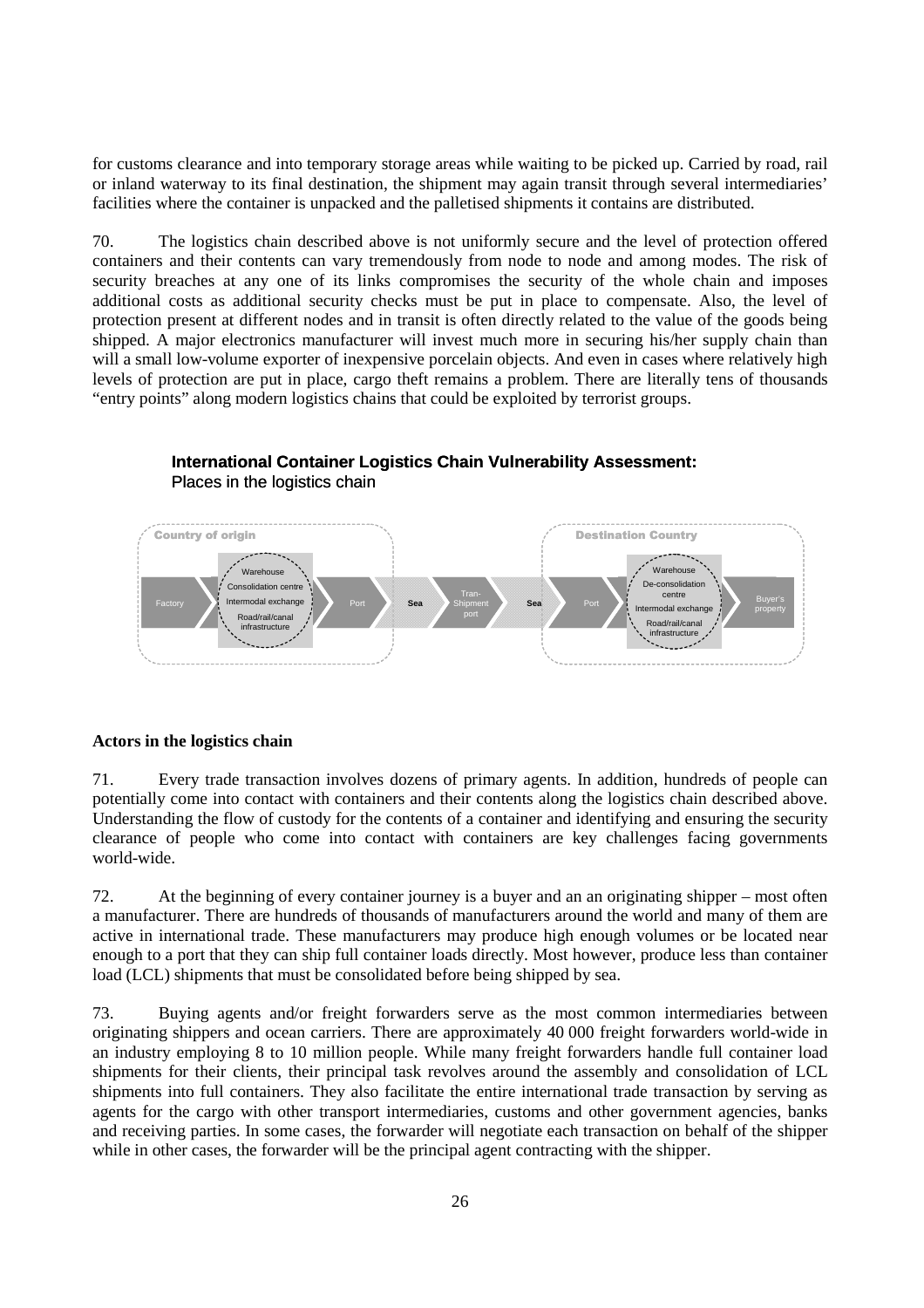for customs clearance and into temporary storage areas while waiting to be picked up. Carried by road, rail or inland waterway to its final destination, the shipment may again transit through several intermediaries' facilities where the container is unpacked and the palletised shipments it contains are distributed.

70. The logistics chain described above is not uniformly secure and the level of protection offered containers and their contents can vary tremendously from node to node and among modes. The risk of security breaches at any one of its links compromises the security of the whole chain and imposes additional costs as additional security checks must be put in place to compensate. Also, the level of protection present at different nodes and in transit is often directly related to the value of the goods being shipped. A major electronics manufacturer will invest much more in securing his/her supply chain than will a small low-volume exporter of inexpensive porcelain objects. And even in cases where relatively high levels of protection are put in place, cargo theft remains a problem. There are literally tens of thousands "entry points" along modern logistics chains that could be exploited by terrorist groups.

**International Container Logistics Chain Vulnerability Assessment:**
Places in the logistics chain

Country of origin: Factory → Warehouse / Consolidation centre / Intermodal exchange / Road/rail/canal infrastructure → Port → Sea → Tran-Shipment port → Sea → Destination Country: Port → Warehouse / De-consolidation centre / Intermodal exchange / Road/rail/canal infrastructure → Buyer's property

**Actors in the logistics chain**

71. Every trade transaction involves dozens of primary agents. In addition, hundreds of people can potentially come into contact with containers and their contents along the logistics chain described above. Understanding the flow of custody for the contents of a container and identifying and ensuring the security clearance of people who come into contact with containers are key challenges facing governments world-wide.

72. At the beginning of every container journey is a buyer and an an originating shipper – most often a manufacturer. There are hundreds of thousands of manufacturers around the world and many of them are active in international trade. These manufacturers may produce high enough volumes or be located near enough to a port that they can ship full container loads directly. Most however, produce less than container load (LCL) shipments that must be consolidated before being shipped by sea.

73. Buying agents and/or freight forwarders serve as the most common intermediaries between originating shippers and ocean carriers. There are approximately 40 000 freight forwarders world-wide in an industry employing 8 to 10 million people. While many freight forwarders handle full container load shipments for their clients, their principal task revolves around the assembly and consolidation of LCL shipments into full containers. They also facilitate the entire international trade transaction by serving as agents for the cargo with other transport intermediaries, customs and other government agencies, banks and receiving parties. In some cases, the forwarder will negotiate each transaction on behalf of the shipper while in other cases, the forwarder will be the principal agent contracting with the shipper.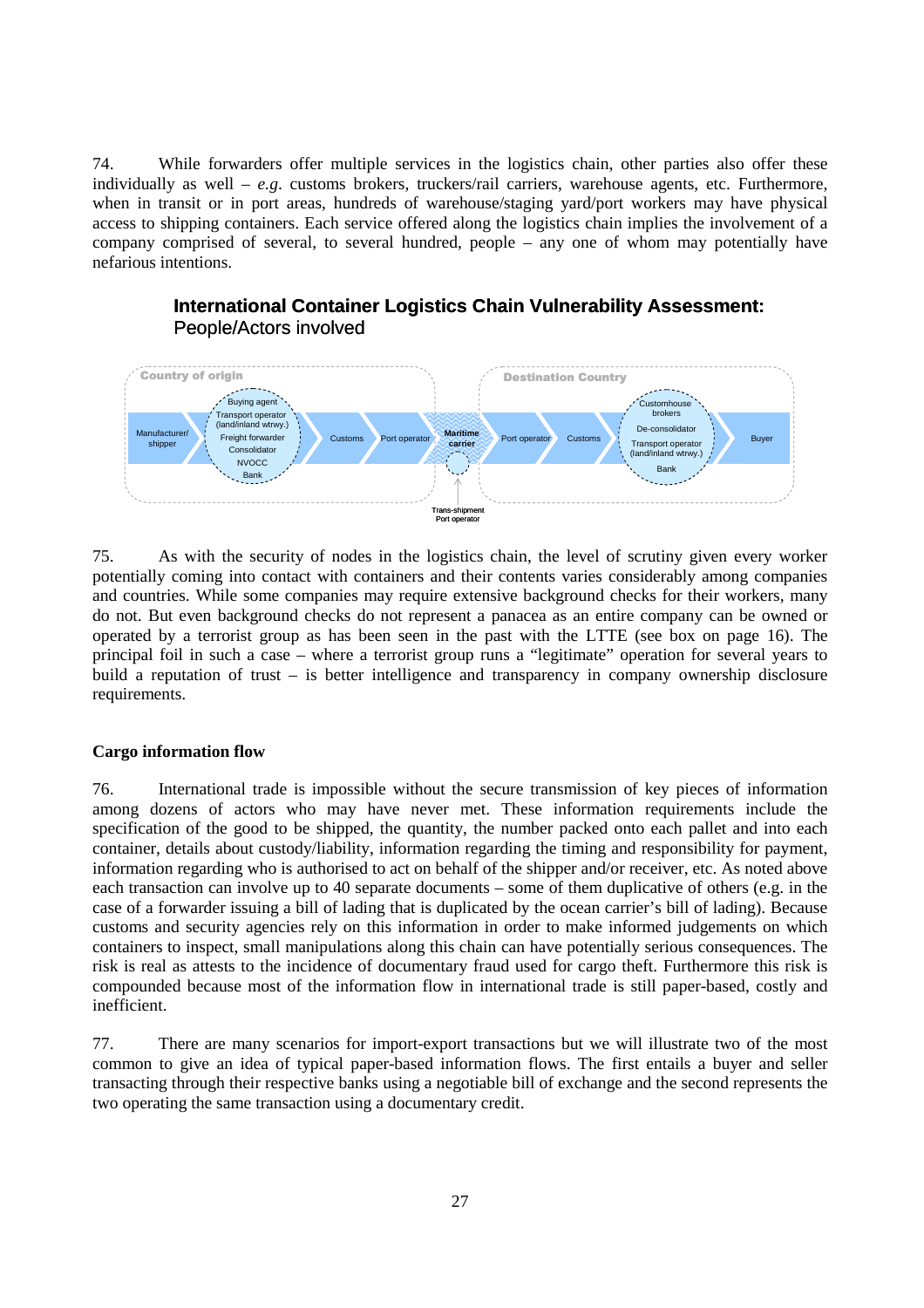74. While forwarders offer multiple services in the logistics chain, other parties also offer these individually as well – *e.g.* customs brokers, truckers/rail carriers, warehouse agents, etc. Furthermore, when in transit or in port areas, hundreds of warehouse/staging yard/port workers may have physical access to shipping containers. Each service offered along the logistics chain implies the involvement of a company comprised of several, to several hundred, people – any one of whom may potentially have nefarious intentions.

**International Container Logistics Chain Vulnerability Assessment:**
People/Actors involved

Country of origin

Manufacturer/ shipper → Buying agent, Transport operator (land/inland wtrwy.), Freight forwarder, Consolidator, NVOCC, Bank → Customs → Port operator → **Maritime carrier** (Trans-shipment Port operator)

Destination Country

Port operator → Customs → Customhouse brokers, De-consolidator, Transport operator (land/inland wtrwy.), Bank → Buyer

75. As with the security of nodes in the logistics chain, the level of scrutiny given every worker potentially coming into contact with containers and their contents varies considerably among companies and countries. While some companies may require extensive background checks for their workers, many do not. But even background checks do not represent a panacea as an entire company can be owned or operated by a terrorist group as has been seen in the past with the LTTE (see box on page 16). The principal foil in such a case – where a terrorist group runs a "legitimate" operation for several years to build a reputation of trust – is better intelligence and transparency in company ownership disclosure requirements.

### Cargo information flow

76. International trade is impossible without the secure transmission of key pieces of information among dozens of actors who may have never met. These information requirements include the specification of the good to be shipped, the quantity, the number packed onto each pallet and into each container, details about custody/liability, information regarding the timing and responsibility for payment, information regarding who is authorised to act on behalf of the shipper and/or receiver, etc. As noted above each transaction can involve up to 40 separate documents – some of them duplicative of others (e.g. in the case of a forwarder issuing a bill of lading that is duplicated by the ocean carrier's bill of lading). Because customs and security agencies rely on this information in order to make informed judgements on which containers to inspect, small manipulations along this chain can have potentially serious consequences. The risk is real as attests to the incidence of documentary fraud used for cargo theft. Furthermore this risk is compounded because most of the information flow in international trade is still paper-based, costly and inefficient.

77. There are many scenarios for import-export transactions but we will illustrate two of the most common to give an idea of typical paper-based information flows. The first entails a buyer and seller transacting through their respective banks using a negotiable bill of exchange and the second represents the two operating the same transaction using a documentary credit.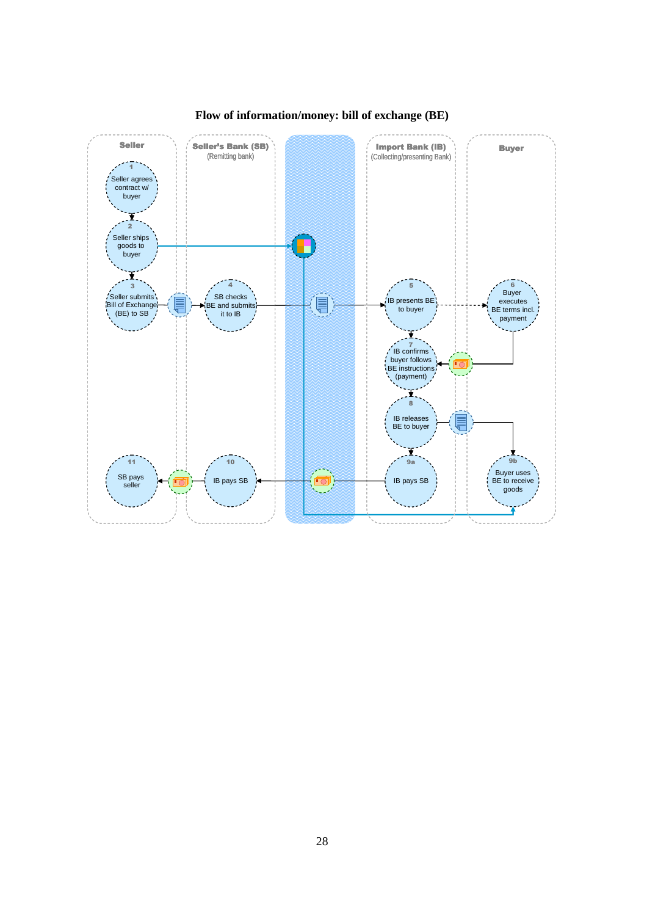**Flow of information/money: bill of exchange (BE)**

Seller

Seller's Bank (SB)
(Remitting bank)

Import Bank (IB)
(Collecting/presenting Bank)

Buyer

1
Seller agrees contract w/ buyer

2
Seller ships goods to buyer

3
Seller submits Bill of Exchange (BE) to SB

4
SB checks BE and submits it to IB

5
IB presents BE to buyer

6
Buyer executes BE terms incl. payment

7
IB confirms buyer follows BE instructions (payment)

8
IB releases BE to buyer

9a
IB pays SB

9b
Buyer uses BE to receive goods

10
IB pays SB

11
SB pays seller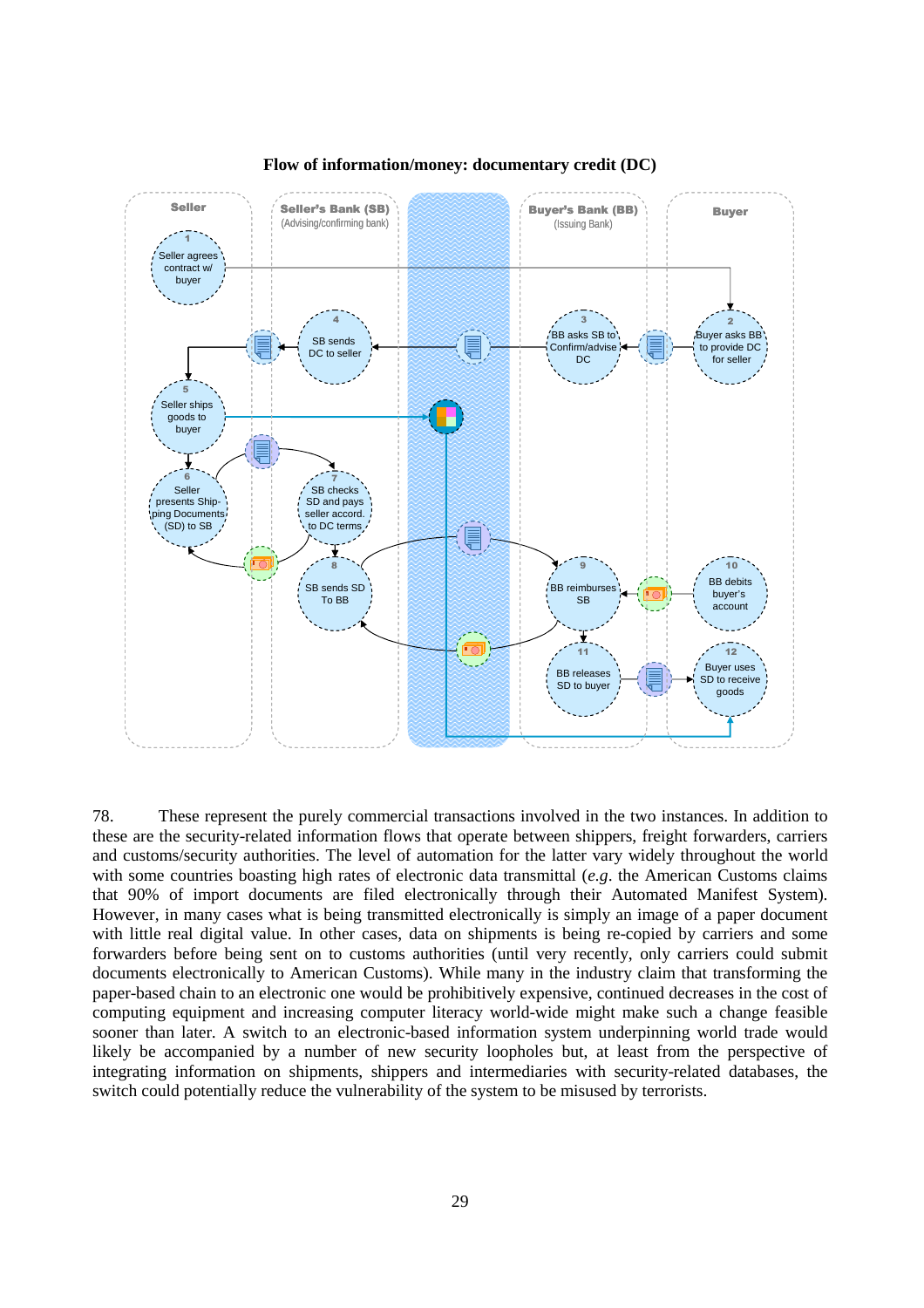**Flow of information/money: documentary credit (DC)**

Seller | Seller's Bank (SB) (Advising/confirming bank) | Buyer's Bank (BB) (Issuing Bank) | Buyer

1 Seller agrees contract w/ buyer

2 Buyer asks BB to provide DC for seller

3 BB asks SB to Confirm/advise DC

4 SB sends DC to seller

5 Seller ships goods to buyer

6 Seller presents Shipping Documents (SD) to SB

7 SB checks SD and pays seller accord. to DC terms

8 SB sends SD To BB

9 BB reimburses SB

10 BB debits buyer's account

11 BB releases SD to buyer

12 Buyer uses SD to receive goods

78. These represent the purely commercial transactions involved in the two instances. In addition to these are the security-related information flows that operate between shippers, freight forwarders, carriers and customs/security authorities. The level of automation for the latter vary widely throughout the world with some countries boasting high rates of electronic data transmittal (*e.g*. the American Customs claims that 90% of import documents are filed electronically through their Automated Manifest System). However, in many cases what is being transmitted electronically is simply an image of a paper document with little real digital value. In other cases, data on shipments is being re-copied by carriers and some forwarders before being sent on to customs authorities (until very recently, only carriers could submit documents electronically to American Customs). While many in the industry claim that transforming the paper-based chain to an electronic one would be prohibitively expensive, continued decreases in the cost of computing equipment and increasing computer literacy world-wide might make such a change feasible sooner than later. A switch to an electronic-based information system underpinning world trade would likely be accompanied by a number of new security loopholes but, at least from the perspective of integrating information on shipments, shippers and intermediaries with security-related databases, the switch could potentially reduce the vulnerability of the system to be misused by terrorists.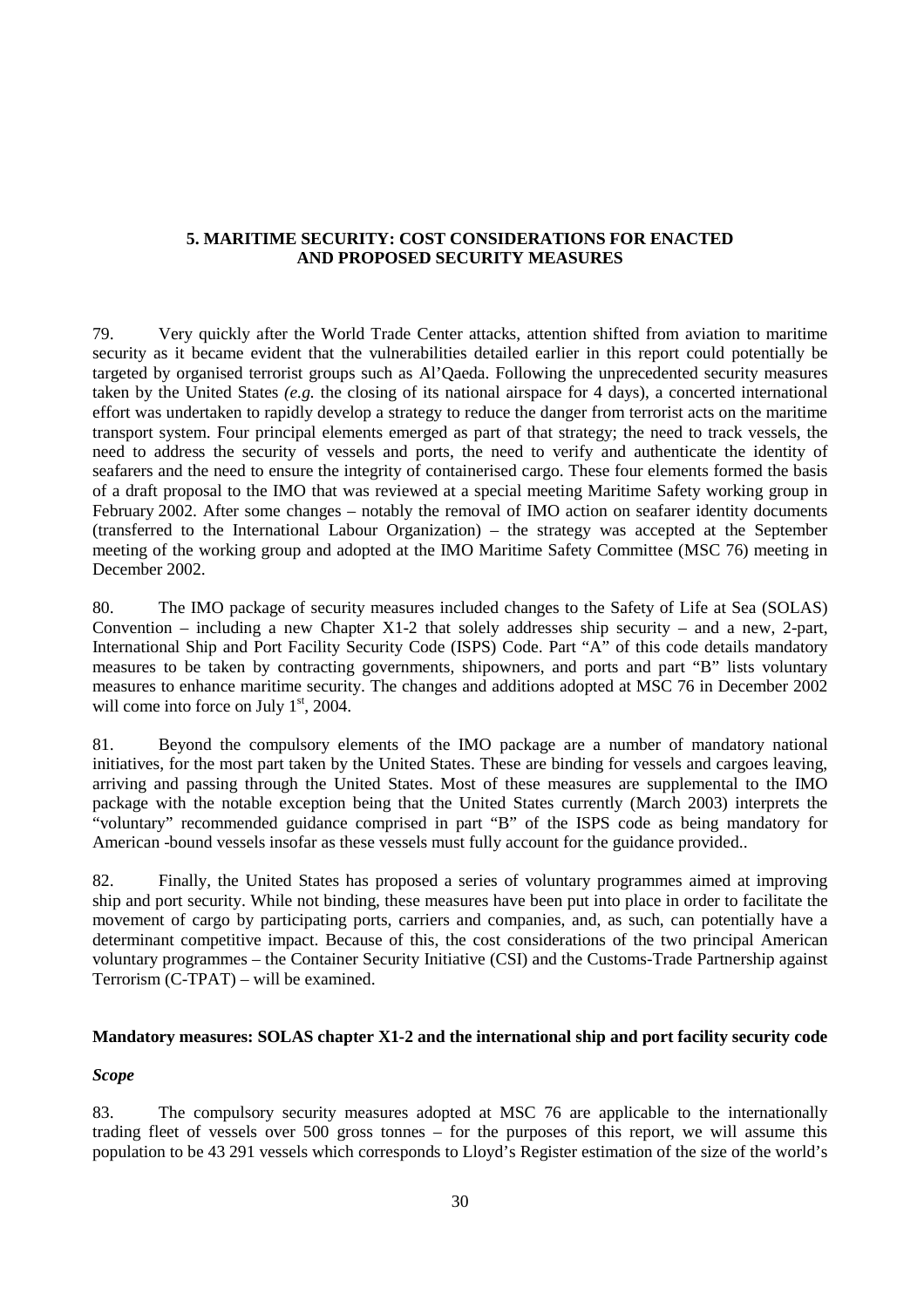## 5. MARITIME SECURITY: COST CONSIDERATIONS FOR ENACTED AND PROPOSED SECURITY MEASURES

79. Very quickly after the World Trade Center attacks, attention shifted from aviation to maritime security as it became evident that the vulnerabilities detailed earlier in this report could potentially be targeted by organised terrorist groups such as Al'Qaeda. Following the unprecedented security measures taken by the United States *(e.g.* the closing of its national airspace for 4 days), a concerted international effort was undertaken to rapidly develop a strategy to reduce the danger from terrorist acts on the maritime transport system. Four principal elements emerged as part of that strategy; the need to track vessels, the need to address the security of vessels and ports, the need to verify and authenticate the identity of seafarers and the need to ensure the integrity of containerised cargo. These four elements formed the basis of a draft proposal to the IMO that was reviewed at a special meeting Maritime Safety working group in February 2002. After some changes – notably the removal of IMO action on seafarer identity documents (transferred to the International Labour Organization) – the strategy was accepted at the September meeting of the working group and adopted at the IMO Maritime Safety Committee (MSC 76) meeting in December 2002.

80. The IMO package of security measures included changes to the Safety of Life at Sea (SOLAS) Convention – including a new Chapter X1-2 that solely addresses ship security – and a new, 2-part, International Ship and Port Facility Security Code (ISPS) Code. Part "A" of this code details mandatory measures to be taken by contracting governments, shipowners, and ports and part "B" lists voluntary measures to enhance maritime security. The changes and additions adopted at MSC 76 in December 2002 will come into force on July 1st, 2004.

81. Beyond the compulsory elements of the IMO package are a number of mandatory national initiatives, for the most part taken by the United States. These are binding for vessels and cargoes leaving, arriving and passing through the United States. Most of these measures are supplemental to the IMO package with the notable exception being that the United States currently (March 2003) interprets the "voluntary" recommended guidance comprised in part "B" of the ISPS code as being mandatory for American -bound vessels insofar as these vessels must fully account for the guidance provided..

82. Finally, the United States has proposed a series of voluntary programmes aimed at improving ship and port security. While not binding, these measures have been put into place in order to facilitate the movement of cargo by participating ports, carriers and companies, and, as such, can potentially have a determinant competitive impact. Because of this, the cost considerations of the two principal American voluntary programmes – the Container Security Initiative (CSI) and the Customs-Trade Partnership against Terrorism (C-TPAT) – will be examined.

### Mandatory measures: SOLAS chapter X1-2 and the international ship and port facility security code

#### *Scope*

83. The compulsory security measures adopted at MSC 76 are applicable to the internationally trading fleet of vessels over 500 gross tonnes – for the purposes of this report, we will assume this population to be 43 291 vessels which corresponds to Lloyd's Register estimation of the size of the world's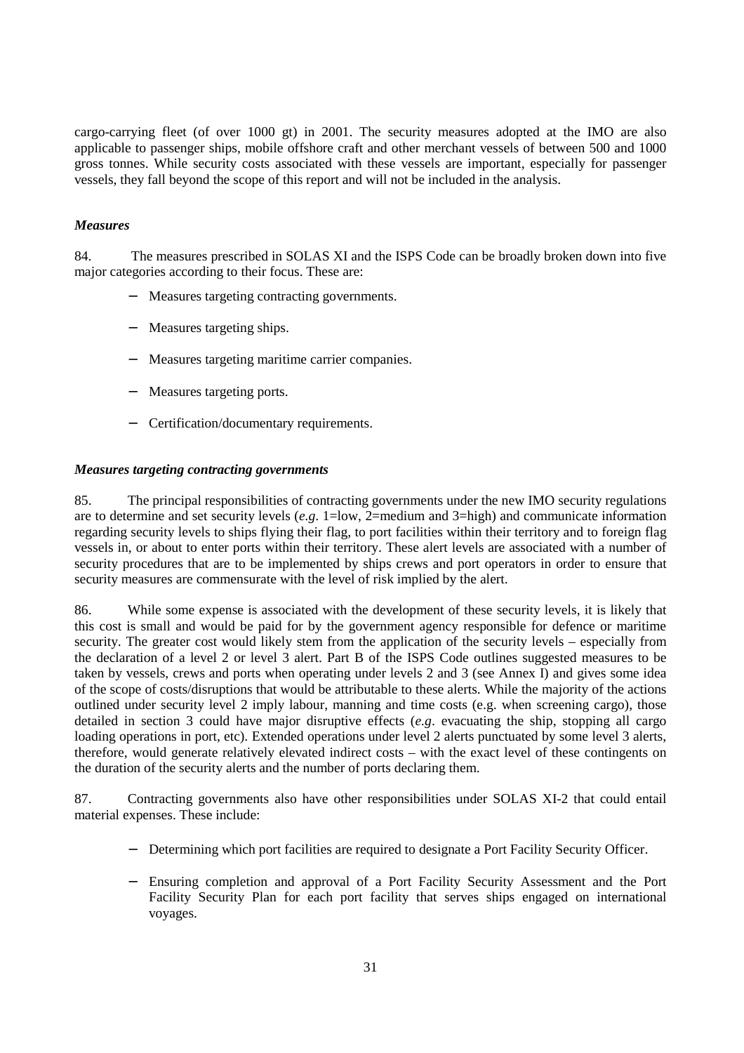cargo-carrying fleet (of over 1000 gt) in 2001. The security measures adopted at the IMO are also applicable to passenger ships, mobile offshore craft and other merchant vessels of between 500 and 1000 gross tonnes. While security costs associated with these vessels are important, especially for passenger vessels, they fall beyond the scope of this report and will not be included in the analysis.

***Measures***

84. The measures prescribed in SOLAS XI and the ISPS Code can be broadly broken down into five major categories according to their focus. These are:

- Measures targeting contracting governments.
- Measures targeting ships.
- Measures targeting maritime carrier companies.
- Measures targeting ports.
- Certification/documentary requirements.

***Measures targeting contracting governments***

85. The principal responsibilities of contracting governments under the new IMO security regulations are to determine and set security levels (*e.g.* 1=low, 2=medium and 3=high) and communicate information regarding security levels to ships flying their flag, to port facilities within their territory and to foreign flag vessels in, or about to enter ports within their territory. These alert levels are associated with a number of security procedures that are to be implemented by ships crews and port operators in order to ensure that security measures are commensurate with the level of risk implied by the alert.

86. While some expense is associated with the development of these security levels, it is likely that this cost is small and would be paid for by the government agency responsible for defence or maritime security. The greater cost would likely stem from the application of the security levels – especially from the declaration of a level 2 or level 3 alert. Part B of the ISPS Code outlines suggested measures to be taken by vessels, crews and ports when operating under levels 2 and 3 (see Annex I) and gives some idea of the scope of costs/disruptions that would be attributable to these alerts. While the majority of the actions outlined under security level 2 imply labour, manning and time costs (e.g. when screening cargo), those detailed in section 3 could have major disruptive effects (*e.g*. evacuating the ship, stopping all cargo loading operations in port, etc). Extended operations under level 2 alerts punctuated by some level 3 alerts, therefore, would generate relatively elevated indirect costs – with the exact level of these contingents on the duration of the security alerts and the number of ports declaring them.

87. Contracting governments also have other responsibilities under SOLAS XI-2 that could entail material expenses. These include:

- Determining which port facilities are required to designate a Port Facility Security Officer.
- Ensuring completion and approval of a Port Facility Security Assessment and the Port Facility Security Plan for each port facility that serves ships engaged on international voyages.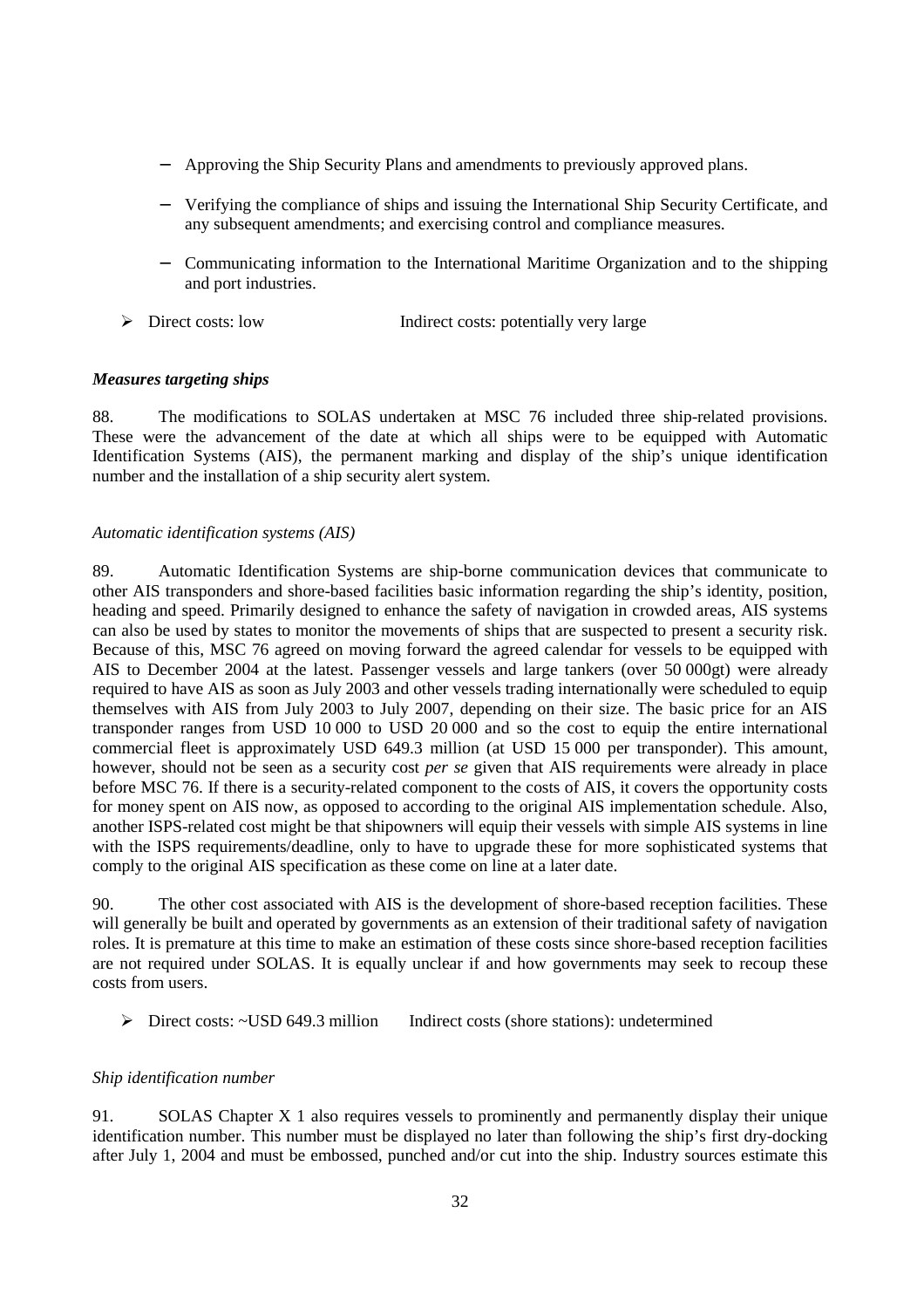- Approving the Ship Security Plans and amendments to previously approved plans.
- Verifying the compliance of ships and issuing the International Ship Security Certificate, and any subsequent amendments; and exercising control and compliance measures.
- Communicating information to the International Maritime Organization and to the shipping and port industries.

➢ Direct costs: low Indirect costs: potentially very large

***Measures targeting ships***

88. The modifications to SOLAS undertaken at MSC 76 included three ship-related provisions. These were the advancement of the date at which all ships were to be equipped with Automatic Identification Systems (AIS), the permanent marking and display of the ship's unique identification number and the installation of a ship security alert system.

*Automatic identification systems (AIS)*

89. Automatic Identification Systems are ship-borne communication devices that communicate to other AIS transponders and shore-based facilities basic information regarding the ship's identity, position, heading and speed. Primarily designed to enhance the safety of navigation in crowded areas, AIS systems can also be used by states to monitor the movements of ships that are suspected to present a security risk. Because of this, MSC 76 agreed on moving forward the agreed calendar for vessels to be equipped with AIS to December 2004 at the latest. Passenger vessels and large tankers (over 50 000gt) were already required to have AIS as soon as July 2003 and other vessels trading internationally were scheduled to equip themselves with AIS from July 2003 to July 2007, depending on their size. The basic price for an AIS transponder ranges from USD 10 000 to USD 20 000 and so the cost to equip the entire international commercial fleet is approximately USD 649.3 million (at USD 15 000 per transponder). This amount, however, should not be seen as a security cost *per se* given that AIS requirements were already in place before MSC 76. If there is a security-related component to the costs of AIS, it covers the opportunity costs for money spent on AIS now, as opposed to according to the original AIS implementation schedule. Also, another ISPS-related cost might be that shipowners will equip their vessels with simple AIS systems in line with the ISPS requirements/deadline, only to have to upgrade these for more sophisticated systems that comply to the original AIS specification as these come on line at a later date.

90. The other cost associated with AIS is the development of shore-based reception facilities. These will generally be built and operated by governments as an extension of their traditional safety of navigation roles. It is premature at this time to make an estimation of these costs since shore-based reception facilities are not required under SOLAS. It is equally unclear if and how governments may seek to recoup these costs from users.

➢ Direct costs: ~USD 649.3 million Indirect costs (shore stations): undetermined

*Ship identification number*

91. SOLAS Chapter X 1 also requires vessels to prominently and permanently display their unique identification number. This number must be displayed no later than following the ship's first dry-docking after July 1, 2004 and must be embossed, punched and/or cut into the ship. Industry sources estimate this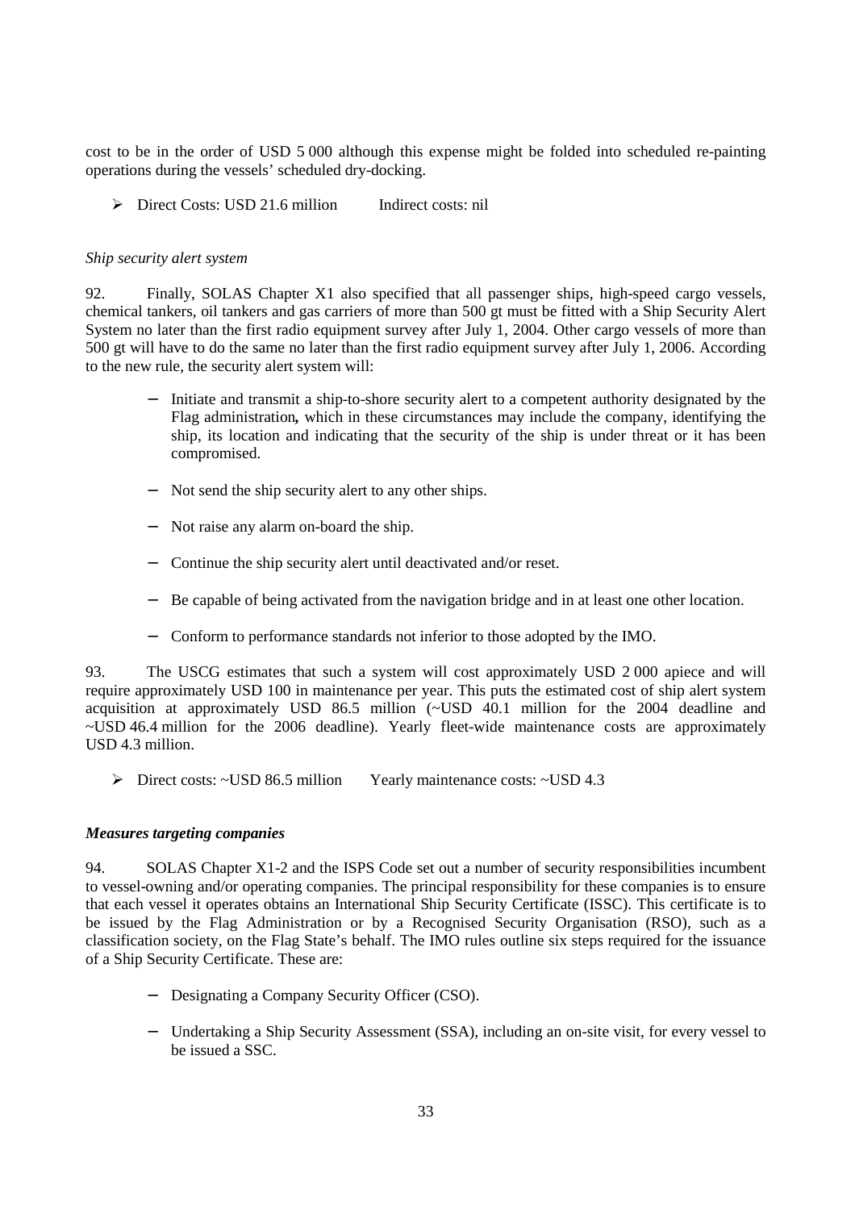cost to be in the order of USD 5 000 although this expense might be folded into scheduled re-painting operations during the vessels' scheduled dry-docking.

- Direct Costs: USD 21.6 million  Indirect costs: nil

*Ship security alert system*

92. Finally, SOLAS Chapter X1 also specified that all passenger ships, high-speed cargo vessels, chemical tankers, oil tankers and gas carriers of more than 500 gt must be fitted with a Ship Security Alert System no later than the first radio equipment survey after July 1, 2004. Other cargo vessels of more than 500 gt will have to do the same no later than the first radio equipment survey after July 1, 2006. According to the new rule, the security alert system will:

- Initiate and transmit a ship-to-shore security alert to a competent authority designated by the Flag administration**,** which in these circumstances may include the company, identifying the ship, its location and indicating that the security of the ship is under threat or it has been compromised.
- Not send the ship security alert to any other ships.
- Not raise any alarm on-board the ship.
- Continue the ship security alert until deactivated and/or reset.
- Be capable of being activated from the navigation bridge and in at least one other location.
- Conform to performance standards not inferior to those adopted by the IMO.

93. The USCG estimates that such a system will cost approximately USD 2 000 apiece and will require approximately USD 100 in maintenance per year. This puts the estimated cost of ship alert system acquisition at approximately USD 86.5 million (~USD 40.1 million for the 2004 deadline and ~USD 46.4 million for the 2006 deadline). Yearly fleet-wide maintenance costs are approximately USD 4.3 million.

- Direct costs: ~USD 86.5 million  Yearly maintenance costs: ~USD 4.3

***Measures targeting companies***

94. SOLAS Chapter X1-2 and the ISPS Code set out a number of security responsibilities incumbent to vessel-owning and/or operating companies. The principal responsibility for these companies is to ensure that each vessel it operates obtains an International Ship Security Certificate (ISSC). This certificate is to be issued by the Flag Administration or by a Recognised Security Organisation (RSO), such as a classification society, on the Flag State's behalf. The IMO rules outline six steps required for the issuance of a Ship Security Certificate. These are:

- Designating a Company Security Officer (CSO).
- Undertaking a Ship Security Assessment (SSA), including an on-site visit, for every vessel to be issued a SSC.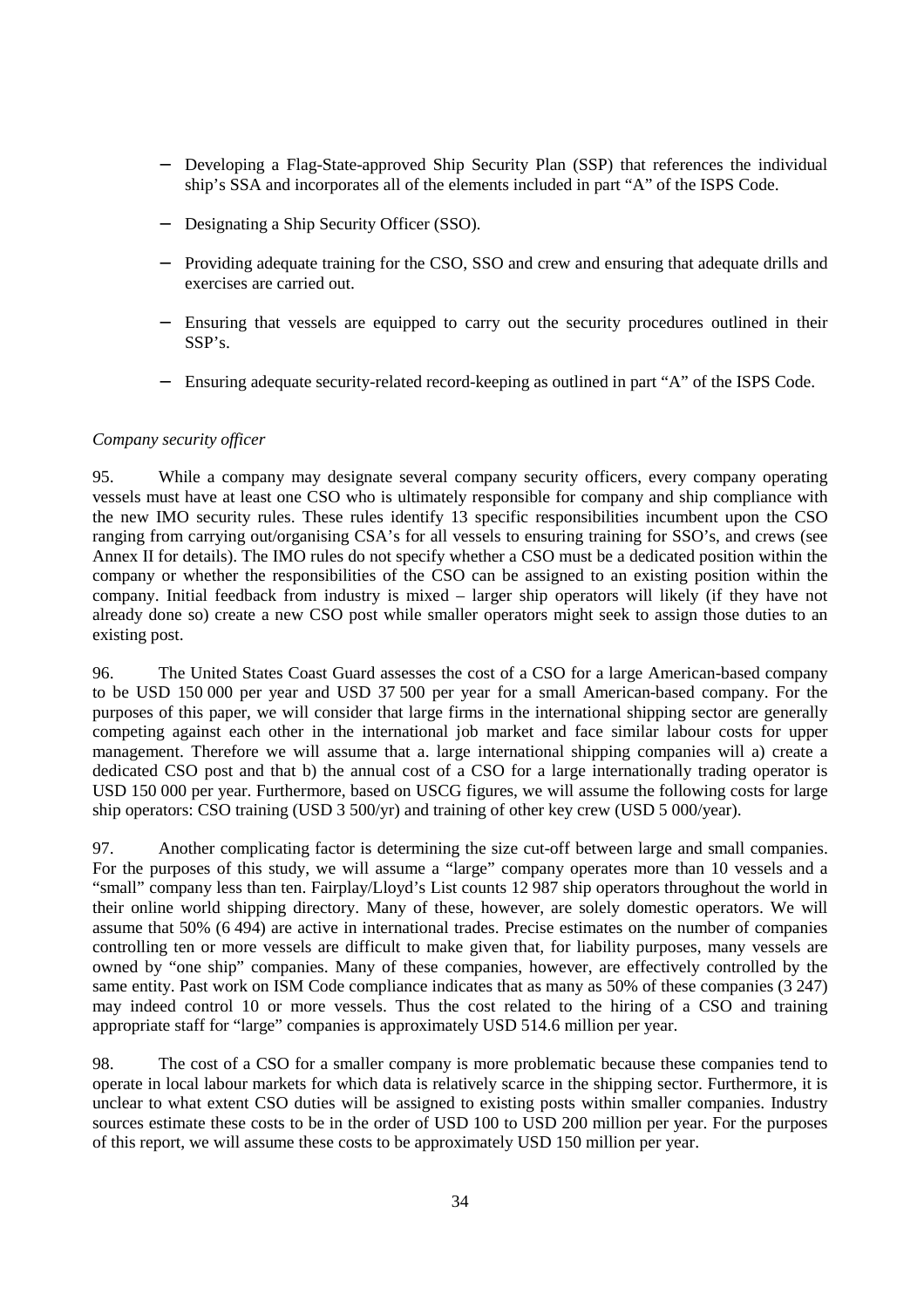- Developing a Flag-State-approved Ship Security Plan (SSP) that references the individual ship's SSA and incorporates all of the elements included in part "A" of the ISPS Code.
- Designating a Ship Security Officer (SSO).
- Providing adequate training for the CSO, SSO and crew and ensuring that adequate drills and exercises are carried out.
- Ensuring that vessels are equipped to carry out the security procedures outlined in their SSP's.
- Ensuring adequate security-related record-keeping as outlined in part "A" of the ISPS Code.

*Company security officer*

95. While a company may designate several company security officers, every company operating vessels must have at least one CSO who is ultimately responsible for company and ship compliance with the new IMO security rules. These rules identify 13 specific responsibilities incumbent upon the CSO ranging from carrying out/organising CSA's for all vessels to ensuring training for SSO's, and crews (see Annex II for details). The IMO rules do not specify whether a CSO must be a dedicated position within the company or whether the responsibilities of the CSO can be assigned to an existing position within the company. Initial feedback from industry is mixed – larger ship operators will likely (if they have not already done so) create a new CSO post while smaller operators might seek to assign those duties to an existing post.

96. The United States Coast Guard assesses the cost of a CSO for a large American-based company to be USD 150 000 per year and USD 37 500 per year for a small American-based company. For the purposes of this paper, we will consider that large firms in the international shipping sector are generally competing against each other in the international job market and face similar labour costs for upper management. Therefore we will assume that a. large international shipping companies will a) create a dedicated CSO post and that b) the annual cost of a CSO for a large internationally trading operator is USD 150 000 per year. Furthermore, based on USCG figures, we will assume the following costs for large ship operators: CSO training (USD 3 500/yr) and training of other key crew (USD 5 000/year).

97. Another complicating factor is determining the size cut-off between large and small companies. For the purposes of this study, we will assume a "large" company operates more than 10 vessels and a "small" company less than ten. Fairplay/Lloyd's List counts 12 987 ship operators throughout the world in their online world shipping directory. Many of these, however, are solely domestic operators. We will assume that 50% (6 494) are active in international trades. Precise estimates on the number of companies controlling ten or more vessels are difficult to make given that, for liability purposes, many vessels are owned by "one ship" companies. Many of these companies, however, are effectively controlled by the same entity. Past work on ISM Code compliance indicates that as many as 50% of these companies (3 247) may indeed control 10 or more vessels. Thus the cost related to the hiring of a CSO and training appropriate staff for "large" companies is approximately USD 514.6 million per year.

98. The cost of a CSO for a smaller company is more problematic because these companies tend to operate in local labour markets for which data is relatively scarce in the shipping sector. Furthermore, it is unclear to what extent CSO duties will be assigned to existing posts within smaller companies. Industry sources estimate these costs to be in the order of USD 100 to USD 200 million per year. For the purposes of this report, we will assume these costs to be approximately USD 150 million per year.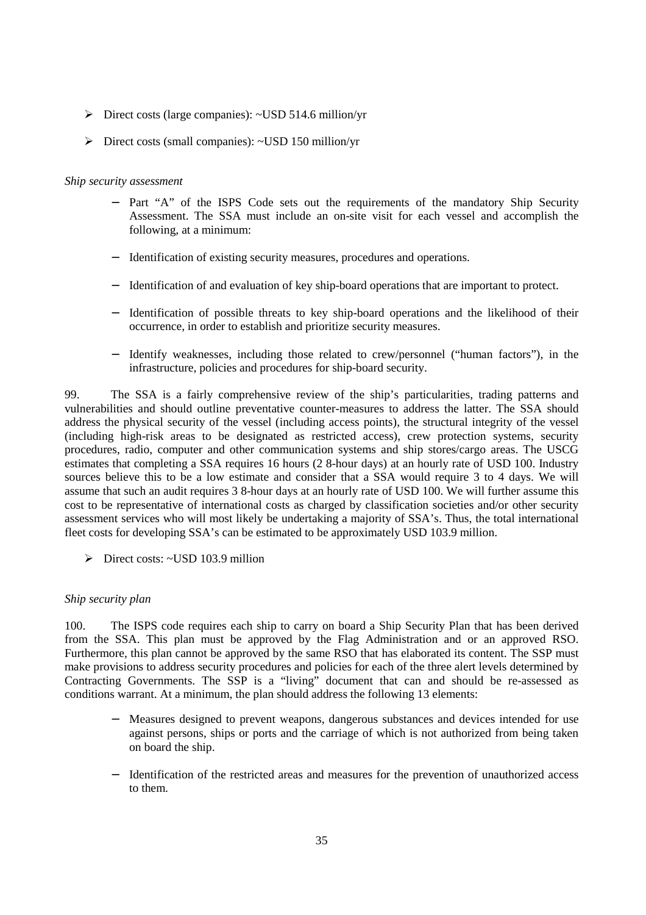- Direct costs (large companies): ~USD 514.6 million/yr
- Direct costs (small companies): ~USD 150 million/yr

*Ship security assessment*

- Part "A" of the ISPS Code sets out the requirements of the mandatory Ship Security Assessment. The SSA must include an on-site visit for each vessel and accomplish the following, at a minimum:
- Identification of existing security measures, procedures and operations.
- Identification of and evaluation of key ship-board operations that are important to protect.
- Identification of possible threats to key ship-board operations and the likelihood of their occurrence, in order to establish and prioritize security measures.
- Identify weaknesses, including those related to crew/personnel ("human factors"), in the infrastructure, policies and procedures for ship-board security.

99. The SSA is a fairly comprehensive review of the ship's particularities, trading patterns and vulnerabilities and should outline preventative counter-measures to address the latter. The SSA should address the physical security of the vessel (including access points), the structural integrity of the vessel (including high-risk areas to be designated as restricted access), crew protection systems, security procedures, radio, computer and other communication systems and ship stores/cargo areas. The USCG estimates that completing a SSA requires 16 hours (2 8-hour days) at an hourly rate of USD 100. Industry sources believe this to be a low estimate and consider that a SSA would require 3 to 4 days. We will assume that such an audit requires 3 8-hour days at an hourly rate of USD 100. We will further assume this cost to be representative of international costs as charged by classification societies and/or other security assessment services who will most likely be undertaking a majority of SSA's. Thus, the total international fleet costs for developing SSA's can be estimated to be approximately USD 103.9 million.

- Direct costs: ~USD 103.9 million

*Ship security plan*

100. The ISPS code requires each ship to carry on board a Ship Security Plan that has been derived from the SSA. This plan must be approved by the Flag Administration and or an approved RSO. Furthermore, this plan cannot be approved by the same RSO that has elaborated its content. The SSP must make provisions to address security procedures and policies for each of the three alert levels determined by Contracting Governments. The SSP is a "living" document that can and should be re-assessed as conditions warrant. At a minimum, the plan should address the following 13 elements:

- Measures designed to prevent weapons, dangerous substances and devices intended for use against persons, ships or ports and the carriage of which is not authorized from being taken on board the ship.
- Identification of the restricted areas and measures for the prevention of unauthorized access to them.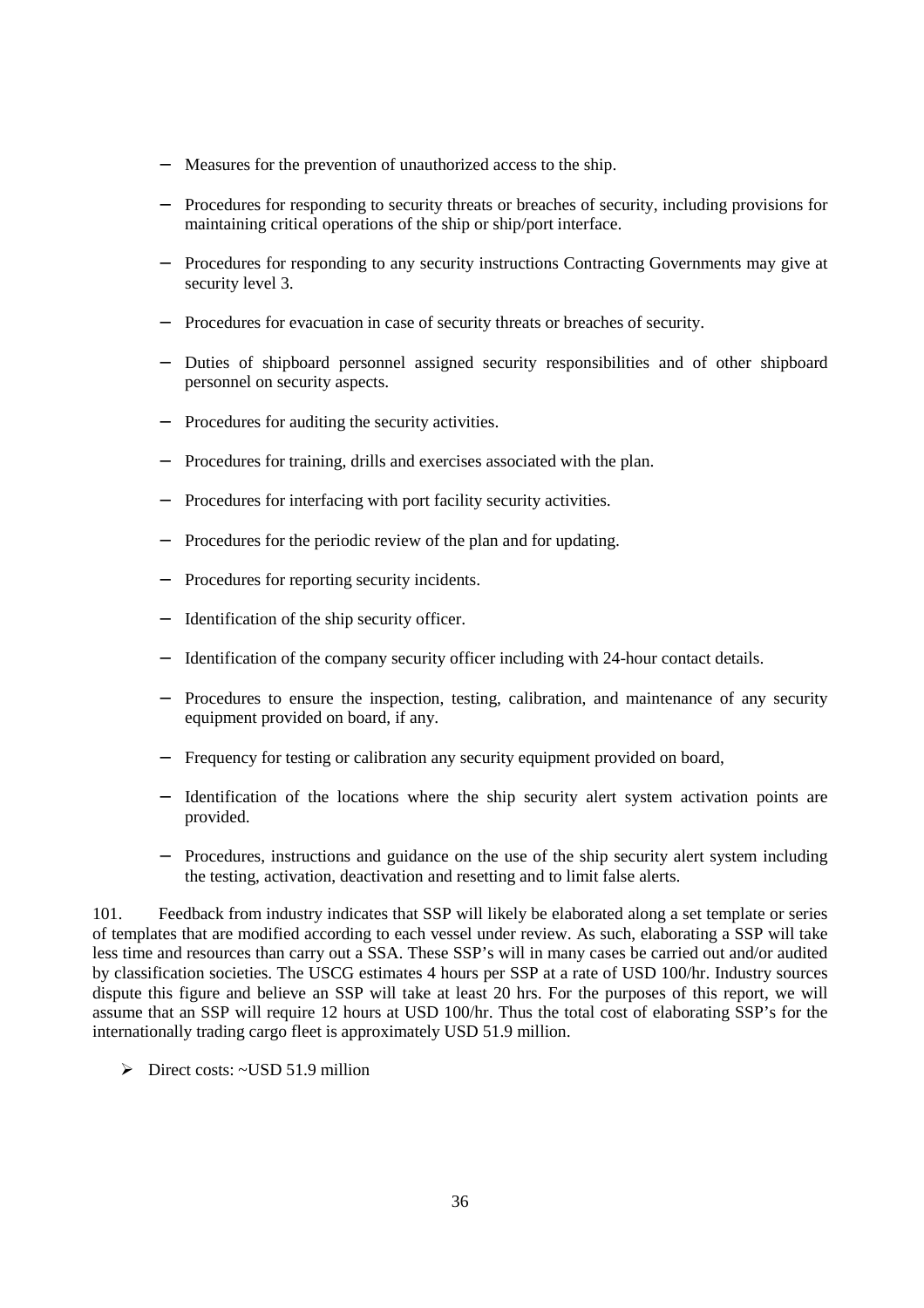- Measures for the prevention of unauthorized access to the ship.
- Procedures for responding to security threats or breaches of security, including provisions for maintaining critical operations of the ship or ship/port interface.
- Procedures for responding to any security instructions Contracting Governments may give at security level 3.
- Procedures for evacuation in case of security threats or breaches of security.
- Duties of shipboard personnel assigned security responsibilities and of other shipboard personnel on security aspects.
- Procedures for auditing the security activities.
- Procedures for training, drills and exercises associated with the plan.
- Procedures for interfacing with port facility security activities.
- Procedures for the periodic review of the plan and for updating.
- Procedures for reporting security incidents.
- Identification of the ship security officer.
- Identification of the company security officer including with 24-hour contact details.
- Procedures to ensure the inspection, testing, calibration, and maintenance of any security equipment provided on board, if any.
- Frequency for testing or calibration any security equipment provided on board,
- Identification of the locations where the ship security alert system activation points are provided.
- Procedures, instructions and guidance on the use of the ship security alert system including the testing, activation, deactivation and resetting and to limit false alerts.

101. Feedback from industry indicates that SSP will likely be elaborated along a set template or series of templates that are modified according to each vessel under review. As such, elaborating a SSP will take less time and resources than carry out a SSA. These SSP's will in many cases be carried out and/or audited by classification societies. The USCG estimates 4 hours per SSP at a rate of USD 100/hr. Industry sources dispute this figure and believe an SSP will take at least 20 hrs. For the purposes of this report, we will assume that an SSP will require 12 hours at USD 100/hr. Thus the total cost of elaborating SSP's for the internationally trading cargo fleet is approximately USD 51.9 million.

- Direct costs: ~USD 51.9 million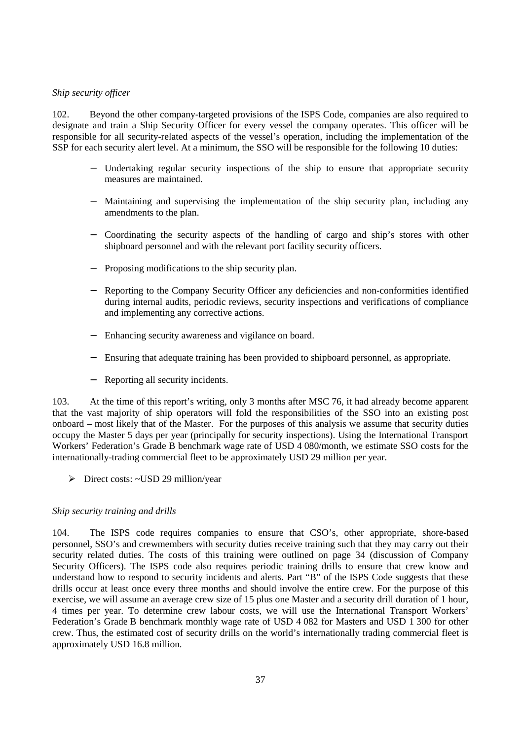*Ship security officer*

102. Beyond the other company-targeted provisions of the ISPS Code, companies are also required to designate and train a Ship Security Officer for every vessel the company operates. This officer will be responsible for all security-related aspects of the vessel's operation, including the implementation of the SSP for each security alert level. At a minimum, the SSO will be responsible for the following 10 duties:

- Undertaking regular security inspections of the ship to ensure that appropriate security measures are maintained.
- Maintaining and supervising the implementation of the ship security plan, including any amendments to the plan.
- Coordinating the security aspects of the handling of cargo and ship's stores with other shipboard personnel and with the relevant port facility security officers.
- Proposing modifications to the ship security plan.
- Reporting to the Company Security Officer any deficiencies and non-conformities identified during internal audits, periodic reviews, security inspections and verifications of compliance and implementing any corrective actions.
- Enhancing security awareness and vigilance on board.
- Ensuring that adequate training has been provided to shipboard personnel, as appropriate.
- Reporting all security incidents.

103. At the time of this report's writing, only 3 months after MSC 76, it had already become apparent that the vast majority of ship operators will fold the responsibilities of the SSO into an existing post onboard – most likely that of the Master. For the purposes of this analysis we assume that security duties occupy the Master 5 days per year (principally for security inspections). Using the International Transport Workers' Federation's Grade B benchmark wage rate of USD 4 080/month, we estimate SSO costs for the internationally-trading commercial fleet to be approximately USD 29 million per year.

- Direct costs: ~USD 29 million/year

*Ship security training and drills*

104. The ISPS code requires companies to ensure that CSO's, other appropriate, shore-based personnel, SSO's and crewmembers with security duties receive training such that they may carry out their security related duties. The costs of this training were outlined on page 34 (discussion of Company Security Officers). The ISPS code also requires periodic training drills to ensure that crew know and understand how to respond to security incidents and alerts. Part "B" of the ISPS Code suggests that these drills occur at least once every three months and should involve the entire crew. For the purpose of this exercise, we will assume an average crew size of 15 plus one Master and a security drill duration of 1 hour, 4 times per year. To determine crew labour costs, we will use the International Transport Workers' Federation's Grade B benchmark monthly wage rate of USD 4 082 for Masters and USD 1 300 for other crew. Thus, the estimated cost of security drills on the world's internationally trading commercial fleet is approximately USD 16.8 million.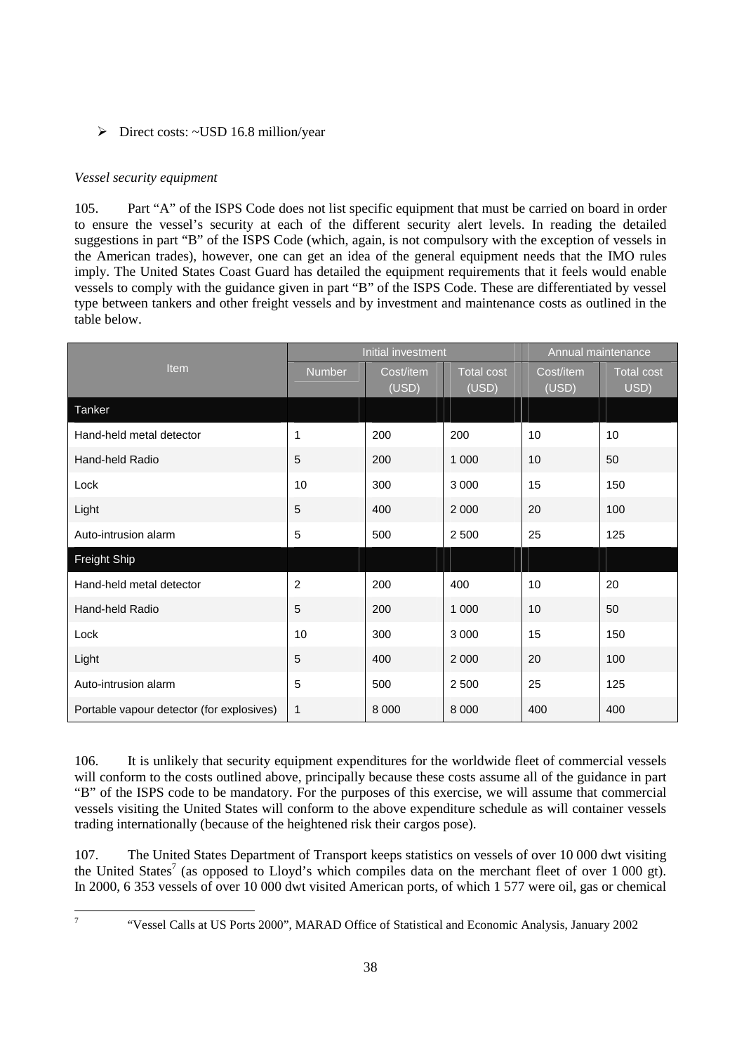- Direct costs: ~USD 16.8 million/year

*Vessel security equipment*

105. Part "A" of the ISPS Code does not list specific equipment that must be carried on board in order to ensure the vessel's security at each of the different security alert levels. In reading the detailed suggestions in part "B" of the ISPS Code (which, again, is not compulsory with the exception of vessels in the American trades), however, one can get an idea of the general equipment needs that the IMO rules imply. The United States Coast Guard has detailed the equipment requirements that it feels would enable vessels to comply with the guidance given in part "B" of the ISPS Code. These are differentiated by vessel type between tankers and other freight vessels and by investment and maintenance costs as outlined in the table below.

| Item | Initial investment | | | Annual maintenance | |
|---|---|---|---|---|---|
| | Number | Cost/item (USD) | Total cost (USD) | Cost/item (USD) | Total cost USD) |
| **Tanker** | | | | | |
| Hand-held metal detector | 1 | 200 | 200 | 10 | 10 |
| Hand-held Radio | 5 | 200 | 1 000 | 10 | 50 |
| Lock | 10 | 300 | 3 000 | 15 | 150 |
| Light | 5 | 400 | 2 000 | 20 | 100 |
| Auto-intrusion alarm | 5 | 500 | 2 500 | 25 | 125 |
| **Freight Ship** | | | | | |
| Hand-held metal detector | 2 | 200 | 400 | 10 | 20 |
| Hand-held Radio | 5 | 200 | 1 000 | 10 | 50 |
| Lock | 10 | 300 | 3 000 | 15 | 150 |
| Light | 5 | 400 | 2 000 | 20 | 100 |
| Auto-intrusion alarm | 5 | 500 | 2 500 | 25 | 125 |
| Portable vapour detector (for explosives) | 1 | 8 000 | 8 000 | 400 | 400 |

106. It is unlikely that security equipment expenditures for the worldwide fleet of commercial vessels will conform to the costs outlined above, principally because these costs assume all of the guidance in part "B" of the ISPS code to be mandatory. For the purposes of this exercise, we will assume that commercial vessels visiting the United States will conform to the above expenditure schedule as will container vessels trading internationally (because of the heightened risk their cargos pose).

107. The United States Department of Transport keeps statistics on vessels of over 10 000 dwt visiting the United States[7] (as opposed to Lloyd's which compiles data on the merchant fleet of over 1 000 gt). In 2000, 6 353 vessels of over 10 000 dwt visited American ports, of which 1 577 were oil, gas or chemical

[7] "Vessel Calls at US Ports 2000", MARAD Office of Statistical and Economic Analysis, January 2002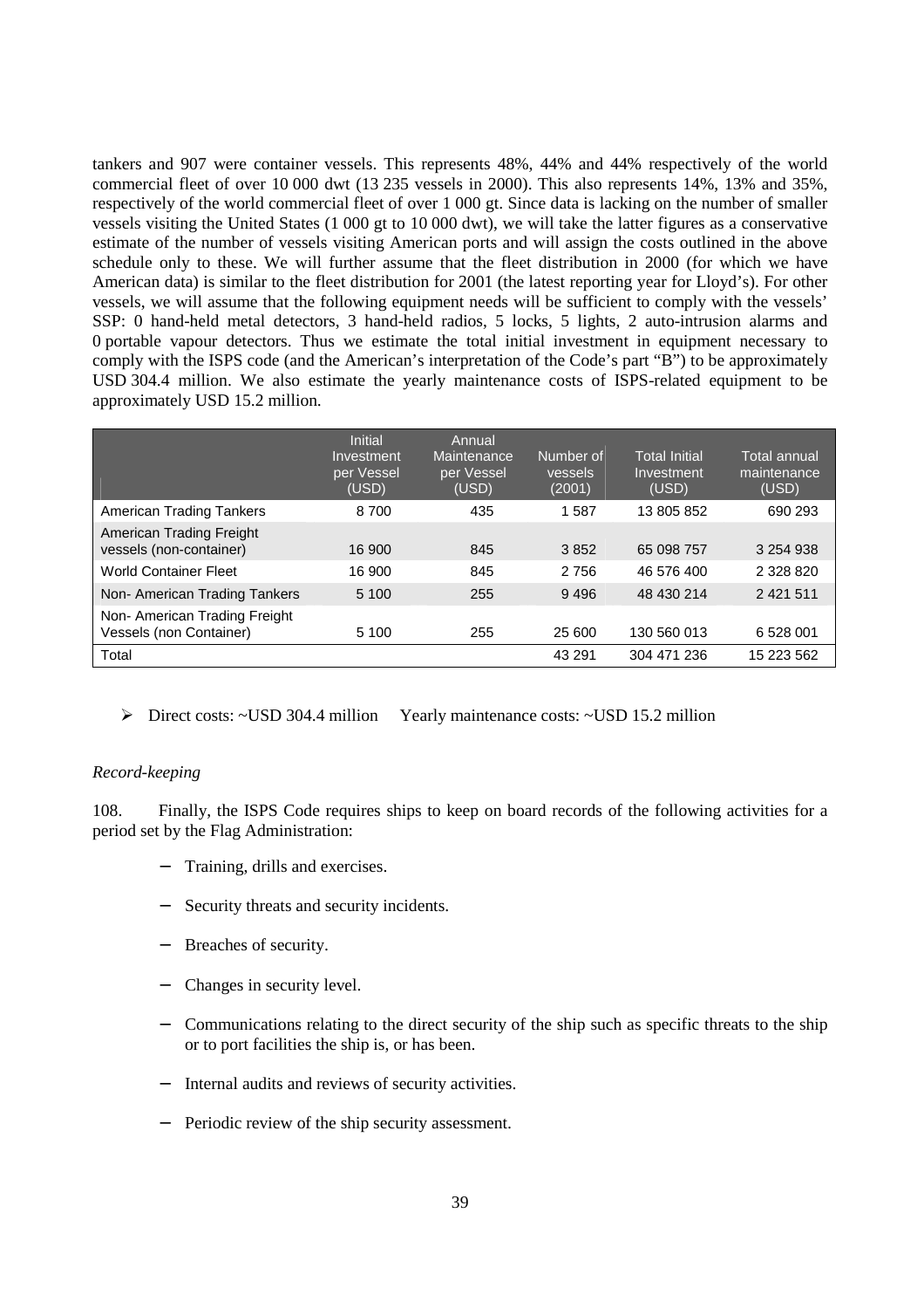tankers and 907 were container vessels. This represents 48%, 44% and 44% respectively of the world commercial fleet of over 10 000 dwt (13 235 vessels in 2000). This also represents 14%, 13% and 35%, respectively of the world commercial fleet of over 1 000 gt. Since data is lacking on the number of smaller vessels visiting the United States (1 000 gt to 10 000 dwt), we will take the latter figures as a conservative estimate of the number of vessels visiting American ports and will assign the costs outlined in the above schedule only to these. We will further assume that the fleet distribution in 2000 (for which we have American data) is similar to the fleet distribution for 2001 (the latest reporting year for Lloyd's). For other vessels, we will assume that the following equipment needs will be sufficient to comply with the vessels' SSP: 0 hand-held metal detectors, 3 hand-held radios, 5 locks, 5 lights, 2 auto-intrusion alarms and 0 portable vapour detectors. Thus we estimate the total initial investment in equipment necessary to comply with the ISPS code (and the American's interpretation of the Code's part "B") to be approximately USD 304.4 million. We also estimate the yearly maintenance costs of ISPS-related equipment to be approximately USD 15.2 million.

| | Initial Investment per Vessel (USD) | Annual Maintenance per Vessel (USD) | Number of vessels (2001) | Total Initial Investment (USD) | Total annual maintenance (USD) |
|---|---|---|---|---|---|
| American Trading Tankers | 8 700 | 435 | 1 587 | 13 805 852 | 690 293 |
| American Trading Freight vessels (non-container) | 16 900 | 845 | 3 852 | 65 098 757 | 3 254 938 |
| World Container Fleet | 16 900 | 845 | 2 756 | 46 576 400 | 2 328 820 |
| Non- American Trading Tankers | 5 100 | 255 | 9 496 | 48 430 214 | 2 421 511 |
| Non- American Trading Freight Vessels (non Container) | 5 100 | 255 | 25 600 | 130 560 013 | 6 528 001 |
| Total | | | 43 291 | 304 471 236 | 15 223 562 |

- Direct costs: ~USD 304.4 million     Yearly maintenance costs: ~USD 15.2 million

*Record-keeping*

108. Finally, the ISPS Code requires ships to keep on board records of the following activities for a period set by the Flag Administration:

- Training, drills and exercises.
- Security threats and security incidents.
- Breaches of security.
- Changes in security level.
- Communications relating to the direct security of the ship such as specific threats to the ship or to port facilities the ship is, or has been.
- Internal audits and reviews of security activities.
- Periodic review of the ship security assessment.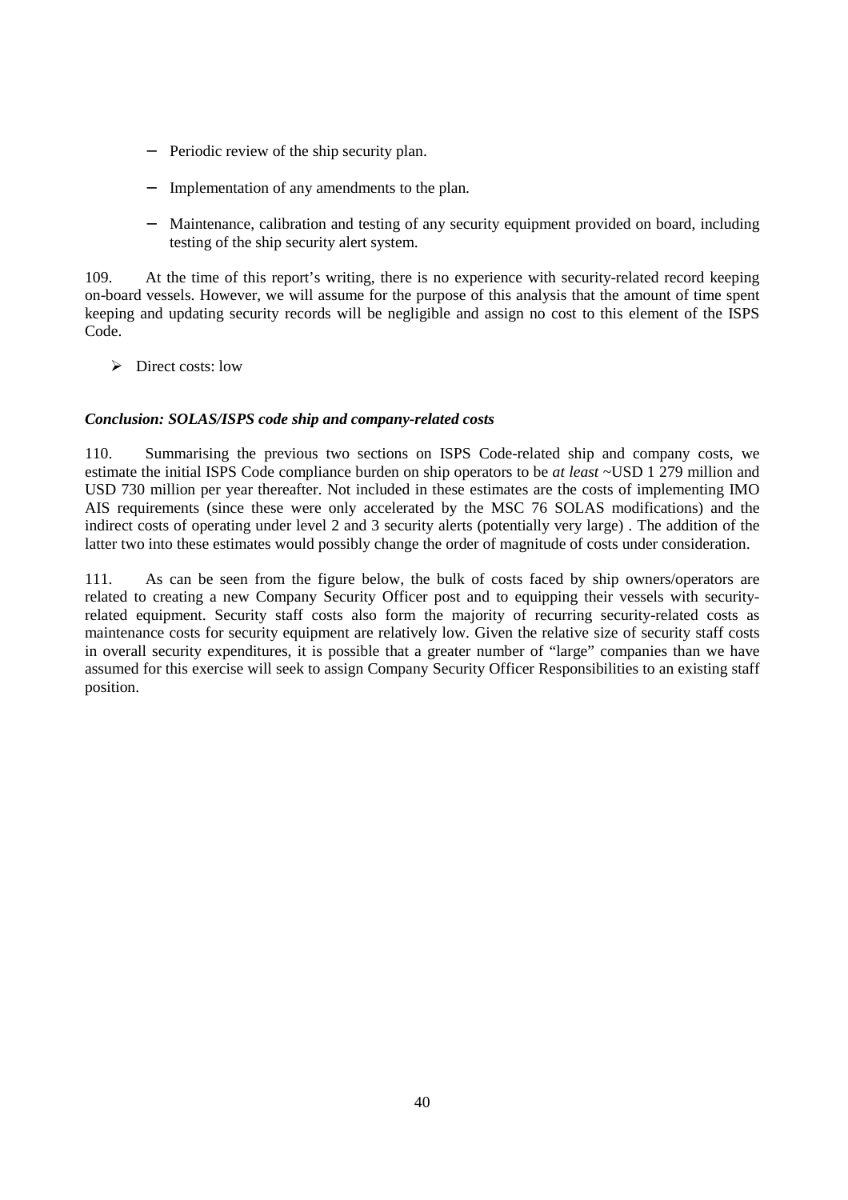- Periodic review of the ship security plan.
- Implementation of any amendments to the plan.
- Maintenance, calibration and testing of any security equipment provided on board, including testing of the ship security alert system.

109. At the time of this report's writing, there is no experience with security-related record keeping on-board vessels. However, we will assume for the purpose of this analysis that the amount of time spent keeping and updating security records will be negligible and assign no cost to this element of the ISPS Code.

- Direct costs: low

***Conclusion: SOLAS/ISPS code ship and company-related costs***

110. Summarising the previous two sections on ISPS Code-related ship and company costs, we estimate the initial ISPS Code compliance burden on ship operators to be *at least* ~USD 1 279 million and USD 730 million per year thereafter. Not included in these estimates are the costs of implementing IMO AIS requirements (since these were only accelerated by the MSC 76 SOLAS modifications) and the indirect costs of operating under level 2 and 3 security alerts (potentially very large) . The addition of the latter two into these estimates would possibly change the order of magnitude of costs under consideration.

111. As can be seen from the figure below, the bulk of costs faced by ship owners/operators are related to creating a new Company Security Officer post and to equipping their vessels with security-related equipment. Security staff costs also form the majority of recurring security-related costs as maintenance costs for security equipment are relatively low. Given the relative size of security staff costs in overall security expenditures, it is possible that a greater number of "large" companies than we have assumed for this exercise will seek to assign Company Security Officer Responsibilities to an existing staff position.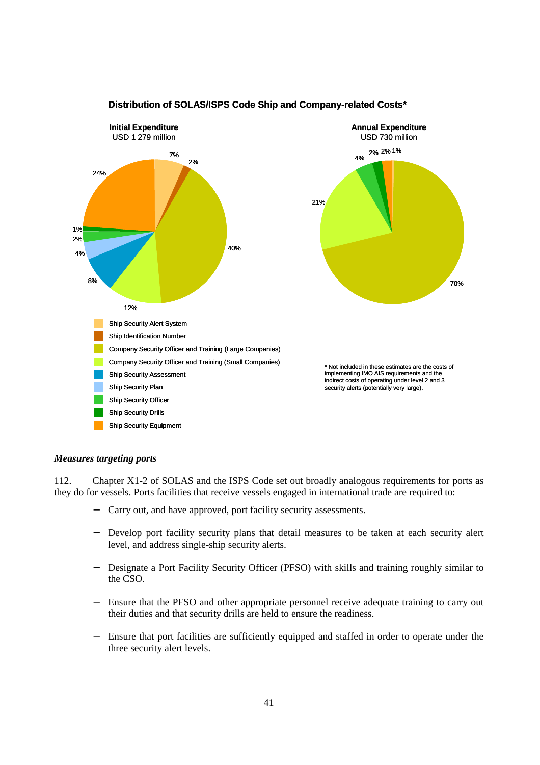**Distribution of SOLAS/ISPS Code Ship and Company-related Costs***

**Initial Expenditure**
USD 1 279 million

7%, 2%, 40%, 12%, 8%, 4%, 2%, 1%, 24%

**Annual Expenditure**
USD 730 million

70%, 21%, 4%, 2%, 2%, 1%

- Ship Security Alert System
- Ship Identification Number
- Company Security Officer and Training (Large Companies)
- Company Security Officer and Training (Small Companies)
- Ship Security Assessment
- Ship Security Plan
- Ship Security Officer
- Ship Security Drills
- Ship Security Equipment

\* Not included in these estimates are the costs of implementing IMO AIS requirements and the indirect costs of operating under level 2 and 3 security alerts (potentially very large).

### *Measures targeting ports*

112. Chapter X1-2 of SOLAS and the ISPS Code set out broadly analogous requirements for ports as they do for vessels. Ports facilities that receive vessels engaged in international trade are required to:

- Carry out, and have approved, port facility security assessments.
- Develop port facility security plans that detail measures to be taken at each security alert level, and address single-ship security alerts.
- Designate a Port Facility Security Officer (PFSO) with skills and training roughly similar to the CSO.
- Ensure that the PFSO and other appropriate personnel receive adequate training to carry out their duties and that security drills are held to ensure the readiness.
- Ensure that port facilities are sufficiently equipped and staffed in order to operate under the three security alert levels.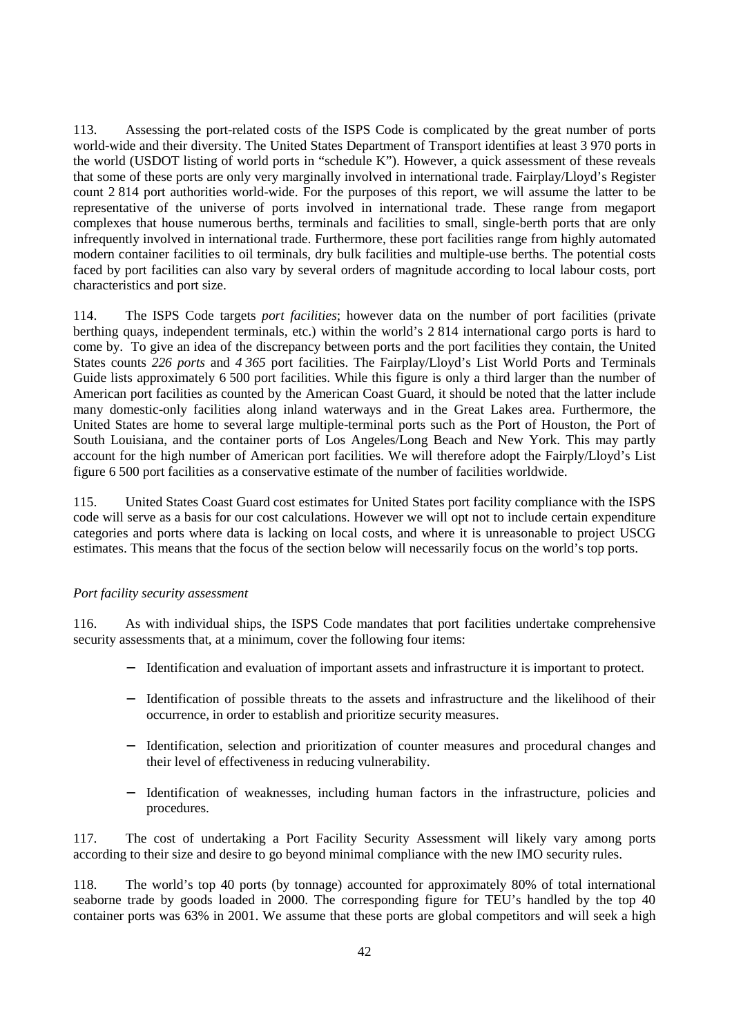113. Assessing the port-related costs of the ISPS Code is complicated by the great number of ports world-wide and their diversity. The United States Department of Transport identifies at least 3 970 ports in the world (USDOT listing of world ports in "schedule K"). However, a quick assessment of these reveals that some of these ports are only very marginally involved in international trade. Fairplay/Lloyd's Register count 2 814 port authorities world-wide. For the purposes of this report, we will assume the latter to be representative of the universe of ports involved in international trade. These range from megaport complexes that house numerous berths, terminals and facilities to small, single-berth ports that are only infrequently involved in international trade. Furthermore, these port facilities range from highly automated modern container facilities to oil terminals, dry bulk facilities and multiple-use berths. The potential costs faced by port facilities can also vary by several orders of magnitude according to local labour costs, port characteristics and port size.

114. The ISPS Code targets *port facilities*; however data on the number of port facilities (private berthing quays, independent terminals, etc.) within the world's 2 814 international cargo ports is hard to come by. To give an idea of the discrepancy between ports and the port facilities they contain, the United States counts *226 ports* and *4 365* port facilities. The Fairplay/Lloyd's List World Ports and Terminals Guide lists approximately 6 500 port facilities. While this figure is only a third larger than the number of American port facilities as counted by the American Coast Guard, it should be noted that the latter include many domestic-only facilities along inland waterways and in the Great Lakes area. Furthermore, the United States are home to several large multiple-terminal ports such as the Port of Houston, the Port of South Louisiana, and the container ports of Los Angeles/Long Beach and New York. This may partly account for the high number of American port facilities. We will therefore adopt the Fairply/Lloyd's List figure 6 500 port facilities as a conservative estimate of the number of facilities worldwide.

115. United States Coast Guard cost estimates for United States port facility compliance with the ISPS code will serve as a basis for our cost calculations. However we will opt not to include certain expenditure categories and ports where data is lacking on local costs, and where it is unreasonable to project USCG estimates. This means that the focus of the section below will necessarily focus on the world's top ports.

*Port facility security assessment*

116. As with individual ships, the ISPS Code mandates that port facilities undertake comprehensive security assessments that, at a minimum, cover the following four items:

- Identification and evaluation of important assets and infrastructure it is important to protect.
- Identification of possible threats to the assets and infrastructure and the likelihood of their occurrence, in order to establish and prioritize security measures.
- Identification, selection and prioritization of counter measures and procedural changes and their level of effectiveness in reducing vulnerability.
- Identification of weaknesses, including human factors in the infrastructure, policies and procedures.

117. The cost of undertaking a Port Facility Security Assessment will likely vary among ports according to their size and desire to go beyond minimal compliance with the new IMO security rules.

118. The world's top 40 ports (by tonnage) accounted for approximately 80% of total international seaborne trade by goods loaded in 2000. The corresponding figure for TEU's handled by the top 40 container ports was 63% in 2001. We assume that these ports are global competitors and will seek a high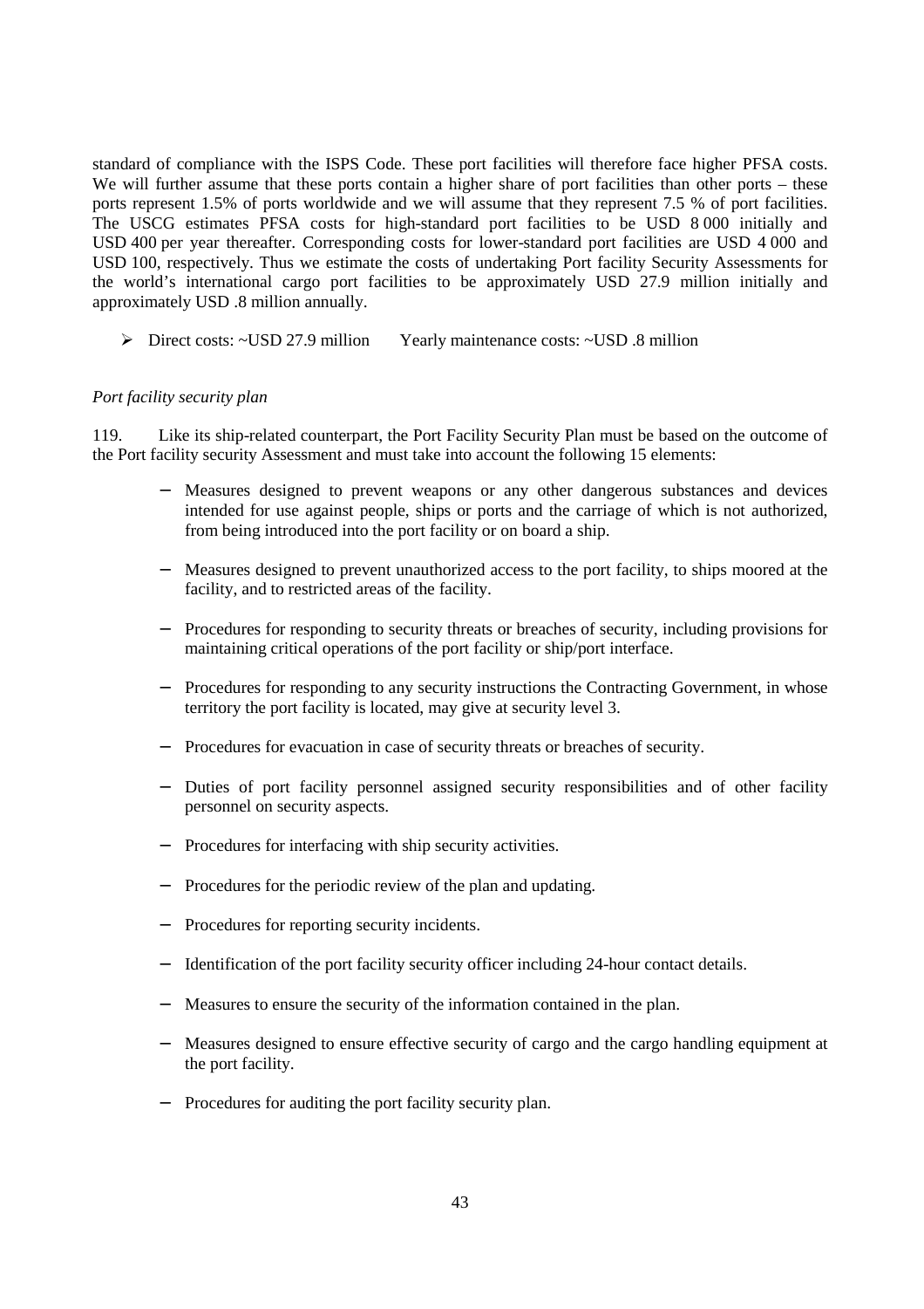standard of compliance with the ISPS Code. These port facilities will therefore face higher PFSA costs. We will further assume that these ports contain a higher share of port facilities than other ports – these ports represent 1.5% of ports worldwide and we will assume that they represent 7.5 % of port facilities. The USCG estimates PFSA costs for high-standard port facilities to be USD 8 000 initially and USD 400 per year thereafter. Corresponding costs for lower-standard port facilities are USD 4 000 and USD 100, respectively. Thus we estimate the costs of undertaking Port facility Security Assessments for the world's international cargo port facilities to be approximately USD 27.9 million initially and approximately USD .8 million annually.

- Direct costs: ~USD 27.9 million  Yearly maintenance costs: ~USD .8 million

*Port facility security plan*

119. Like its ship-related counterpart, the Port Facility Security Plan must be based on the outcome of the Port facility security Assessment and must take into account the following 15 elements:

- Measures designed to prevent weapons or any other dangerous substances and devices intended for use against people, ships or ports and the carriage of which is not authorized, from being introduced into the port facility or on board a ship.
- Measures designed to prevent unauthorized access to the port facility, to ships moored at the facility, and to restricted areas of the facility.
- Procedures for responding to security threats or breaches of security, including provisions for maintaining critical operations of the port facility or ship/port interface.
- Procedures for responding to any security instructions the Contracting Government, in whose territory the port facility is located, may give at security level 3.
- Procedures for evacuation in case of security threats or breaches of security.
- Duties of port facility personnel assigned security responsibilities and of other facility personnel on security aspects.
- Procedures for interfacing with ship security activities.
- Procedures for the periodic review of the plan and updating.
- Procedures for reporting security incidents.
- Identification of the port facility security officer including 24-hour contact details.
- Measures to ensure the security of the information contained in the plan.
- Measures designed to ensure effective security of cargo and the cargo handling equipment at the port facility.
- Procedures for auditing the port facility security plan.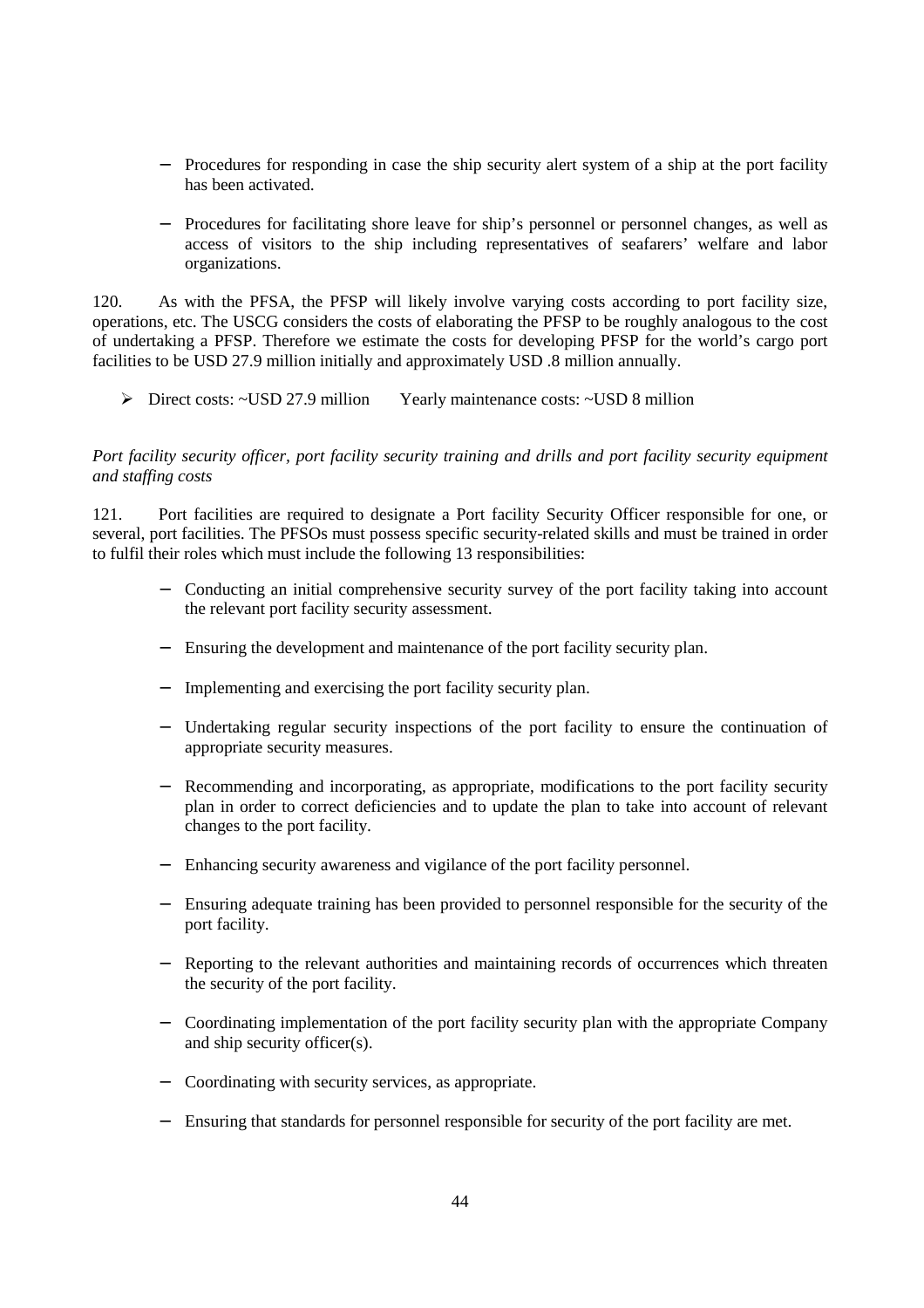- Procedures for responding in case the ship security alert system of a ship at the port facility has been activated.

- Procedures for facilitating shore leave for ship's personnel or personnel changes, as well as access of visitors to the ship including representatives of seafarers' welfare and labor organizations.

120. As with the PFSA, the PFSP will likely involve varying costs according to port facility size, operations, etc. The USCG considers the costs of elaborating the PFSP to be roughly analogous to the cost of undertaking a PFSP. Therefore we estimate the costs for developing PFSP for the world's cargo port facilities to be USD 27.9 million initially and approximately USD .8 million annually.

- Direct costs: ~USD 27.9 million Yearly maintenance costs: ~USD 8 million

*Port facility security officer, port facility security training and drills and port facility security equipment and staffing costs*

121. Port facilities are required to designate a Port facility Security Officer responsible for one, or several, port facilities. The PFSOs must possess specific security-related skills and must be trained in order to fulfil their roles which must include the following 13 responsibilities:

- Conducting an initial comprehensive security survey of the port facility taking into account the relevant port facility security assessment.

- Ensuring the development and maintenance of the port facility security plan.

- Implementing and exercising the port facility security plan.

- Undertaking regular security inspections of the port facility to ensure the continuation of appropriate security measures.

- Recommending and incorporating, as appropriate, modifications to the port facility security plan in order to correct deficiencies and to update the plan to take into account of relevant changes to the port facility.

- Enhancing security awareness and vigilance of the port facility personnel.

- Ensuring adequate training has been provided to personnel responsible for the security of the port facility.

- Reporting to the relevant authorities and maintaining records of occurrences which threaten the security of the port facility.

- Coordinating implementation of the port facility security plan with the appropriate Company and ship security officer(s).

- Coordinating with security services, as appropriate.

- Ensuring that standards for personnel responsible for security of the port facility are met.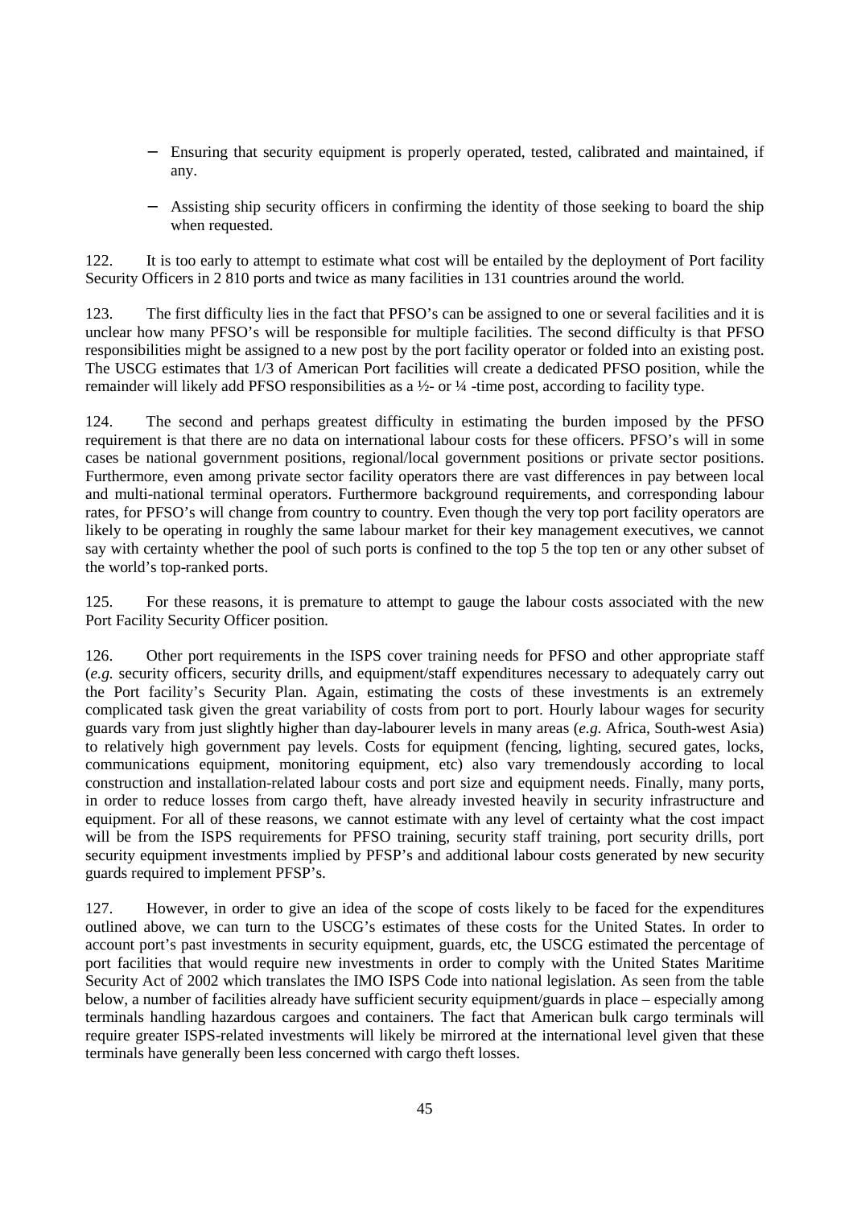- Ensuring that security equipment is properly operated, tested, calibrated and maintained, if any.
- Assisting ship security officers in confirming the identity of those seeking to board the ship when requested.

122. It is too early to attempt to estimate what cost will be entailed by the deployment of Port facility Security Officers in 2 810 ports and twice as many facilities in 131 countries around the world.

123. The first difficulty lies in the fact that PFSO's can be assigned to one or several facilities and it is unclear how many PFSO's will be responsible for multiple facilities. The second difficulty is that PFSO responsibilities might be assigned to a new post by the port facility operator or folded into an existing post. The USCG estimates that 1/3 of American Port facilities will create a dedicated PFSO position, while the remainder will likely add PFSO responsibilities as a ½- or ¼ -time post, according to facility type.

124. The second and perhaps greatest difficulty in estimating the burden imposed by the PFSO requirement is that there are no data on international labour costs for these officers. PFSO's will in some cases be national government positions, regional/local government positions or private sector positions. Furthermore, even among private sector facility operators there are vast differences in pay between local and multi-national terminal operators. Furthermore background requirements, and corresponding labour rates, for PFSO's will change from country to country. Even though the very top port facility operators are likely to be operating in roughly the same labour market for their key management executives, we cannot say with certainty whether the pool of such ports is confined to the top 5 the top ten or any other subset of the world's top-ranked ports.

125. For these reasons, it is premature to attempt to gauge the labour costs associated with the new Port Facility Security Officer position.

126. Other port requirements in the ISPS cover training needs for PFSO and other appropriate staff (*e.g.* security officers, security drills, and equipment/staff expenditures necessary to adequately carry out the Port facility's Security Plan. Again, estimating the costs of these investments is an extremely complicated task given the great variability of costs from port to port. Hourly labour wages for security guards vary from just slightly higher than day-labourer levels in many areas (*e.g.* Africa, South-west Asia) to relatively high government pay levels. Costs for equipment (fencing, lighting, secured gates, locks, communications equipment, monitoring equipment, etc) also vary tremendously according to local construction and installation-related labour costs and port size and equipment needs. Finally, many ports, in order to reduce losses from cargo theft, have already invested heavily in security infrastructure and equipment. For all of these reasons, we cannot estimate with any level of certainty what the cost impact will be from the ISPS requirements for PFSO training, security staff training, port security drills, port security equipment investments implied by PFSP's and additional labour costs generated by new security guards required to implement PFSP's.

127. However, in order to give an idea of the scope of costs likely to be faced for the expenditures outlined above, we can turn to the USCG's estimates of these costs for the United States. In order to account port's past investments in security equipment, guards, etc, the USCG estimated the percentage of port facilities that would require new investments in order to comply with the United States Maritime Security Act of 2002 which translates the IMO ISPS Code into national legislation. As seen from the table below, a number of facilities already have sufficient security equipment/guards in place – especially among terminals handling hazardous cargoes and containers. The fact that American bulk cargo terminals will require greater ISPS-related investments will likely be mirrored at the international level given that these terminals have generally been less concerned with cargo theft losses.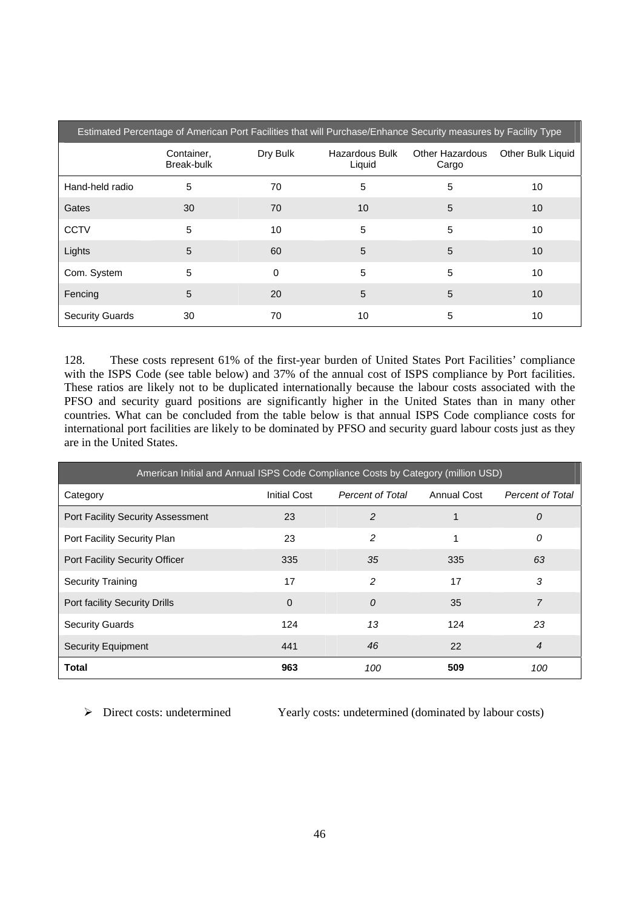| Estimated Percentage of American Port Facilities that will Purchase/Enhance Security measures by Facility Type | | | | | |
|---|---|---|---|---|---|
| | Container, Break-bulk | Dry Bulk | Hazardous Bulk Liquid | Other Hazardous Cargo | Other Bulk Liquid |
| Hand-held radio | 5 | 70 | 5 | 5 | 10 |
| Gates | 30 | 70 | 10 | 5 | 10 |
| CCTV | 5 | 10 | 5 | 5 | 10 |
| Lights | 5 | 60 | 5 | 5 | 10 |
| Com. System | 5 | 0 | 5 | 5 | 10 |
| Fencing | 5 | 20 | 5 | 5 | 10 |
| Security Guards | 30 | 70 | 10 | 5 | 10 |

128. These costs represent 61% of the first-year burden of United States Port Facilities' compliance with the ISPS Code (see table below) and 37% of the annual cost of ISPS compliance by Port facilities. These ratios are likely not to be duplicated internationally because the labour costs associated with the PFSO and security guard positions are significantly higher in the United States than in many other countries. What can be concluded from the table below is that annual ISPS Code compliance costs for international port facilities are likely to be dominated by PFSO and security guard labour costs just as they are in the United States.

| American Initial and Annual ISPS Code Compliance Costs by Category (million USD) | | | | |
|---|---|---|---|---|
| Category | Initial Cost | *Percent of Total* | Annual Cost | *Percent of Total* |
| Port Facility Security Assessment | 23 | *2* | 1 | *0* |
| Port Facility Security Plan | 23 | *2* | 1 | *0* |
| Port Facility Security Officer | 335 | *35* | 335 | *63* |
| Security Training | 17 | *2* | 17 | *3* |
| Port facility Security Drills | 0 | *0* | 35 | *7* |
| Security Guards | 124 | *13* | 124 | *23* |
| Security Equipment | 441 | *46* | 22 | *4* |
| **Total** | **963** | *100* | **509** | *100* |

- Direct costs: undetermined Yearly costs: undetermined (dominated by labour costs)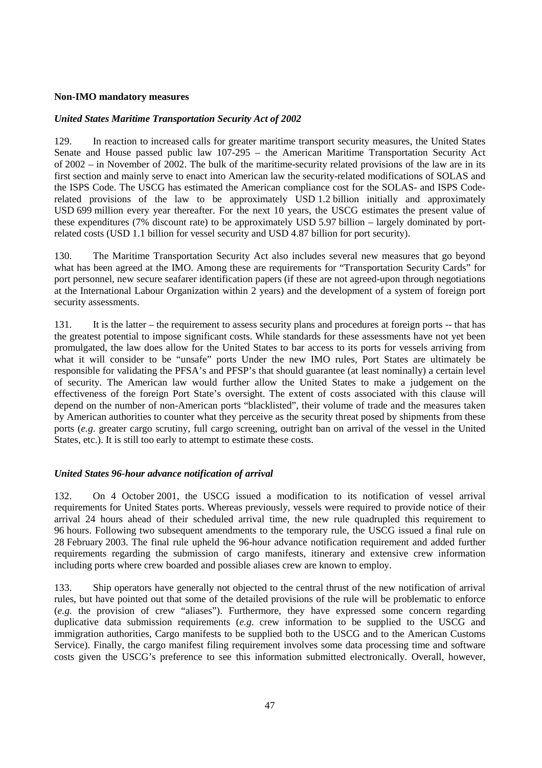**Non-IMO mandatory measures**

*United States Maritime Transportation Security Act of 2002*

129. In reaction to increased calls for greater maritime transport security measures, the United States Senate and House passed public law 107-295 – the American Maritime Transportation Security Act of 2002 – in November of 2002. The bulk of the maritime-security related provisions of the law are in its first section and mainly serve to enact into American law the security-related modifications of SOLAS and the ISPS Code. The USCG has estimated the American compliance cost for the SOLAS- and ISPS Code-related provisions of the law to be approximately USD 1.2 billion initially and approximately USD 699 million every year thereafter. For the next 10 years, the USCG estimates the present value of these expenditures (7% discount rate) to be approximately USD 5.97 billion – largely dominated by port-related costs (USD 1.1 billion for vessel security and USD 4.87 billion for port security).

130. The Maritime Transportation Security Act also includes several new measures that go beyond what has been agreed at the IMO. Among these are requirements for "Transportation Security Cards" for port personnel, new secure seafarer identification papers (if these are not agreed-upon through negotiations at the International Labour Organization within 2 years) and the development of a system of foreign port security assessments.

131. It is the latter – the requirement to assess security plans and procedures at foreign ports -- that has the greatest potential to impose significant costs. While standards for these assessments have not yet been promulgated, the law does allow for the United States to bar access to its ports for vessels arriving from what it will consider to be "unsafe" ports Under the new IMO rules, Port States are ultimately be responsible for validating the PFSA's and PFSP's that should guarantee (at least nominally) a certain level of security. The American law would further allow the United States to make a judgement on the effectiveness of the foreign Port State's oversight. The extent of costs associated with this clause will depend on the number of non-American ports "blacklisted", their volume of trade and the measures taken by American authorities to counter what they perceive as the security threat posed by shipments from these ports (*e.g.* greater cargo scrutiny, full cargo screening, outright ban on arrival of the vessel in the United States, etc.). It is still too early to attempt to estimate these costs.

*United States 96-hour advance notification of arrival*

132. On 4 October 2001, the USCG issued a modification to its notification of vessel arrival requirements for United States ports. Whereas previously, vessels were required to provide notice of their arrival 24 hours ahead of their scheduled arrival time, the new rule quadrupled this requirement to 96 hours. Following two subsequent amendments to the temporary rule, the USCG issued a final rule on 28 February 2003. The final rule upheld the 96-hour advance notification requirement and added further requirements regarding the submission of cargo manifests, itinerary and extensive crew information including ports where crew boarded and possible aliases crew are known to employ.

133. Ship operators have generally not objected to the central thrust of the new notification of arrival rules, but have pointed out that some of the detailed provisions of the rule will be problematic to enforce (*e.g.* the provision of crew "aliases"). Furthermore, they have expressed some concern regarding duplicative data submission requirements (*e.g.* crew information to be supplied to the USCG and immigration authorities, Cargo manifests to be supplied both to the USCG and to the American Customs Service). Finally, the cargo manifest filing requirement involves some data processing time and software costs given the USCG's preference to see this information submitted electronically. Overall, however,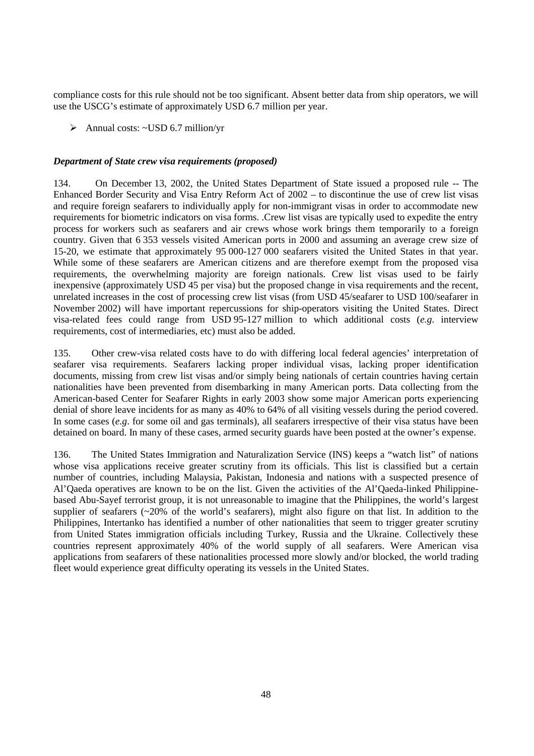compliance costs for this rule should not be too significant. Absent better data from ship operators, we will use the USCG's estimate of approximately USD 6.7 million per year.

➢ Annual costs: ~USD 6.7 million/yr

***Department of State crew visa requirements (proposed)***

134. On December 13, 2002, the United States Department of State issued a proposed rule -- The Enhanced Border Security and Visa Entry Reform Act of 2002 – to discontinue the use of crew list visas and require foreign seafarers to individually apply for non-immigrant visas in order to accommodate new requirements for biometric indicators on visa forms. .Crew list visas are typically used to expedite the entry process for workers such as seafarers and air crews whose work brings them temporarily to a foreign country. Given that 6 353 vessels visited American ports in 2000 and assuming an average crew size of 15-20, we estimate that approximately 95 000-127 000 seafarers visited the United States in that year. While some of these seafarers are American citizens and are therefore exempt from the proposed visa requirements, the overwhelming majority are foreign nationals. Crew list visas used to be fairly inexpensive (approximately USD 45 per visa) but the proposed change in visa requirements and the recent, unrelated increases in the cost of processing crew list visas (from USD 45/seafarer to USD 100/seafarer in November 2002) will have important repercussions for ship-operators visiting the United States. Direct visa-related fees could range from USD 95-127 million to which additional costs (*e.g*. interview requirements, cost of intermediaries, etc) must also be added.

135. Other crew-visa related costs have to do with differing local federal agencies' interpretation of seafarer visa requirements. Seafarers lacking proper individual visas, lacking proper identification documents, missing from crew list visas and/or simply being nationals of certain countries having certain nationalities have been prevented from disembarking in many American ports. Data collecting from the American-based Center for Seafarer Rights in early 2003 show some major American ports experiencing denial of shore leave incidents for as many as 40% to 64% of all visiting vessels during the period covered. In some cases (*e.g*. for some oil and gas terminals), all seafarers irrespective of their visa status have been detained on board. In many of these cases, armed security guards have been posted at the owner's expense.

136. The United States Immigration and Naturalization Service (INS) keeps a "watch list" of nations whose visa applications receive greater scrutiny from its officials. This list is classified but a certain number of countries, including Malaysia, Pakistan, Indonesia and nations with a suspected presence of Al'Qaeda operatives are known to be on the list. Given the activities of the Al'Qaeda-linked Philippine-based Abu-Sayef terrorist group, it is not unreasonable to imagine that the Philippines, the world's largest supplier of seafarers (~20% of the world's seafarers), might also figure on that list. In addition to the Philippines, Intertanko has identified a number of other nationalities that seem to trigger greater scrutiny from United States immigration officials including Turkey, Russia and the Ukraine. Collectively these countries represent approximately 40% of the world supply of all seafarers. Were American visa applications from seafarers of these nationalities processed more slowly and/or blocked, the world trading fleet would experience great difficulty operating its vessels in the United States.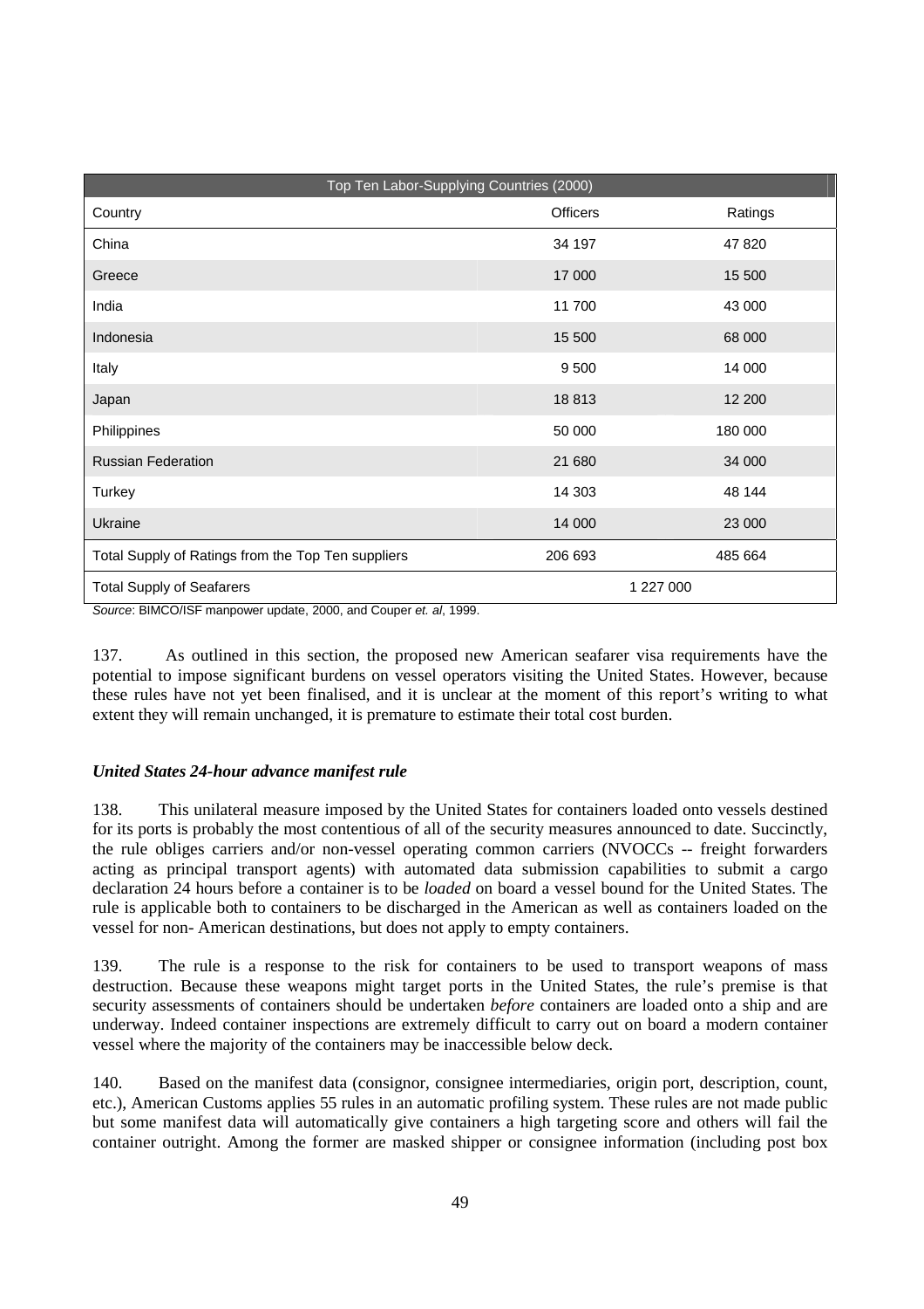| Top Ten Labor-Supplying Countries (2000) | | |
|---|---|---|
| Country | Officers | Ratings |
| China | 34 197 | 47 820 |
| Greece | 17 000 | 15 500 |
| India | 11 700 | 43 000 |
| Indonesia | 15 500 | 68 000 |
| Italy | 9 500 | 14 000 |
| Japan | 18 813 | 12 200 |
| Philippines | 50 000 | 180 000 |
| Russian Federation | 21 680 | 34 000 |
| Turkey | 14 303 | 48 144 |
| Ukraine | 14 000 | 23 000 |
| Total Supply of Ratings from the Top Ten suppliers | 206 693 | 485 664 |
| Total Supply of Seafarers | 1 227 000 | |

*Source*: BIMCO/ISF manpower update, 2000, and Couper *et. al*, 1999.

137. As outlined in this section, the proposed new American seafarer visa requirements have the potential to impose significant burdens on vessel operators visiting the United States. However, because these rules have not yet been finalised, and it is unclear at the moment of this report's writing to what extent they will remain unchanged, it is premature to estimate their total cost burden.

### *United States 24-hour advance manifest rule*

138. This unilateral measure imposed by the United States for containers loaded onto vessels destined for its ports is probably the most contentious of all of the security measures announced to date. Succinctly, the rule obliges carriers and/or non-vessel operating common carriers (NVOCCs -- freight forwarders acting as principal transport agents) with automated data submission capabilities to submit a cargo declaration 24 hours before a container is to be *loaded* on board a vessel bound for the United States. The rule is applicable both to containers to be discharged in the American as well as containers loaded on the vessel for non- American destinations, but does not apply to empty containers.

139. The rule is a response to the risk for containers to be used to transport weapons of mass destruction. Because these weapons might target ports in the United States, the rule's premise is that security assessments of containers should be undertaken *before* containers are loaded onto a ship and are underway. Indeed container inspections are extremely difficult to carry out on board a modern container vessel where the majority of the containers may be inaccessible below deck.

140. Based on the manifest data (consignor, consignee intermediaries, origin port, description, count, etc.), American Customs applies 55 rules in an automatic profiling system. These rules are not made public but some manifest data will automatically give containers a high targeting score and others will fail the container outright. Among the former are masked shipper or consignee information (including post box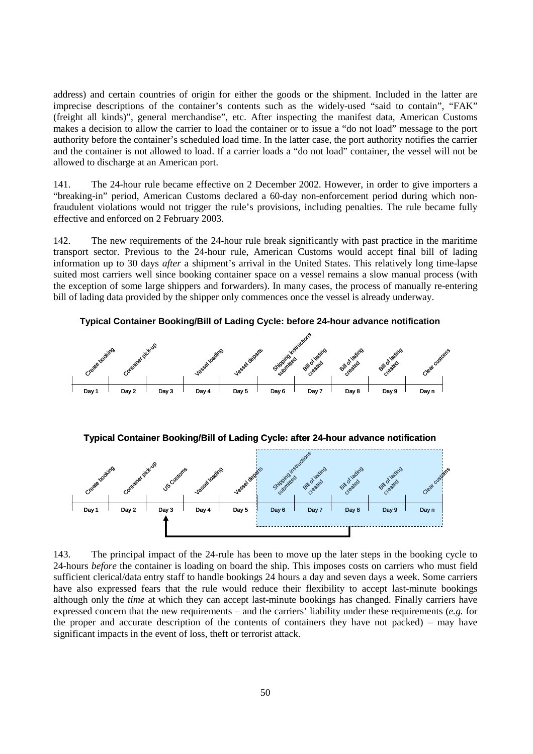address) and certain countries of origin for either the goods or the shipment. Included in the latter are imprecise descriptions of the container's contents such as the widely-used "said to contain", "FAK" (freight all kinds)", general merchandise", etc. After inspecting the manifest data, American Customs makes a decision to allow the carrier to load the container or to issue a "do not load" message to the port authority before the container's scheduled load time. In the latter case, the port authority notifies the carrier and the container is not allowed to load. If a carrier loads a "do not load" container, the vessel will not be allowed to discharge at an American port.

141. The 24-hour rule became effective on 2 December 2002. However, in order to give importers a "breaking-in" period, American Customs declared a 60-day non-enforcement period during which non-fraudulent violations would not trigger the rule's provisions, including penalties. The rule became fully effective and enforced on 2 February 2003.

142. The new requirements of the 24-hour rule break significantly with past practice in the maritime transport sector. Previous to the 24-hour rule, American Customs would accept final bill of lading information up to 30 days *after* a shipment's arrival in the United States. This relatively long time-lapse suited most carriers well since booking container space on a vessel remains a slow manual process (with the exception of some large shippers and forwarders). In many cases, the process of manually re-entering bill of lading data provided by the shipper only commences once the vessel is already underway.

**Typical Container Booking/Bill of Lading Cycle: before 24-hour advance notification**

| Day 1 | Day 2 | Day 3 | Day 4 | Day 5 | Day 6 | Day 7 | Day 8 | Day 9 | Day n |
|---|---|---|---|---|---|---|---|---|---|
| Create booking | Container pick-up | | Vessel loading | Vessel departs | Shipping instructions submitted | Bill of lading created | Bill of lading created | Bill of lading created | Clear customs |

**Typical Container Booking/Bill of Lading Cycle: after 24-hour advance notification**

| Day 1 | Day 2 | Day 3 | Day 4 | Day 5 | Day 6 | Day 7 | Day 8 | Day 9 | Day n |
|---|---|---|---|---|---|---|---|---|---|
| Create booking | Container pick-up | US Customs | Vessel loading | Vessel departs | Shipping instructions submitted | Bill of lading created | Bill of lading created | Bill of lading created | Clear customs |

143. The principal impact of the 24-rule has been to move up the later steps in the booking cycle to 24-hours *before* the container is loading on board the ship. This imposes costs on carriers who must field sufficient clerical/data entry staff to handle bookings 24 hours a day and seven days a week. Some carriers have also expressed fears that the rule would reduce their flexibility to accept last-minute bookings although only the *time* at which they can accept last-minute bookings has changed. Finally carriers have expressed concern that the new requirements – and the carriers' liability under these requirements (*e.g.* for the proper and accurate description of the contents of containers they have not packed) – may have significant impacts in the event of loss, theft or terrorist attack.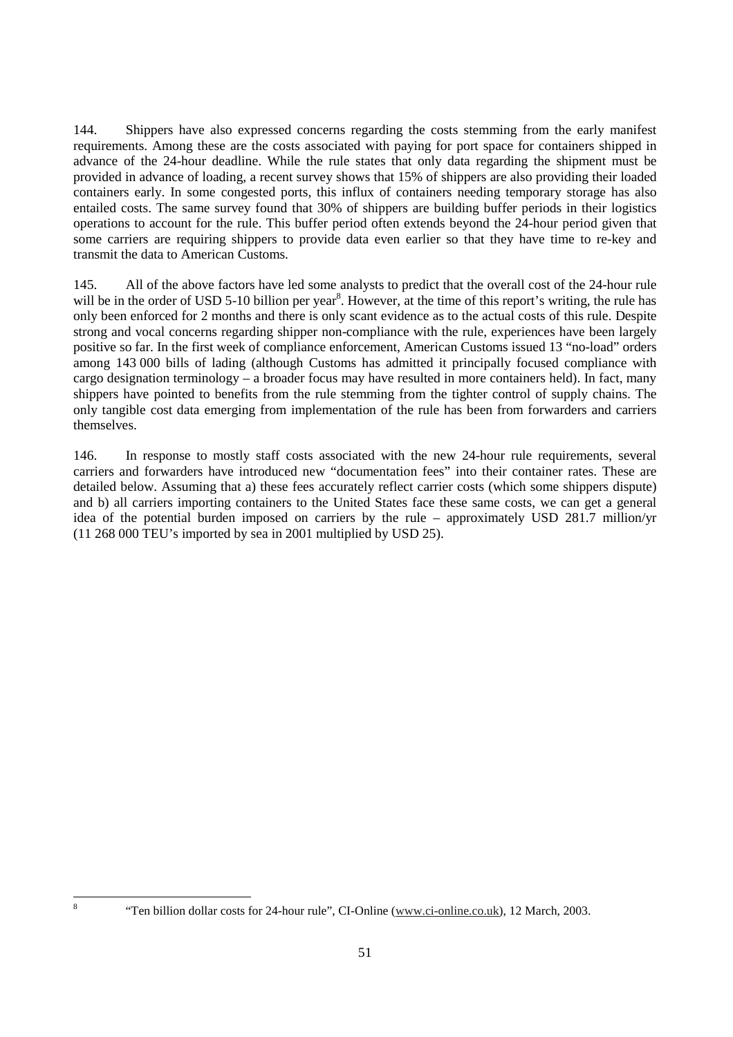144. Shippers have also expressed concerns regarding the costs stemming from the early manifest requirements. Among these are the costs associated with paying for port space for containers shipped in advance of the 24-hour deadline. While the rule states that only data regarding the shipment must be provided in advance of loading, a recent survey shows that 15% of shippers are also providing their loaded containers early. In some congested ports, this influx of containers needing temporary storage has also entailed costs. The same survey found that 30% of shippers are building buffer periods in their logistics operations to account for the rule. This buffer period often extends beyond the 24-hour period given that some carriers are requiring shippers to provide data even earlier so that they have time to re-key and transmit the data to American Customs.

145. All of the above factors have led some analysts to predict that the overall cost of the 24-hour rule will be in the order of USD 5-10 billion per year[8]. However, at the time of this report's writing, the rule has only been enforced for 2 months and there is only scant evidence as to the actual costs of this rule. Despite strong and vocal concerns regarding shipper non-compliance with the rule, experiences have been largely positive so far. In the first week of compliance enforcement, American Customs issued 13 "no-load" orders among 143 000 bills of lading (although Customs has admitted it principally focused compliance with cargo designation terminology – a broader focus may have resulted in more containers held). In fact, many shippers have pointed to benefits from the rule stemming from the tighter control of supply chains. The only tangible cost data emerging from implementation of the rule has been from forwarders and carriers themselves.

146. In response to mostly staff costs associated with the new 24-hour rule requirements, several carriers and forwarders have introduced new "documentation fees" into their container rates. These are detailed below. Assuming that a) these fees accurately reflect carrier costs (which some shippers dispute) and b) all carriers importing containers to the United States face these same costs, we can get a general idea of the potential burden imposed on carriers by the rule – approximately USD 281.7 million/yr (11 268 000 TEU's imported by sea in 2001 multiplied by USD 25).

---

[8] "Ten billion dollar costs for 24-hour rule", CI-Online (www.ci-online.co.uk), 12 March, 2003.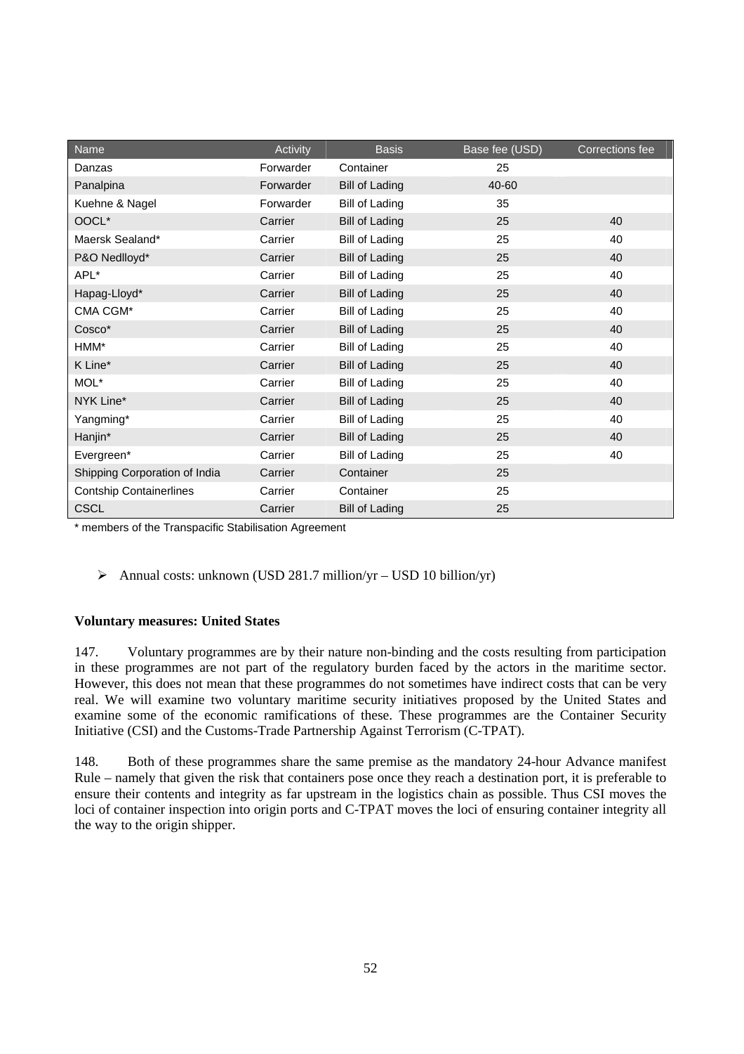| Name | Activity | Basis | Base fee (USD) | Corrections fee |
|---|---|---|---|---|
| Danzas | Forwarder | Container | 25 | |
| Panalpina | Forwarder | Bill of Lading | 40-60 | |
| Kuehne & Nagel | Forwarder | Bill of Lading | 35 | |
| OOCL* | Carrier | Bill of Lading | 25 | 40 |
| Maersk Sealand* | Carrier | Bill of Lading | 25 | 40 |
| P&O Nedlloyd* | Carrier | Bill of Lading | 25 | 40 |
| APL* | Carrier | Bill of Lading | 25 | 40 |
| Hapag-Lloyd* | Carrier | Bill of Lading | 25 | 40 |
| CMA CGM* | Carrier | Bill of Lading | 25 | 40 |
| Cosco* | Carrier | Bill of Lading | 25 | 40 |
| HMM* | Carrier | Bill of Lading | 25 | 40 |
| K Line* | Carrier | Bill of Lading | 25 | 40 |
| MOL* | Carrier | Bill of Lading | 25 | 40 |
| NYK Line* | Carrier | Bill of Lading | 25 | 40 |
| Yangming* | Carrier | Bill of Lading | 25 | 40 |
| Hanjin* | Carrier | Bill of Lading | 25 | 40 |
| Evergreen* | Carrier | Bill of Lading | 25 | 40 |
| Shipping Corporation of India | Carrier | Container | 25 | |
| Contship Containerlines | Carrier | Container | 25 | |
| CSCL | Carrier | Bill of Lading | 25 | |

\* members of the Transpacific Stabilisation Agreement

- Annual costs: unknown (USD 281.7 million/yr – USD 10 billion/yr)

**Voluntary measures: United States**

147. Voluntary programmes are by their nature non-binding and the costs resulting from participation in these programmes are not part of the regulatory burden faced by the actors in the maritime sector. However, this does not mean that these programmes do not sometimes have indirect costs that can be very real. We will examine two voluntary maritime security initiatives proposed by the United States and examine some of the economic ramifications of these. These programmes are the Container Security Initiative (CSI) and the Customs-Trade Partnership Against Terrorism (C-TPAT).

148. Both of these programmes share the same premise as the mandatory 24-hour Advance manifest Rule – namely that given the risk that containers pose once they reach a destination port, it is preferable to ensure their contents and integrity as far upstream in the logistics chain as possible. Thus CSI moves the loci of container inspection into origin ports and C-TPAT moves the loci of ensuring container integrity all the way to the origin shipper.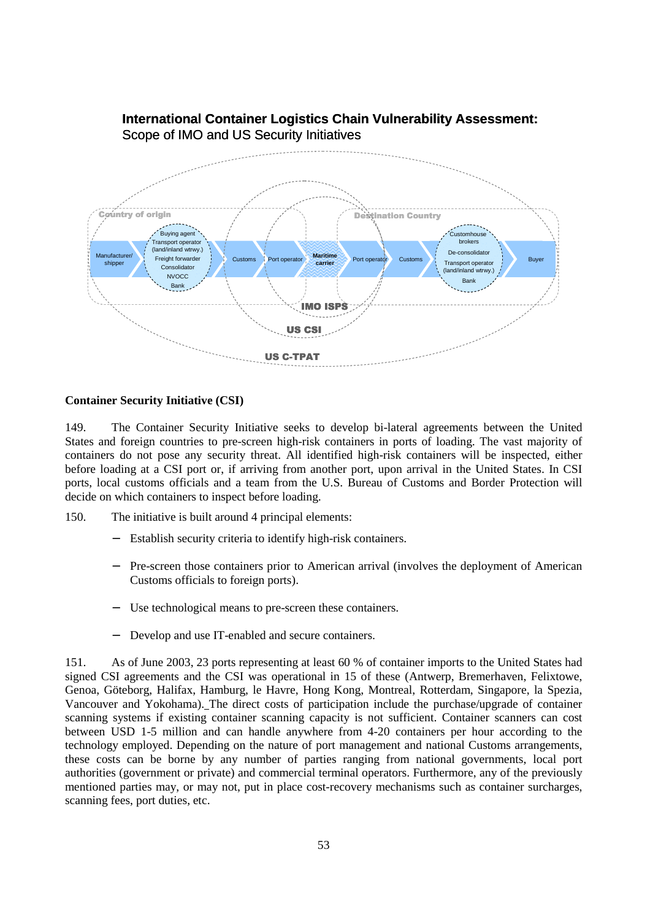**International Container Logistics Chain Vulnerability Assessment:**
Scope of IMO and US Security Initiatives

Country of origin

Manufacturer/ shipper

Buying agent
Transport operator (land/inland wtrwy.)
Freight forwarder
Consolidator
NVOCC
Bank

Customs

Port operator

Maritime carrier

Destination Country

Port operator

Customs

Customhouse brokers
De-consolidator
Transport operator (land/inland wtrwy.)
Bank

Buyer

IMO ISPS

US CSI

US C-TPAT

### Container Security Initiative (CSI)

149. The Container Security Initiative seeks to develop bi-lateral agreements between the United States and foreign countries to pre-screen high-risk containers in ports of loading. The vast majority of containers do not pose any security threat. All identified high-risk containers will be inspected, either before loading at a CSI port or, if arriving from another port, upon arrival in the United States. In CSI ports, local customs officials and a team from the U.S. Bureau of Customs and Border Protection will decide on which containers to inspect before loading.

150. The initiative is built around 4 principal elements:

- Establish security criteria to identify high-risk containers.
- Pre-screen those containers prior to American arrival (involves the deployment of American Customs officials to foreign ports).
- Use technological means to pre-screen these containers.
- Develop and use IT-enabled and secure containers.

151. As of June 2003, 23 ports representing at least 60 % of container imports to the United States had signed CSI agreements and the CSI was operational in 15 of these (Antwerp, Bremerhaven, Felixtowe, Genoa, Göteborg, Halifax, Hamburg, le Havre, Hong Kong, Montreal, Rotterdam, Singapore, la Spezia, Vancouver and Yokohama). The direct costs of participation include the purchase/upgrade of container scanning systems if existing container scanning capacity is not sufficient. Container scanners can cost between USD 1-5 million and can handle anywhere from 4-20 containers per hour according to the technology employed. Depending on the nature of port management and national Customs arrangements, these costs can be borne by any number of parties ranging from national governments, local port authorities (government or private) and commercial terminal operators. Furthermore, any of the previously mentioned parties may, or may not, put in place cost-recovery mechanisms such as container surcharges, scanning fees, port duties, etc.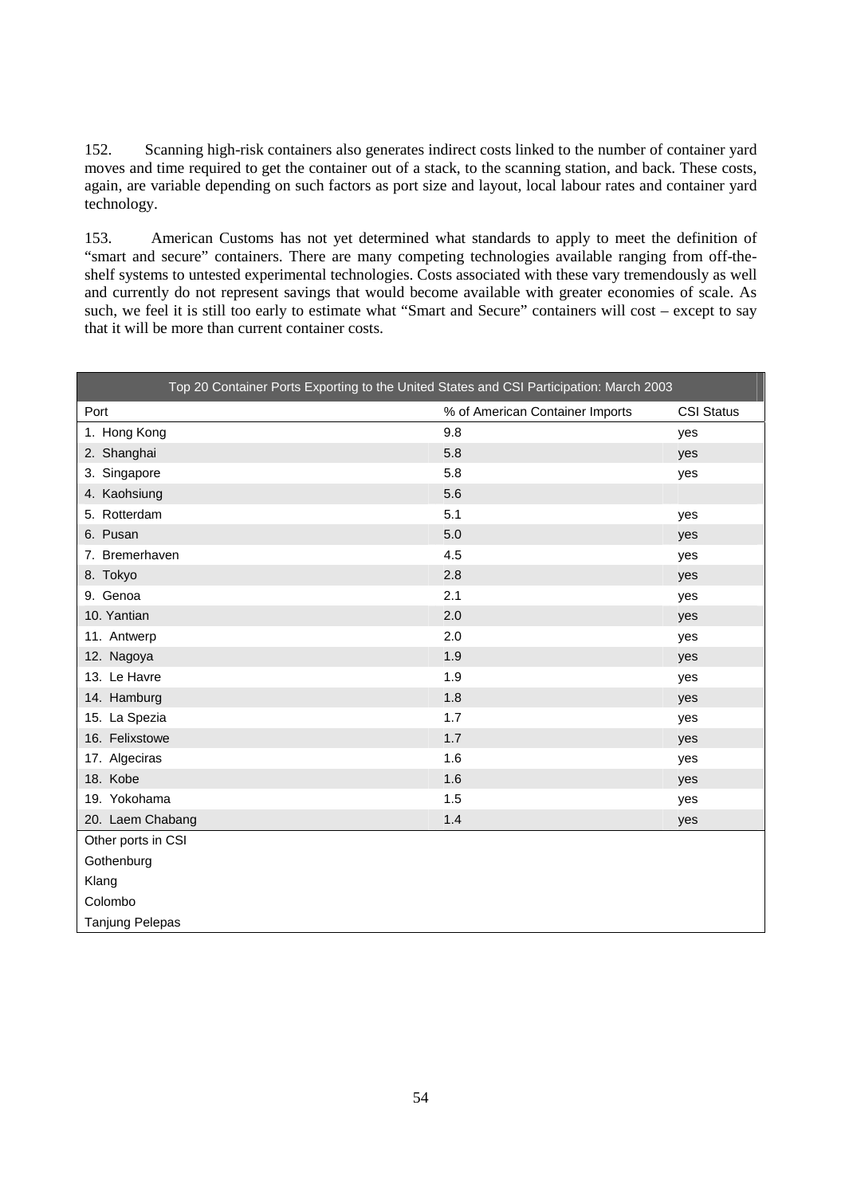152. Scanning high-risk containers also generates indirect costs linked to the number of container yard moves and time required to get the container out of a stack, to the scanning station, and back. These costs, again, are variable depending on such factors as port size and layout, local labour rates and container yard technology.

153. American Customs has not yet determined what standards to apply to meet the definition of "smart and secure" containers. There are many competing technologies available ranging from off-the-shelf systems to untested experimental technologies. Costs associated with these vary tremendously as well and currently do not represent savings that would become available with greater economies of scale. As such, we feel it is still too early to estimate what "Smart and Secure" containers will cost – except to say that it will be more than current container costs.

**Top 20 Container Ports Exporting to the United States and CSI Participation: March 2003**

| Port | % of American Container Imports | CSI Status |
|---|---|---|
| 1. Hong Kong | 9.8 | yes |
| 2. Shanghai | 5.8 | yes |
| 3. Singapore | 5.8 | yes |
| 4. Kaohsiung | 5.6 | |
| 5. Rotterdam | 5.1 | yes |
| 6. Pusan | 5.0 | yes |
| 7. Bremerhaven | 4.5 | yes |
| 8. Tokyo | 2.8 | yes |
| 9. Genoa | 2.1 | yes |
| 10. Yantian | 2.0 | yes |
| 11. Antwerp | 2.0 | yes |
| 12. Nagoya | 1.9 | yes |
| 13. Le Havre | 1.9 | yes |
| 14. Hamburg | 1.8 | yes |
| 15. La Spezia | 1.7 | yes |
| 16. Felixstowe | 1.7 | yes |
| 17. Algeciras | 1.6 | yes |
| 18. Kobe | 1.6 | yes |
| 19. Yokohama | 1.5 | yes |
| 20. Laem Chabang | 1.4 | yes |
| Other ports in CSI | | |
| Gothenburg | | |
| Klang | | |
| Colombo | | |
| Tanjung Pelepas | | |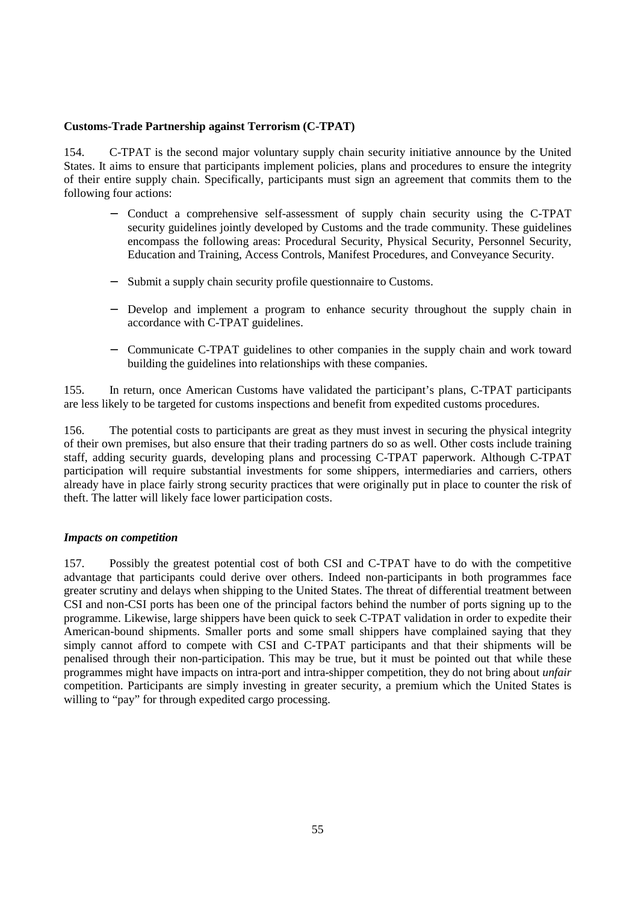**Customs-Trade Partnership against Terrorism (C-TPAT)**

154. C-TPAT is the second major voluntary supply chain security initiative announce by the United States. It aims to ensure that participants implement policies, plans and procedures to ensure the integrity of their entire supply chain. Specifically, participants must sign an agreement that commits them to the following four actions:

- Conduct a comprehensive self-assessment of supply chain security using the C-TPAT security guidelines jointly developed by Customs and the trade community. These guidelines encompass the following areas: Procedural Security, Physical Security, Personnel Security, Education and Training, Access Controls, Manifest Procedures, and Conveyance Security.
- Submit a supply chain security profile questionnaire to Customs.
- Develop and implement a program to enhance security throughout the supply chain in accordance with C-TPAT guidelines.
- Communicate C-TPAT guidelines to other companies in the supply chain and work toward building the guidelines into relationships with these companies.

155. In return, once American Customs have validated the participant's plans, C-TPAT participants are less likely to be targeted for customs inspections and benefit from expedited customs procedures.

156. The potential costs to participants are great as they must invest in securing the physical integrity of their own premises, but also ensure that their trading partners do so as well. Other costs include training staff, adding security guards, developing plans and processing C-TPAT paperwork. Although C-TPAT participation will require substantial investments for some shippers, intermediaries and carriers, others already have in place fairly strong security practices that were originally put in place to counter the risk of theft. The latter will likely face lower participation costs.

***Impacts on competition***

157. Possibly the greatest potential cost of both CSI and C-TPAT have to do with the competitive advantage that participants could derive over others. Indeed non-participants in both programmes face greater scrutiny and delays when shipping to the United States. The threat of differential treatment between CSI and non-CSI ports has been one of the principal factors behind the number of ports signing up to the programme. Likewise, large shippers have been quick to seek C-TPAT validation in order to expedite their American-bound shipments. Smaller ports and some small shippers have complained saying that they simply cannot afford to compete with CSI and C-TPAT participants and that their shipments will be penalised through their non-participation. This may be true, but it must be pointed out that while these programmes might have impacts on intra-port and intra-shipper competition, they do not bring about *unfair* competition. Participants are simply investing in greater security, a premium which the United States is willing to "pay" for through expedited cargo processing.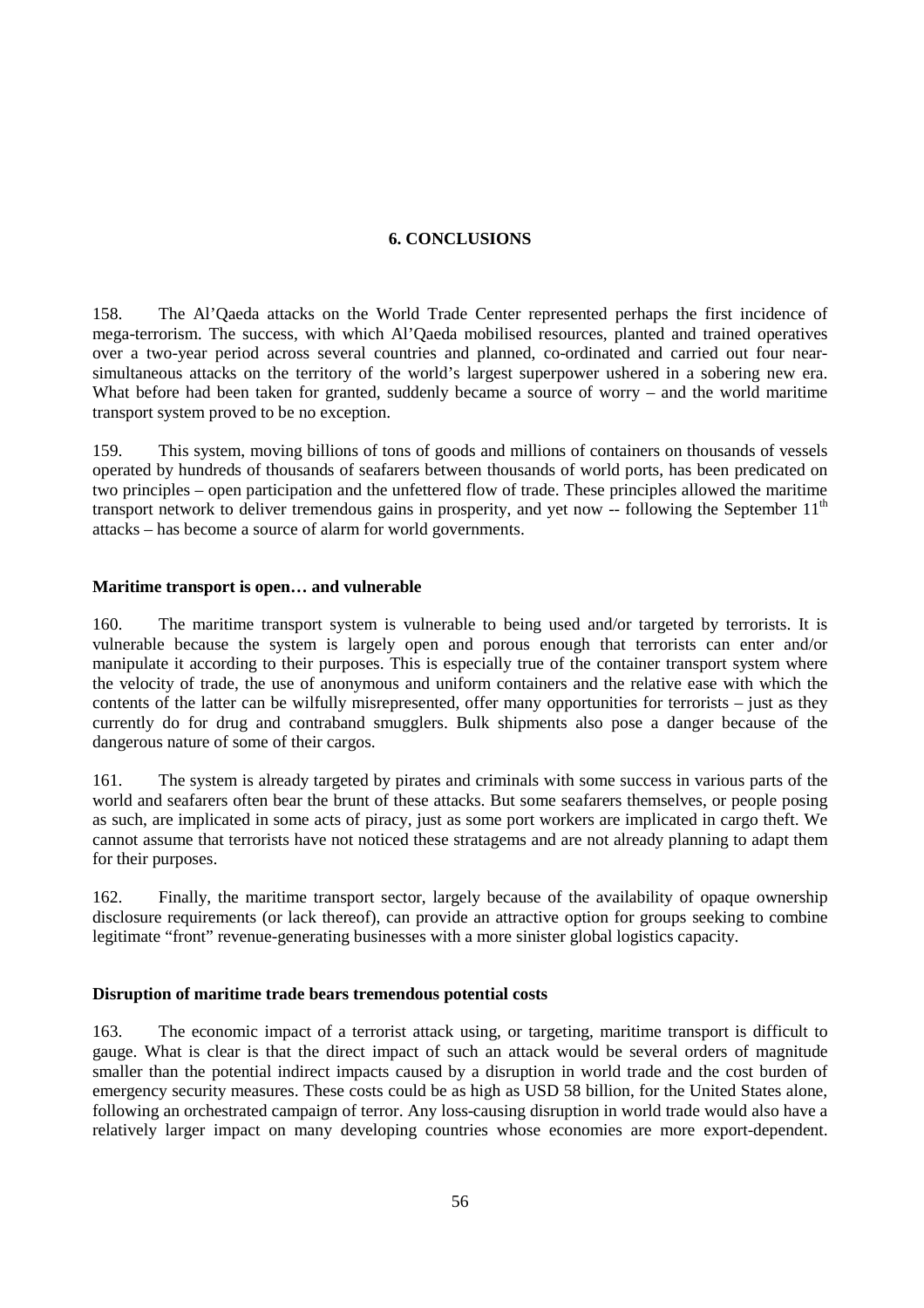## 6. CONCLUSIONS

158. The Al'Qaeda attacks on the World Trade Center represented perhaps the first incidence of mega-terrorism. The success, with which Al'Qaeda mobilised resources, planted and trained operatives over a two-year period across several countries and planned, co-ordinated and carried out four near-simultaneous attacks on the territory of the world's largest superpower ushered in a sobering new era. What before had been taken for granted, suddenly became a source of worry – and the world maritime transport system proved to be no exception.

159. This system, moving billions of tons of goods and millions of containers on thousands of vessels operated by hundreds of thousands of seafarers between thousands of world ports, has been predicated on two principles – open participation and the unfettered flow of trade. These principles allowed the maritime transport network to deliver tremendous gains in prosperity, and yet now -- following the September 11th attacks – has become a source of alarm for world governments.

### Maritime transport is open… and vulnerable

160. The maritime transport system is vulnerable to being used and/or targeted by terrorists. It is vulnerable because the system is largely open and porous enough that terrorists can enter and/or manipulate it according to their purposes. This is especially true of the container transport system where the velocity of trade, the use of anonymous and uniform containers and the relative ease with which the contents of the latter can be wilfully misrepresented, offer many opportunities for terrorists – just as they currently do for drug and contraband smugglers. Bulk shipments also pose a danger because of the dangerous nature of some of their cargos.

161. The system is already targeted by pirates and criminals with some success in various parts of the world and seafarers often bear the brunt of these attacks. But some seafarers themselves, or people posing as such, are implicated in some acts of piracy, just as some port workers are implicated in cargo theft. We cannot assume that terrorists have not noticed these stratagems and are not already planning to adapt them for their purposes.

162. Finally, the maritime transport sector, largely because of the availability of opaque ownership disclosure requirements (or lack thereof), can provide an attractive option for groups seeking to combine legitimate "front" revenue-generating businesses with a more sinister global logistics capacity.

### Disruption of maritime trade bears tremendous potential costs

163. The economic impact of a terrorist attack using, or targeting, maritime transport is difficult to gauge. What is clear is that the direct impact of such an attack would be several orders of magnitude smaller than the potential indirect impacts caused by a disruption in world trade and the cost burden of emergency security measures. These costs could be as high as USD 58 billion, for the United States alone, following an orchestrated campaign of terror. Any loss-causing disruption in world trade would also have a relatively larger impact on many developing countries whose economies are more export-dependent.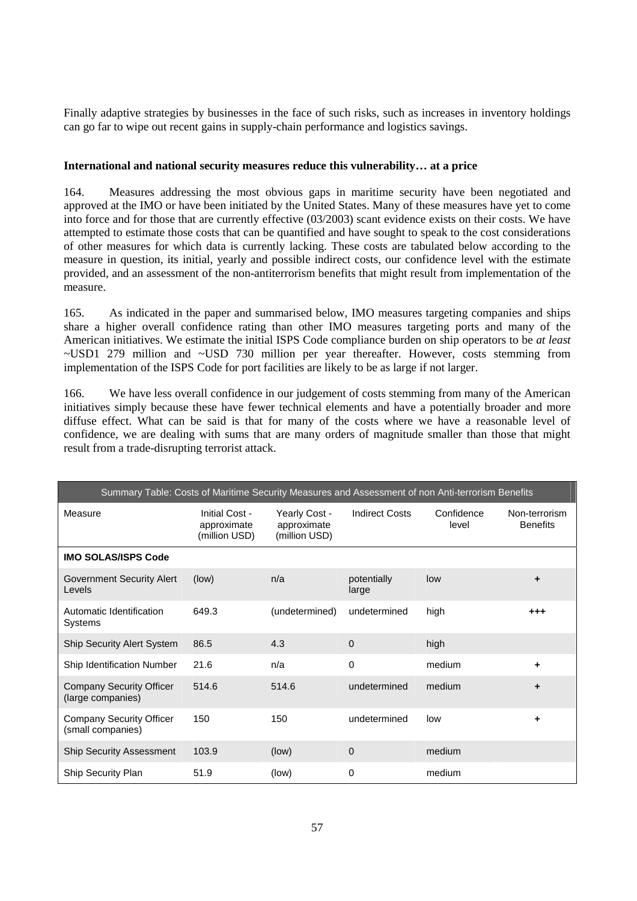Finally adaptive strategies by businesses in the face of such risks, such as increases in inventory holdings can go far to wipe out recent gains in supply-chain performance and logistics savings.

**International and national security measures reduce this vulnerability… at a price**

164. Measures addressing the most obvious gaps in maritime security have been negotiated and approved at the IMO or have been initiated by the United States. Many of these measures have yet to come into force and for those that are currently effective (03/2003) scant evidence exists on their costs. We have attempted to estimate those costs that can be quantified and have sought to speak to the cost considerations of other measures for which data is currently lacking. These costs are tabulated below according to the measure in question, its initial, yearly and possible indirect costs, our confidence level with the estimate provided, and an assessment of the non-antiterrorism benefits that might result from implementation of the measure.

165. As indicated in the paper and summarised below, IMO measures targeting companies and ships share a higher overall confidence rating than other IMO measures targeting ports and many of the American initiatives. We estimate the initial ISPS Code compliance burden on ship operators to be *at least* ~USD1 279 million and ~USD 730 million per year thereafter. However, costs stemming from implementation of the ISPS Code for port facilities are likely to be as large if not larger.

166. We have less overall confidence in our judgement of costs stemming from many of the American initiatives simply because these have fewer technical elements and have a potentially broader and more diffuse effect. What can be said is that for many of the costs where we have a reasonable level of confidence, we are dealing with sums that are many orders of magnitude smaller than those that might result from a trade-disrupting terrorist attack.

| Summary Table: Costs of Maritime Security Measures and Assessment of non Anti-terrorism Benefits | | | | | |
|---|---|---|---|---|---|
| Measure | Initial Cost - approximate (million USD) | Yearly Cost - approximate (million USD) | Indirect Costs | Confidence level | Non-terrorism Benefits |
| **IMO SOLAS/ISPS Code** | | | | | |
| Government Security Alert Levels | (low) | n/a | potentially large | low | + |
| Automatic Identification Systems | 649.3 | (undetermined) | undetermined | high | +++ |
| Ship Security Alert System | 86.5 | 4.3 | 0 | high | |
| Ship Identification Number | 21.6 | n/a | 0 | medium | + |
| Company Security Officer (large companies) | 514.6 | 514.6 | undetermined | medium | + |
| Company Security Officer (small companies) | 150 | 150 | undetermined | low | + |
| Ship Security Assessment | 103.9 | (low) | 0 | medium | |
| Ship Security Plan | 51.9 | (low) | 0 | medium | |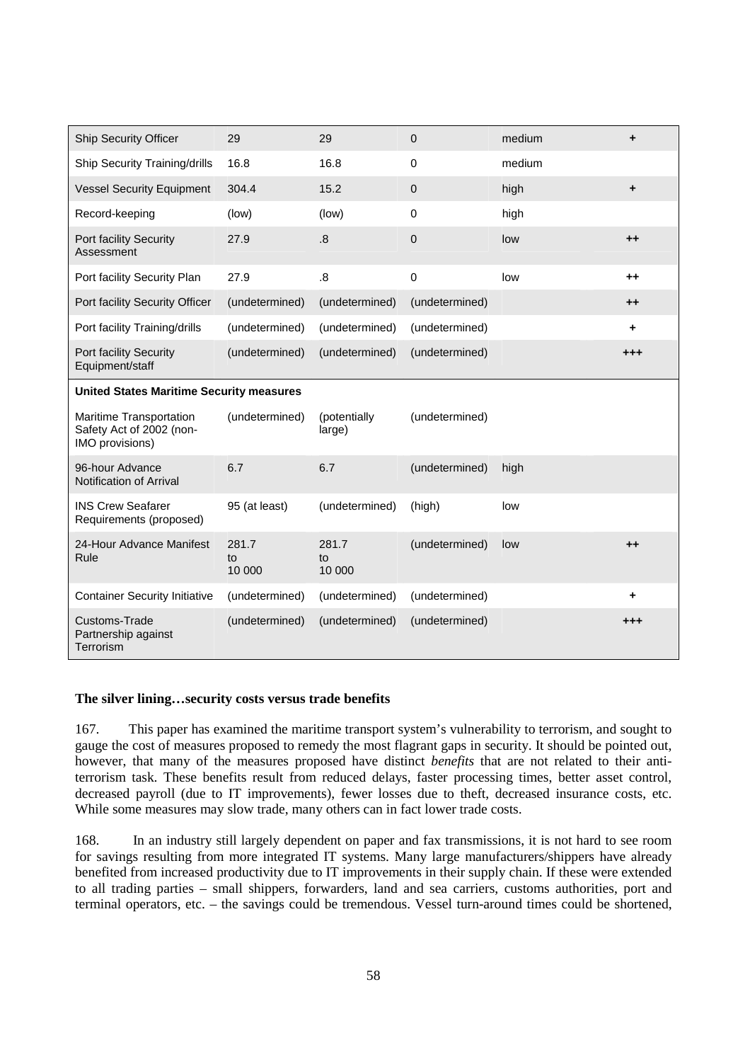| | | | | | |
|---|---|---|---|---|---|
| Ship Security Officer | 29 | 29 | 0 | medium | + |
| Ship Security Training/drills | 16.8 | 16.8 | 0 | medium | |
| Vessel Security Equipment | 304.4 | 15.2 | 0 | high | + |
| Record-keeping | (low) | (low) | 0 | high | |
| Port facility Security Assessment | 27.9 | .8 | 0 | low | ++ |
| Port facility Security Plan | 27.9 | .8 | 0 | low | ++ |
| Port facility Security Officer | (undetermined) | (undetermined) | (undetermined) | | ++ |
| Port facility Training/drills | (undetermined) | (undetermined) | (undetermined) | | + |
| Port facility Security Equipment/staff | (undetermined) | (undetermined) | (undetermined) | | +++ |
| **United States Maritime Security measures** | | | | | |
| Maritime Transportation Safety Act of 2002 (non-IMO provisions) | (undetermined) | (potentially large) | (undetermined) | | |
| 96-hour Advance Notification of Arrival | 6.7 | 6.7 | (undetermined) | high | |
| INS Crew Seafarer Requirements (proposed) | 95 (at least) | (undetermined) | (high) | low | |
| 24-Hour Advance Manifest Rule | 281.7 to 10 000 | 281.7 to 10 000 | (undetermined) | low | ++ |
| Container Security Initiative | (undetermined) | (undetermined) | (undetermined) | | + |
| Customs-Trade Partnership against Terrorism | (undetermined) | (undetermined) | (undetermined) | | +++ |

### The silver lining…security costs versus trade benefits

167. This paper has examined the maritime transport system's vulnerability to terrorism, and sought to gauge the cost of measures proposed to remedy the most flagrant gaps in security. It should be pointed out, however, that many of the measures proposed have distinct *benefits* that are not related to their anti-terrorism task. These benefits result from reduced delays, faster processing times, better asset control, decreased payroll (due to IT improvements), fewer losses due to theft, decreased insurance costs, etc. While some measures may slow trade, many others can in fact lower trade costs.

168. In an industry still largely dependent on paper and fax transmissions, it is not hard to see room for savings resulting from more integrated IT systems. Many large manufacturers/shippers have already benefited from increased productivity due to IT improvements in their supply chain. If these were extended to all trading parties – small shippers, forwarders, land and sea carriers, customs authorities, port and terminal operators, etc. – the savings could be tremendous. Vessel turn-around times could be shortened,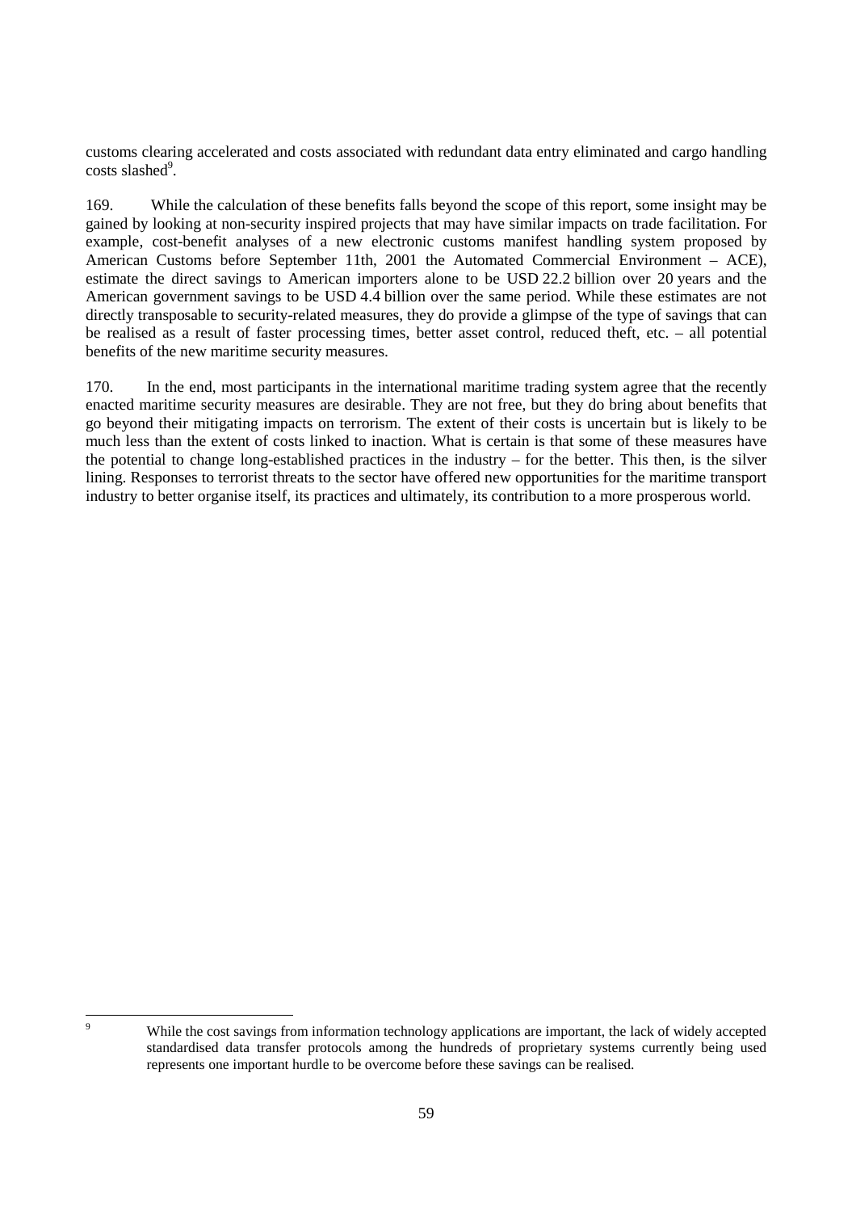customs clearing accelerated and costs associated with redundant data entry eliminated and cargo handling costs slashed[9].

169. While the calculation of these benefits falls beyond the scope of this report, some insight may be gained by looking at non-security inspired projects that may have similar impacts on trade facilitation. For example, cost-benefit analyses of a new electronic customs manifest handling system proposed by American Customs before September 11th, 2001 the Automated Commercial Environment – ACE), estimate the direct savings to American importers alone to be USD 22.2 billion over 20 years and the American government savings to be USD 4.4 billion over the same period. While these estimates are not directly transposable to security-related measures, they do provide a glimpse of the type of savings that can be realised as a result of faster processing times, better asset control, reduced theft, etc. – all potential benefits of the new maritime security measures.

170. In the end, most participants in the international maritime trading system agree that the recently enacted maritime security measures are desirable. They are not free, but they do bring about benefits that go beyond their mitigating impacts on terrorism. The extent of their costs is uncertain but is likely to be much less than the extent of costs linked to inaction. What is certain is that some of these measures have the potential to change long-established practices in the industry – for the better. This then, is the silver lining. Responses to terrorist threats to the sector have offered new opportunities for the maritime transport industry to better organise itself, its practices and ultimately, its contribution to a more prosperous world.

---

[9] While the cost savings from information technology applications are important, the lack of widely accepted standardised data transfer protocols among the hundreds of proprietary systems currently being used represents one important hurdle to be overcome before these savings can be realised.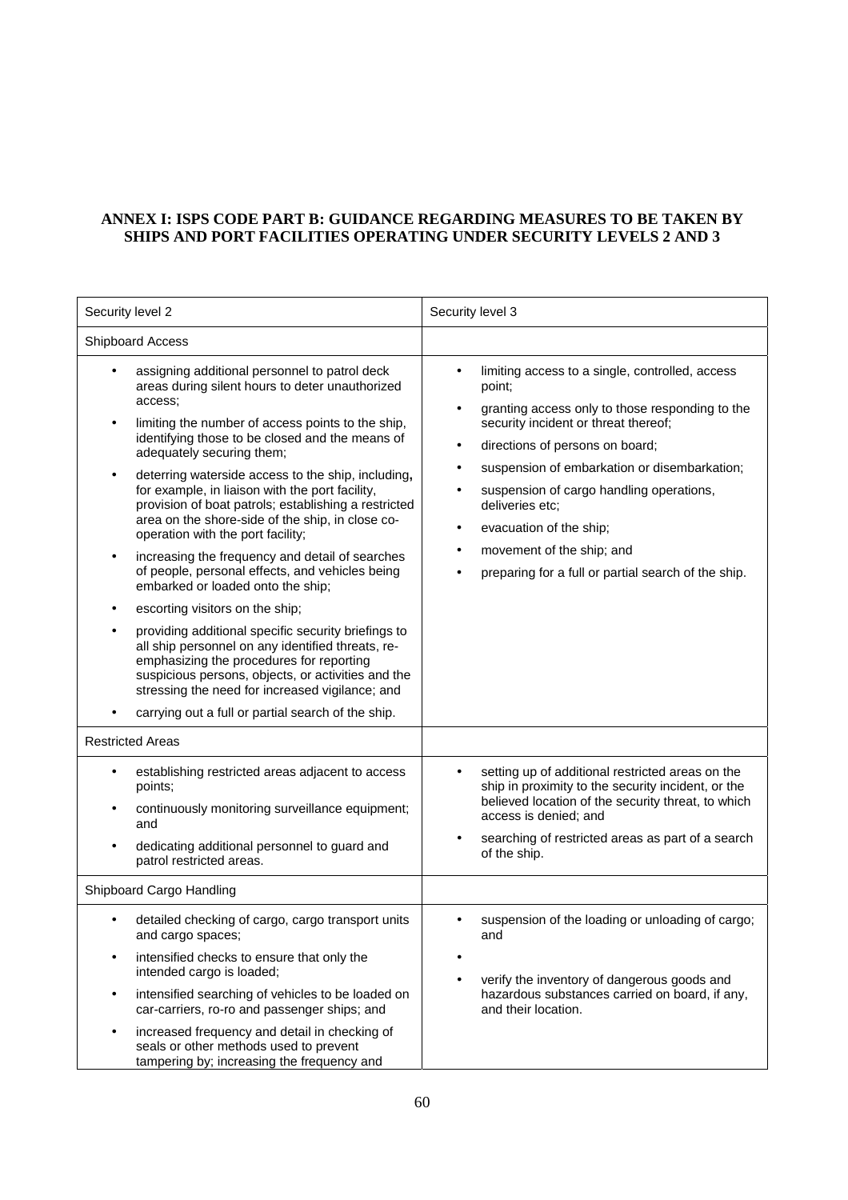**ANNEX I: ISPS CODE PART B: GUIDANCE REGARDING MEASURES TO BE TAKEN BY SHIPS AND PORT FACILITIES OPERATING UNDER SECURITY LEVELS 2 AND 3**

| Security level 2 | Security level 3 |
|---|---|
| Shipboard Access | |
| • assigning additional personnel to patrol deck areas during silent hours to deter unauthorized access;<br>• limiting the number of access points to the ship, identifying those to be closed and the means of adequately securing them;<br>• deterring waterside access to the ship, including**,** for example, in liaison with the port facility, provision of boat patrols; establishing a restricted area on the shore-side of the ship, in close co-operation with the port facility;<br>• increasing the frequency and detail of searches of people, personal effects, and vehicles being embarked or loaded onto the ship;<br>• escorting visitors on the ship;<br>• providing additional specific security briefings to all ship personnel on any identified threats, re-emphasizing the procedures for reporting suspicious persons, objects, or activities and the stressing the need for increased vigilance; and<br>• carrying out a full or partial search of the ship. | • limiting access to a single, controlled, access point;<br>• granting access only to those responding to the security incident or threat thereof;<br>• directions of persons on board;<br>• suspension of embarkation or disembarkation;<br>• suspension of cargo handling operations, deliveries etc;<br>• evacuation of the ship;<br>• movement of the ship; and<br>• preparing for a full or partial search of the ship. |
| Restricted Areas | |
| • establishing restricted areas adjacent to access points;<br>• continuously monitoring surveillance equipment; and<br>• dedicating additional personnel to guard and patrol restricted areas. | • setting up of additional restricted areas on the ship in proximity to the security incident, or the believed location of the security threat, to which access is denied; and<br>• searching of restricted areas as part of a search of the ship. |
| Shipboard Cargo Handling | |
| • detailed checking of cargo, cargo transport units and cargo spaces;<br>• intensified checks to ensure that only the intended cargo is loaded;<br>• intensified searching of vehicles to be loaded on car-carriers, ro-ro and passenger ships; and<br>• increased frequency and detail in checking of seals or other methods used to prevent tampering by; increasing the frequency and | • suspension of the loading or unloading of cargo; and<br>•<br>• verify the inventory of dangerous goods and hazardous substances carried on board, if any, and their location. |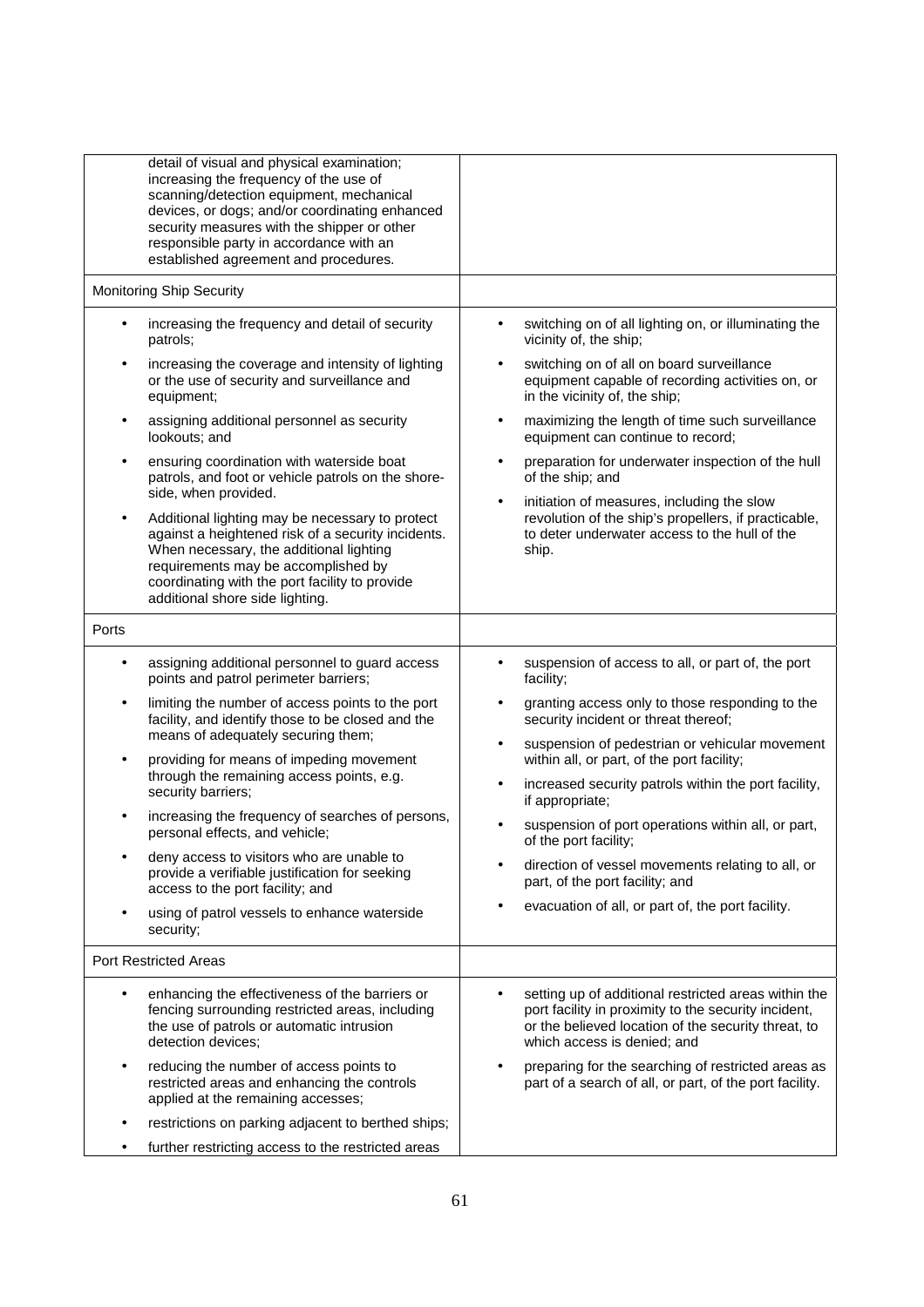| | |
|---|---|
| detail of visual and physical examination; increasing the frequency of the use of scanning/detection equipment, mechanical devices, or dogs; and/or coordinating enhanced security measures with the shipper or other responsible party in accordance with an established agreement and procedures. | |
| Monitoring Ship Security | |
| • increasing the frequency and detail of security patrols;<br>• increasing the coverage and intensity of lighting or the use of security and surveillance and equipment;<br>• assigning additional personnel as security lookouts; and<br>• ensuring coordination with waterside boat patrols, and foot or vehicle patrols on the shore-side, when provided.<br>• Additional lighting may be necessary to protect against a heightened risk of a security incidents. When necessary, the additional lighting requirements may be accomplished by coordinating with the port facility to provide additional shore side lighting. | • switching on of all lighting on, or illuminating the vicinity of, the ship;<br>• switching on of all on board surveillance equipment capable of recording activities on, or in the vicinity of, the ship;<br>• maximizing the length of time such surveillance equipment can continue to record;<br>• preparation for underwater inspection of the hull of the ship; and<br>• initiation of measures, including the slow revolution of the ship's propellers, if practicable, to deter underwater access to the hull of the ship. |
| Ports | |
| • assigning additional personnel to guard access points and patrol perimeter barriers;<br>• limiting the number of access points to the port facility, and identify those to be closed and the means of adequately securing them;<br>• providing for means of impeding movement through the remaining access points, e.g. security barriers;<br>• increasing the frequency of searches of persons, personal effects, and vehicle;<br>• deny access to visitors who are unable to provide a verifiable justification for seeking access to the port facility; and<br>• using of patrol vessels to enhance waterside security; | • suspension of access to all, or part of, the port facility;<br>• granting access only to those responding to the security incident or threat thereof;<br>• suspension of pedestrian or vehicular movement within all, or part, of the port facility;<br>• increased security patrols within the port facility, if appropriate;<br>• suspension of port operations within all, or part, of the port facility;<br>• direction of vessel movements relating to all, or part, of the port facility; and<br>• evacuation of all, or part of, the port facility. |
| Port Restricted Areas | |
| • enhancing the effectiveness of the barriers or fencing surrounding restricted areas, including the use of patrols or automatic intrusion detection devices;<br>• reducing the number of access points to restricted areas and enhancing the controls applied at the remaining accesses;<br>• restrictions on parking adjacent to berthed ships;<br>• further restricting access to the restricted areas | • setting up of additional restricted areas within the port facility in proximity to the security incident, or the believed location of the security threat, to which access is denied; and<br>• preparing for the searching of restricted areas as part of a search of all, or part, of the port facility. |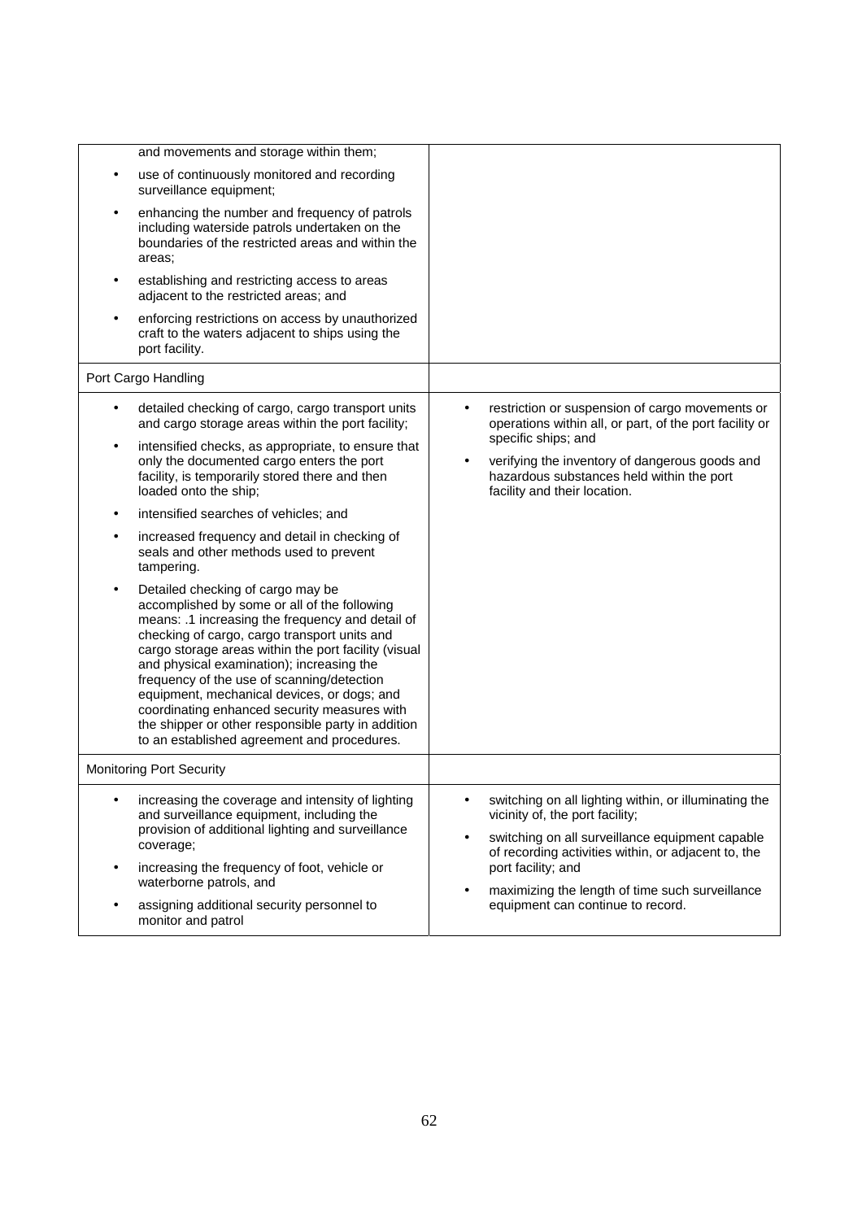| | |
|---|---|
| and movements and storage within them;<br>• use of continuously monitored and recording surveillance equipment;<br>• enhancing the number and frequency of patrols including waterside patrols undertaken on the boundaries of the restricted areas and within the areas;<br>• establishing and restricting access to areas adjacent to the restricted areas; and<br>• enforcing restrictions on access by unauthorized craft to the waters adjacent to ships using the port facility. | |
| Port Cargo Handling | |
| • detailed checking of cargo, cargo transport units and cargo storage areas within the port facility;<br>• intensified checks, as appropriate, to ensure that only the documented cargo enters the port facility, is temporarily stored there and then loaded onto the ship;<br>• intensified searches of vehicles; and<br>• increased frequency and detail in checking of seals and other methods used to prevent tampering.<br>• Detailed checking of cargo may be accomplished by some or all of the following means: .1 increasing the frequency and detail of checking of cargo, cargo transport units and cargo storage areas within the port facility (visual and physical examination); increasing the frequency of the use of scanning/detection equipment, mechanical devices, or dogs; and coordinating enhanced security measures with the shipper or other responsible party in addition to an established agreement and procedures. | • restriction or suspension of cargo movements or operations within all, or part, of the port facility or specific ships; and<br>• verifying the inventory of dangerous goods and hazardous substances held within the port facility and their location. |
| Monitoring Port Security | |
| • increasing the coverage and intensity of lighting and surveillance equipment, including the provision of additional lighting and surveillance coverage;<br>• increasing the frequency of foot, vehicle or waterborne patrols, and<br>• assigning additional security personnel to monitor and patrol | • switching on all lighting within, or illuminating the vicinity of, the port facility;<br>• switching on all surveillance equipment capable of recording activities within, or adjacent to, the port facility; and<br>• maximizing the length of time such surveillance equipment can continue to record. |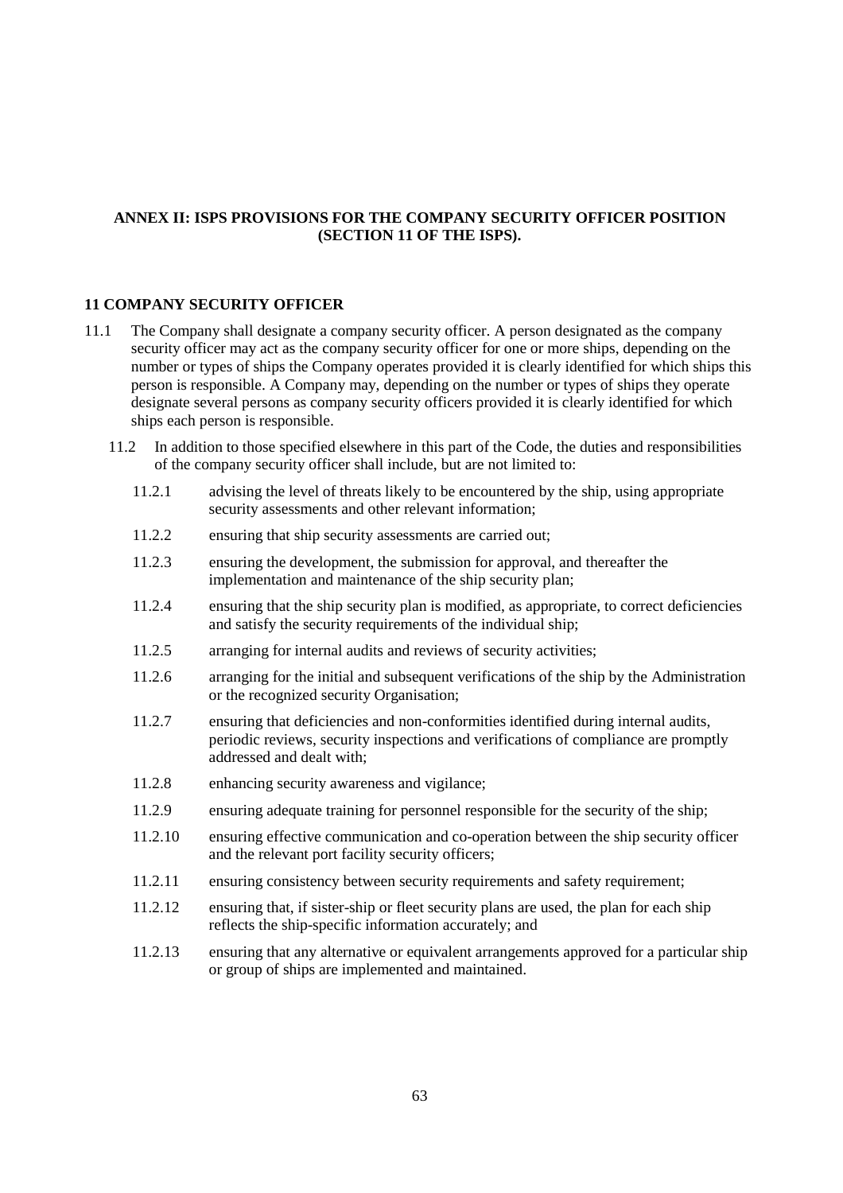## ANNEX II: ISPS PROVISIONS FOR THE COMPANY SECURITY OFFICER POSITION (SECTION 11 OF THE ISPS).

### 11 COMPANY SECURITY OFFICER

11.1 The Company shall designate a company security officer. A person designated as the company security officer may act as the company security officer for one or more ships, depending on the number or types of ships the Company operates provided it is clearly identified for which ships this person is responsible. A Company may, depending on the number or types of ships they operate designate several persons as company security officers provided it is clearly identified for which ships each person is responsible.

11.2 In addition to those specified elsewhere in this part of the Code, the duties and responsibilities of the company security officer shall include, but are not limited to:

- 11.2.1 advising the level of threats likely to be encountered by the ship, using appropriate security assessments and other relevant information;
- 11.2.2 ensuring that ship security assessments are carried out;
- 11.2.3 ensuring the development, the submission for approval, and thereafter the implementation and maintenance of the ship security plan;
- 11.2.4 ensuring that the ship security plan is modified, as appropriate, to correct deficiencies and satisfy the security requirements of the individual ship;
- 11.2.5 arranging for internal audits and reviews of security activities;
- 11.2.6 arranging for the initial and subsequent verifications of the ship by the Administration or the recognized security Organisation;
- 11.2.7 ensuring that deficiencies and non-conformities identified during internal audits, periodic reviews, security inspections and verifications of compliance are promptly addressed and dealt with;
- 11.2.8 enhancing security awareness and vigilance;
- 11.2.9 ensuring adequate training for personnel responsible for the security of the ship;
- 11.2.10 ensuring effective communication and co-operation between the ship security officer and the relevant port facility security officers;
- 11.2.11 ensuring consistency between security requirements and safety requirement;
- 11.2.12 ensuring that, if sister-ship or fleet security plans are used, the plan for each ship reflects the ship-specific information accurately; and
- 11.2.13 ensuring that any alternative or equivalent arrangements approved for a particular ship or group of ships are implemented and maintained.